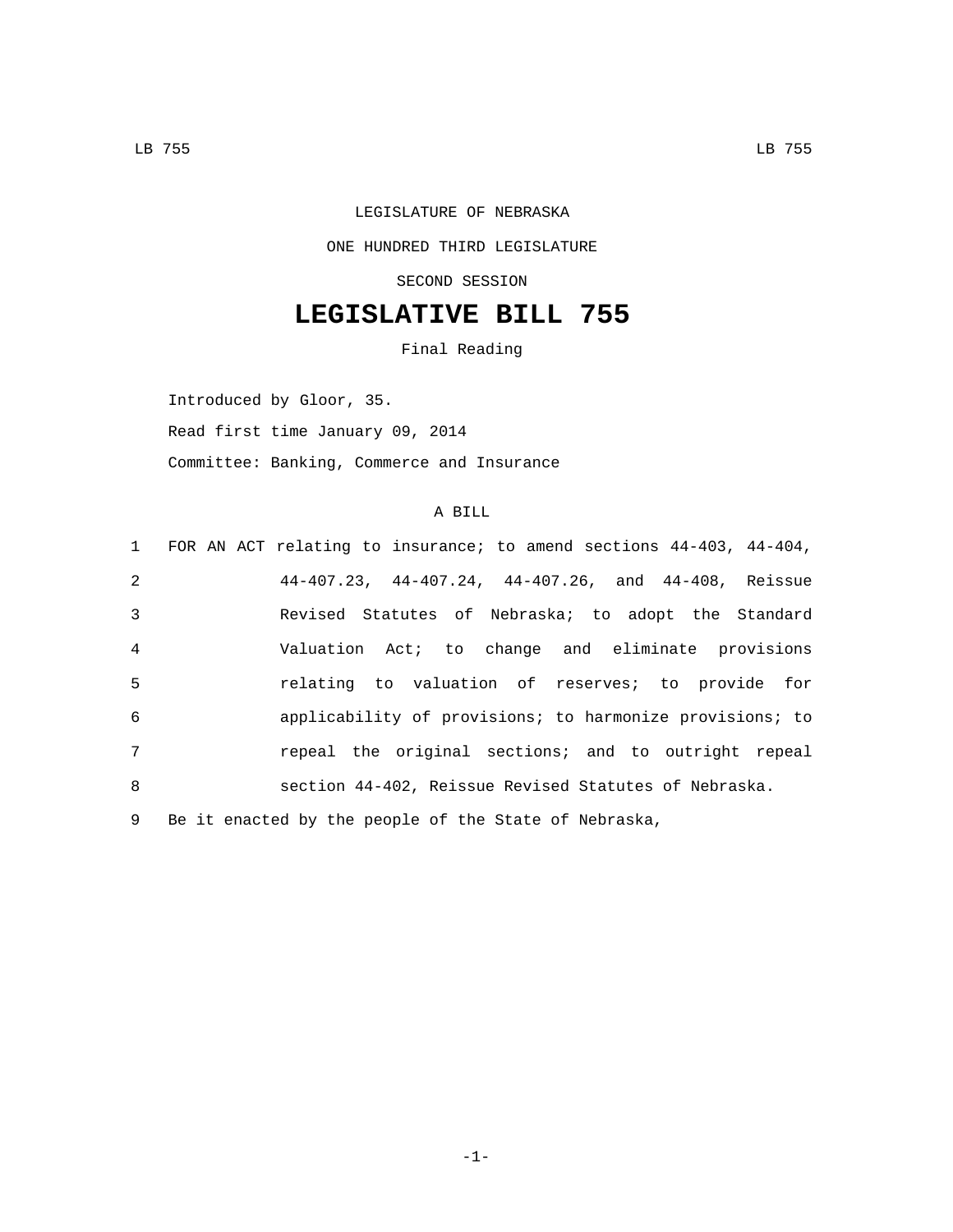LEGISLATURE OF NEBRASKA

ONE HUNDRED THIRD LEGISLATURE

SECOND SESSION

# LEGISLATIVE BILL 755

Final Reading

Introduced by Gloor, 35.

Read first time January 09, 2014

Committee: Banking, Commerce and Insurance

A BILL

1 FOR AN ACT relating to insurance; to amend sections 44-403, 44-404,
2 44-407.23, 44-407.24, 44-407.26, and 44-408, Reissue
3 Revised Statutes of Nebraska; to adopt the Standard
4 Valuation Act; to change and eliminate provisions
5 relating to valuation of reserves; to provide for
6 applicability of provisions; to harmonize provisions; to
7 repeal the original sections; and to outright repeal
8 section 44-402, Reissue Revised Statutes of Nebraska.

9 Be it enacted by the people of the State of Nebraska,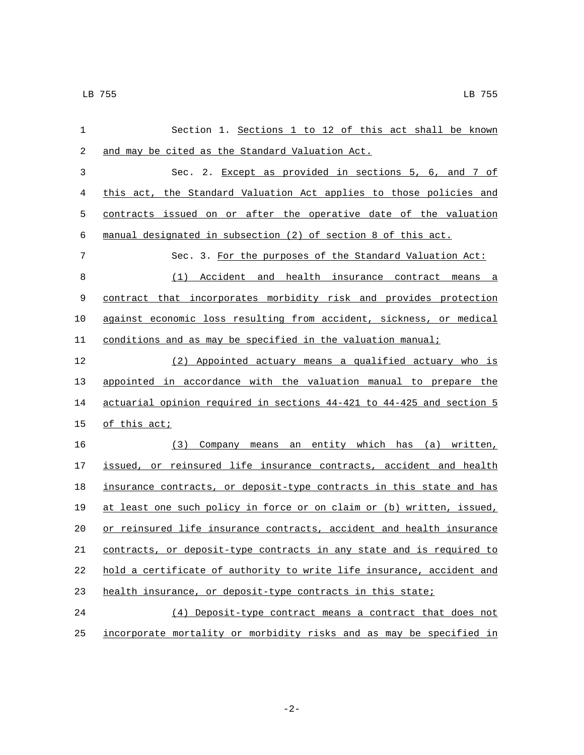Section 1. Sections 1 to 12 of this act shall be known and may be cited as the Standard Valuation Act.

Sec. 2. Except as provided in sections 5, 6, and 7 of this act, the Standard Valuation Act applies to those policies and contracts issued on or after the operative date of the valuation manual designated in subsection (2) of section 8 of this act.

Sec. 3. For the purposes of the Standard Valuation Act:

(1) Accident and health insurance contract means a contract that incorporates morbidity risk and provides protection against economic loss resulting from accident, sickness, or medical conditions and as may be specified in the valuation manual;

(2) Appointed actuary means a qualified actuary who is appointed in accordance with the valuation manual to prepare the actuarial opinion required in sections 44-421 to 44-425 and section 5 of this act;

(3) Company means an entity which has (a) written, issued, or reinsured life insurance contracts, accident and health insurance contracts, or deposit-type contracts in this state and has at least one such policy in force or on claim or (b) written, issued, or reinsured life insurance contracts, accident and health insurance contracts, or deposit-type contracts in any state and is required to hold a certificate of authority to write life insurance, accident and health insurance, or deposit-type contracts in this state;

(4) Deposit-type contract means a contract that does not incorporate mortality or morbidity risks and as may be specified in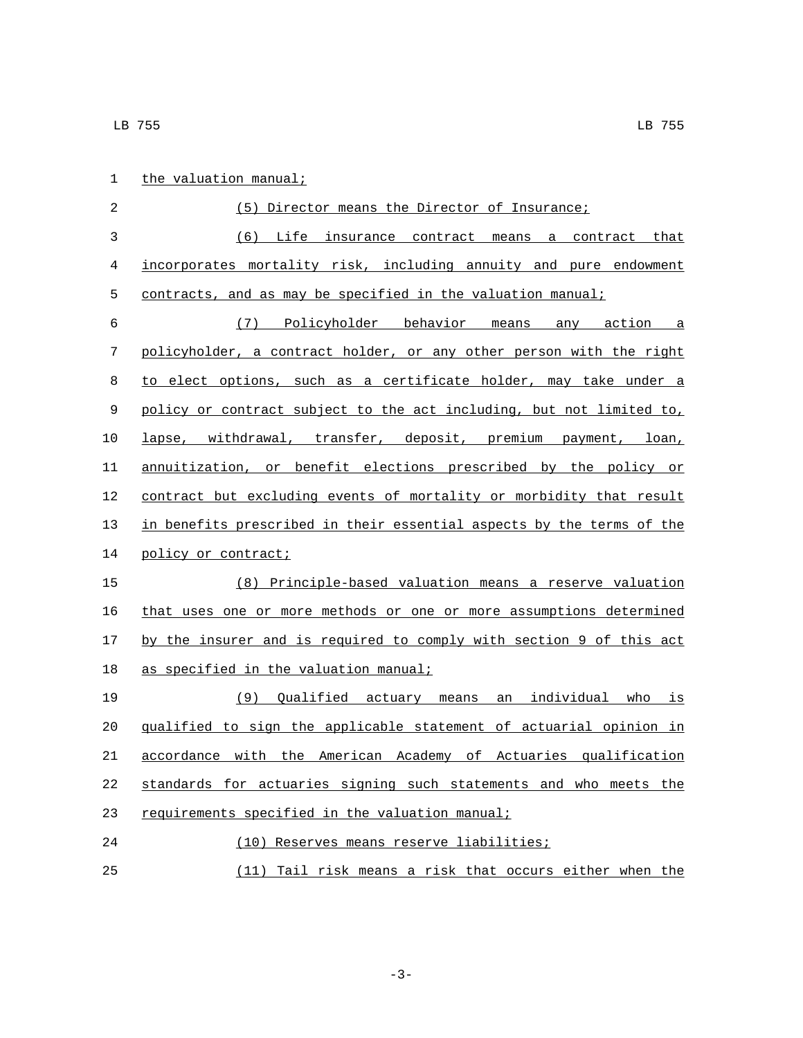the valuation manual;

(5) Director means the Director of Insurance;

(6) Life insurance contract means a contract that incorporates mortality risk, including annuity and pure endowment contracts, and as may be specified in the valuation manual;

(7) Policyholder behavior means any action a policyholder, a contract holder, or any other person with the right to elect options, such as a certificate holder, may take under a policy or contract subject to the act including, but not limited to, lapse, withdrawal, transfer, deposit, premium payment, loan, annuitization, or benefit elections prescribed by the policy or contract but excluding events of mortality or morbidity that result in benefits prescribed in their essential aspects by the terms of the policy or contract;

(8) Principle-based valuation means a reserve valuation that uses one or more methods or one or more assumptions determined by the insurer and is required to comply with section 9 of this act as specified in the valuation manual;

(9) Qualified actuary means an individual who is qualified to sign the applicable statement of actuarial opinion in accordance with the American Academy of Actuaries qualification standards for actuaries signing such statements and who meets the requirements specified in the valuation manual;

(10) Reserves means reserve liabilities;

(11) Tail risk means a risk that occurs either when the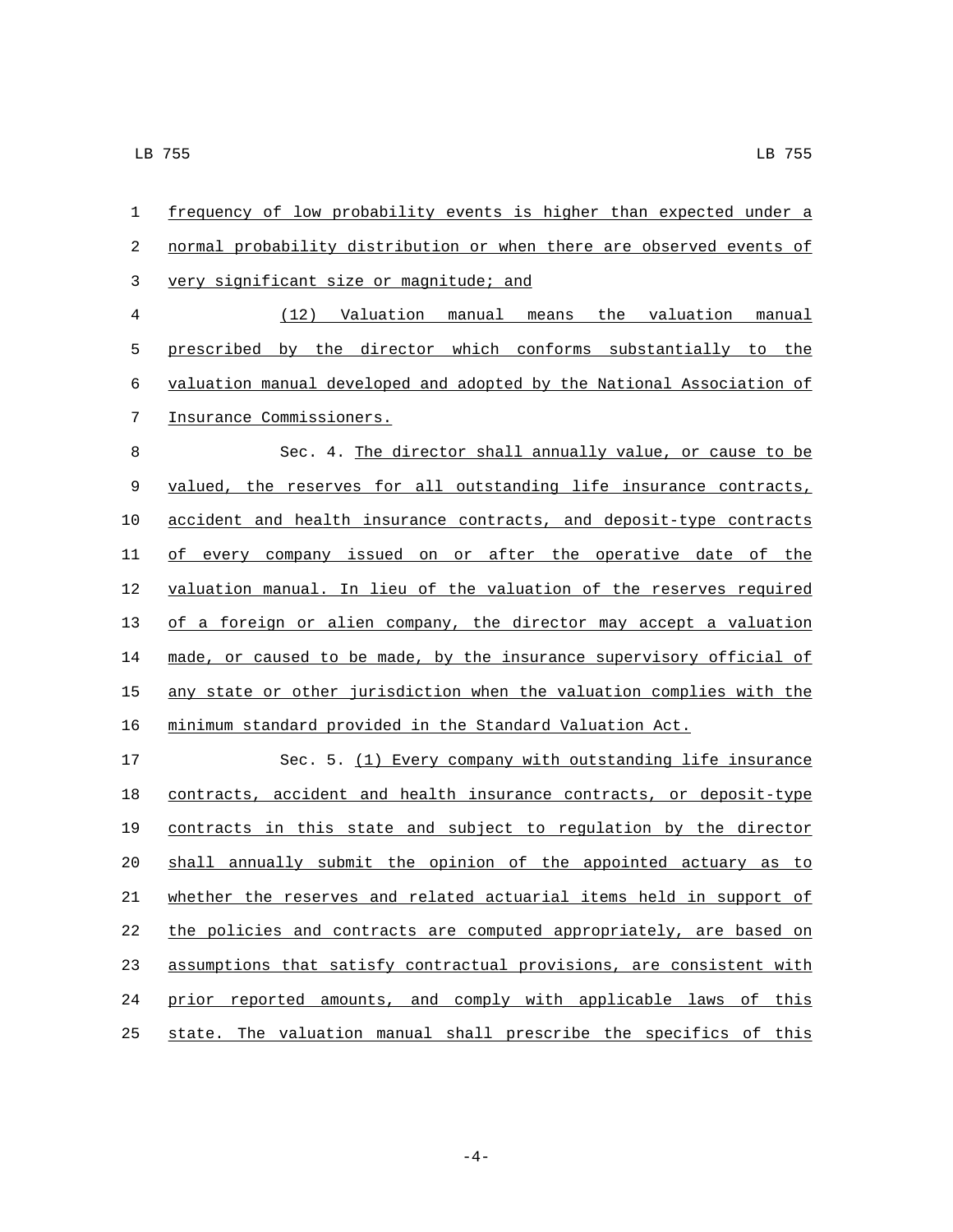frequency of low probability events is higher than expected under a normal probability distribution or when there are observed events of very significant size or magnitude; and

(12) Valuation manual means the valuation manual prescribed by the director which conforms substantially to the valuation manual developed and adopted by the National Association of Insurance Commissioners.

Sec. 4. The director shall annually value, or cause to be valued, the reserves for all outstanding life insurance contracts, accident and health insurance contracts, and deposit-type contracts of every company issued on or after the operative date of the valuation manual. In lieu of the valuation of the reserves required of a foreign or alien company, the director may accept a valuation made, or caused to be made, by the insurance supervisory official of any state or other jurisdiction when the valuation complies with the minimum standard provided in the Standard Valuation Act.

Sec. 5. (1) Every company with outstanding life insurance contracts, accident and health insurance contracts, or deposit-type contracts in this state and subject to regulation by the director shall annually submit the opinion of the appointed actuary as to whether the reserves and related actuarial items held in support of the policies and contracts are computed appropriately, are based on assumptions that satisfy contractual provisions, are consistent with prior reported amounts, and comply with applicable laws of this state. The valuation manual shall prescribe the specifics of this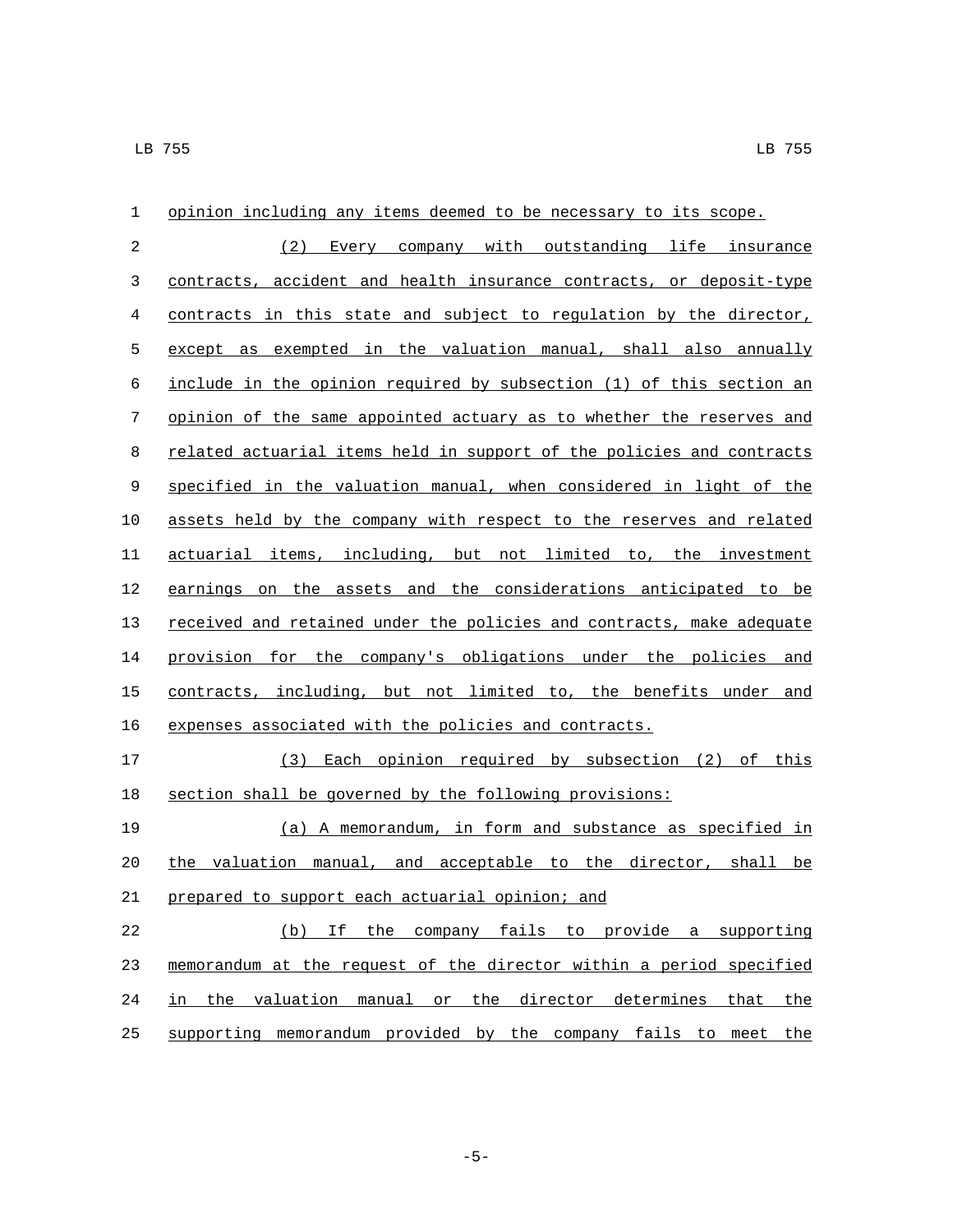opinion including any items deemed to be necessary to its scope.

(2) Every company with outstanding life insurance contracts, accident and health insurance contracts, or deposit-type contracts in this state and subject to regulation by the director, except as exempted in the valuation manual, shall also annually include in the opinion required by subsection (1) of this section an opinion of the same appointed actuary as to whether the reserves and related actuarial items held in support of the policies and contracts specified in the valuation manual, when considered in light of the assets held by the company with respect to the reserves and related actuarial items, including, but not limited to, the investment earnings on the assets and the considerations anticipated to be received and retained under the policies and contracts, make adequate provision for the company's obligations under the policies and contracts, including, but not limited to, the benefits under and expenses associated with the policies and contracts.

(3) Each opinion required by subsection (2) of this section shall be governed by the following provisions:

(a) A memorandum, in form and substance as specified in the valuation manual, and acceptable to the director, shall be prepared to support each actuarial opinion; and

(b) If the company fails to provide a supporting memorandum at the request of the director within a period specified in the valuation manual or the director determines that the supporting memorandum provided by the company fails to meet the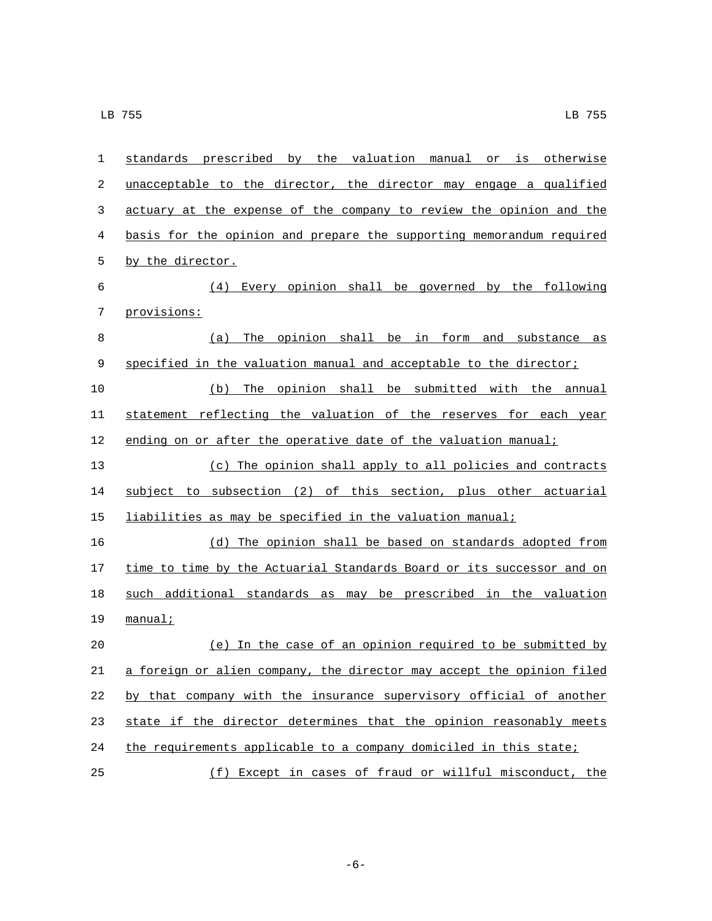standards prescribed by the valuation manual or is otherwise unacceptable to the director, the director may engage a qualified actuary at the expense of the company to review the opinion and the basis for the opinion and prepare the supporting memorandum required by the director.

(4) Every opinion shall be governed by the following provisions:

(a) The opinion shall be in form and substance as specified in the valuation manual and acceptable to the director;

(b) The opinion shall be submitted with the annual statement reflecting the valuation of the reserves for each year ending on or after the operative date of the valuation manual;

(c) The opinion shall apply to all policies and contracts subject to subsection (2) of this section, plus other actuarial liabilities as may be specified in the valuation manual;

(d) The opinion shall be based on standards adopted from time to time by the Actuarial Standards Board or its successor and on such additional standards as may be prescribed in the valuation manual;

(e) In the case of an opinion required to be submitted by a foreign or alien company, the director may accept the opinion filed by that company with the insurance supervisory official of another state if the director determines that the opinion reasonably meets the requirements applicable to a company domiciled in this state;

(f) Except in cases of fraud or willful misconduct, the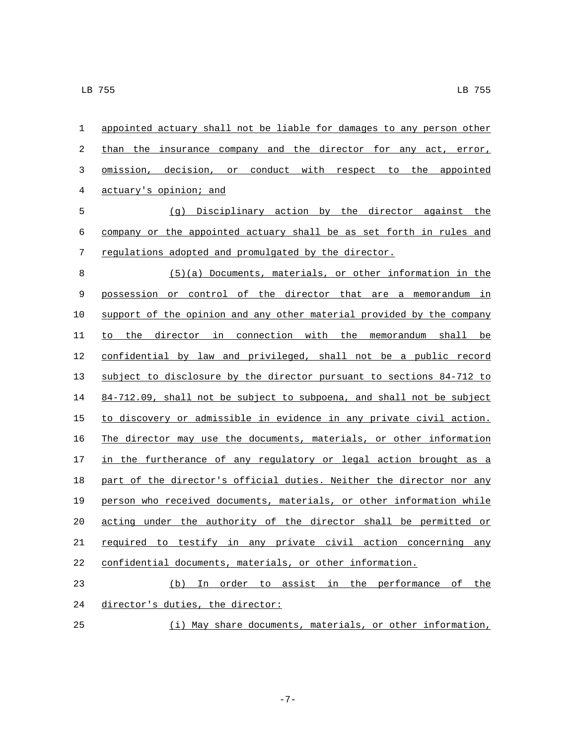appointed actuary shall not be liable for damages to any person other than the insurance company and the director for any act, error, omission, decision, or conduct with respect to the appointed actuary's opinion; and

(g) Disciplinary action by the director against the company or the appointed actuary shall be as set forth in rules and regulations adopted and promulgated by the director.

(5)(a) Documents, materials, or other information in the possession or control of the director that are a memorandum in support of the opinion and any other material provided by the company to the director in connection with the memorandum shall be confidential by law and privileged, shall not be a public record subject to disclosure by the director pursuant to sections 84-712 to 84-712.09, shall not be subject to subpoena, and shall not be subject to discovery or admissible in evidence in any private civil action. The director may use the documents, materials, or other information in the furtherance of any regulatory or legal action brought as a part of the director's official duties. Neither the director nor any person who received documents, materials, or other information while acting under the authority of the director shall be permitted or required to testify in any private civil action concerning any confidential documents, materials, or other information.

(b) In order to assist in the performance of the director's duties, the director:

(i) May share documents, materials, or other information,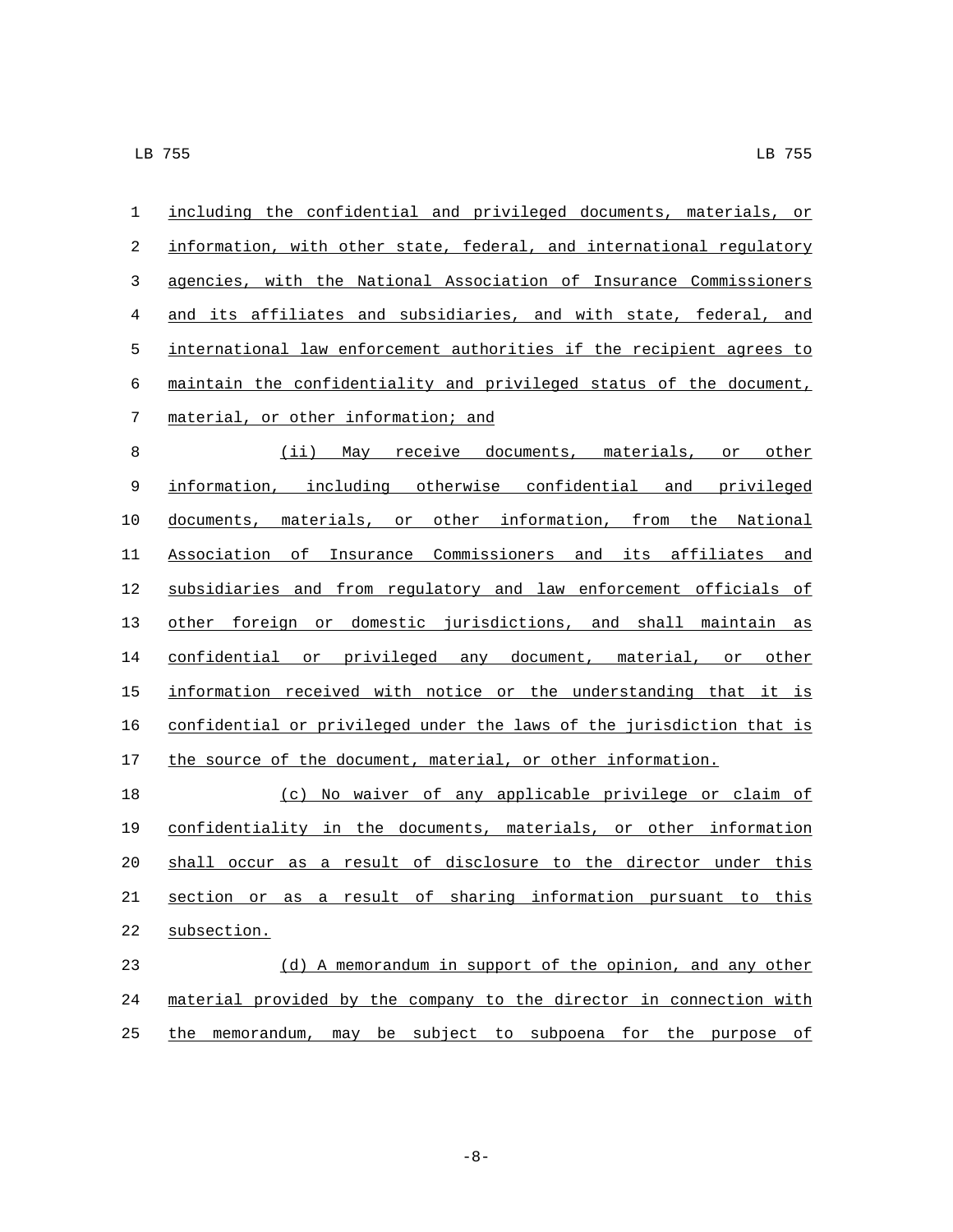including the confidential and privileged documents, materials, or information, with other state, federal, and international regulatory agencies, with the National Association of Insurance Commissioners and its affiliates and subsidiaries, and with state, federal, and international law enforcement authorities if the recipient agrees to maintain the confidentiality and privileged status of the document, material, or other information; and

(ii) May receive documents, materials, or other information, including otherwise confidential and privileged documents, materials, or other information, from the National Association of Insurance Commissioners and its affiliates and subsidiaries and from regulatory and law enforcement officials of other foreign or domestic jurisdictions, and shall maintain as confidential or privileged any document, material, or other information received with notice or the understanding that it is confidential or privileged under the laws of the jurisdiction that is the source of the document, material, or other information.

(c) No waiver of any applicable privilege or claim of confidentiality in the documents, materials, or other information shall occur as a result of disclosure to the director under this section or as a result of sharing information pursuant to this subsection.

(d) A memorandum in support of the opinion, and any other material provided by the company to the director in connection with the memorandum, may be subject to subpoena for the purpose of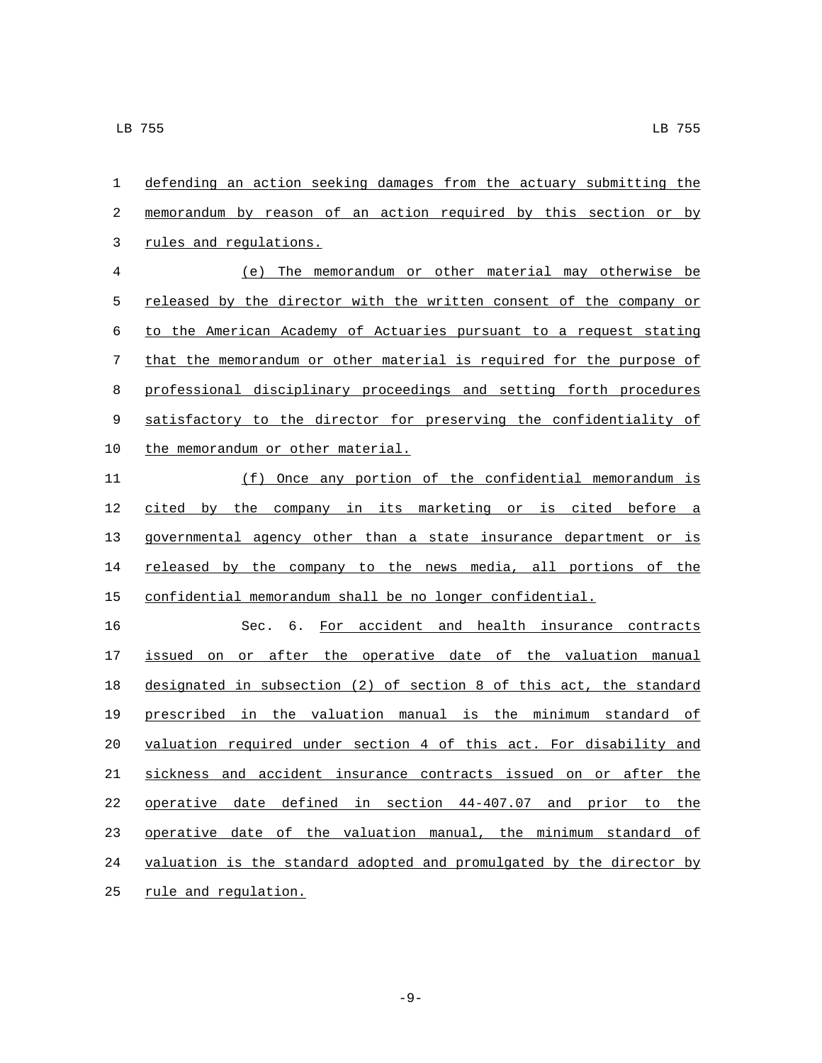defending an action seeking damages from the actuary submitting the memorandum by reason of an action required by this section or by rules and regulations.

(e) The memorandum or other material may otherwise be released by the director with the written consent of the company or to the American Academy of Actuaries pursuant to a request stating that the memorandum or other material is required for the purpose of professional disciplinary proceedings and setting forth procedures satisfactory to the director for preserving the confidentiality of the memorandum or other material.

(f) Once any portion of the confidential memorandum is cited by the company in its marketing or is cited before a governmental agency other than a state insurance department or is released by the company to the news media, all portions of the confidential memorandum shall be no longer confidential.

Sec. 6. For accident and health insurance contracts issued on or after the operative date of the valuation manual designated in subsection (2) of section 8 of this act, the standard prescribed in the valuation manual is the minimum standard of valuation required under section 4 of this act. For disability and sickness and accident insurance contracts issued on or after the operative date defined in section 44-407.07 and prior to the operative date of the valuation manual, the minimum standard of valuation is the standard adopted and promulgated by the director by rule and regulation.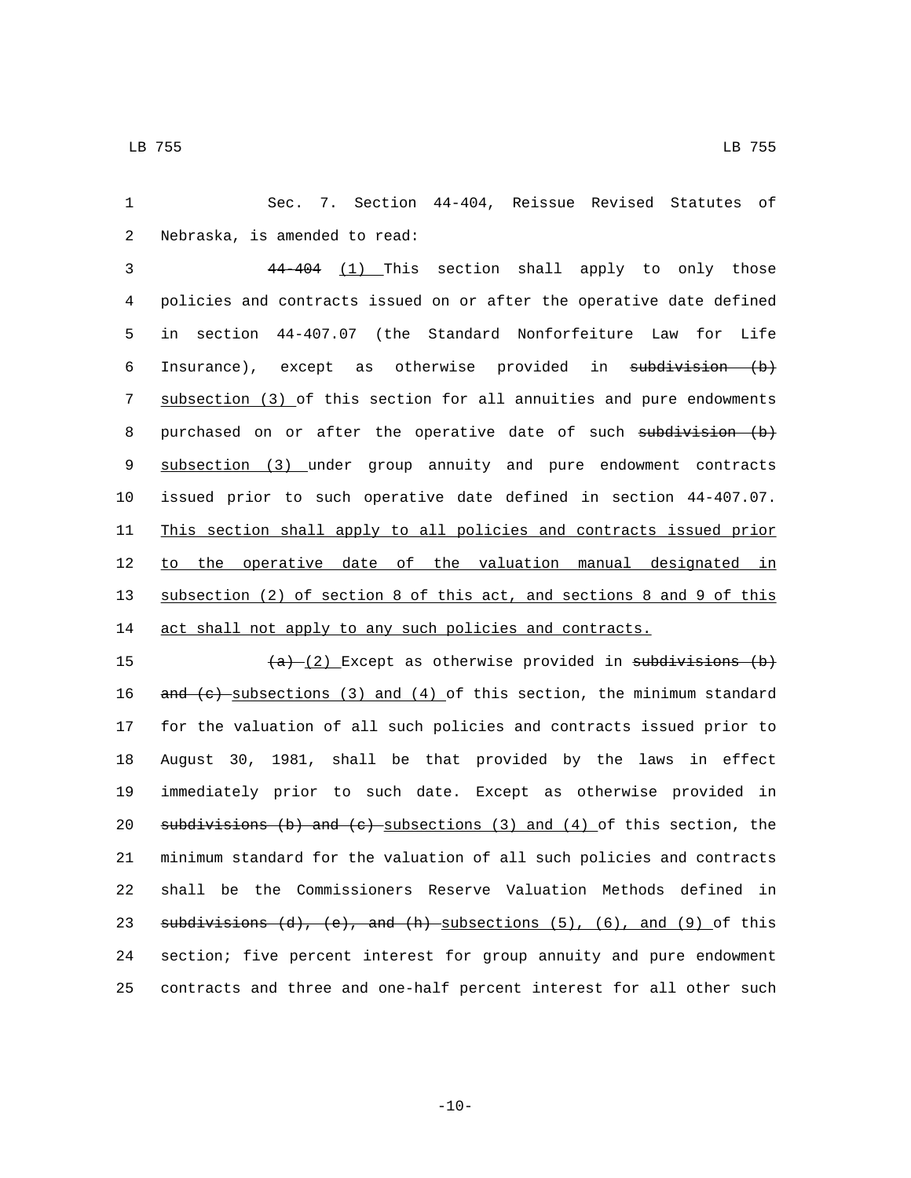Sec. 7. Section 44-404, Reissue Revised Statutes of Nebraska, is amended to read:

~~44-404~~ <u>(1)</u> This section shall apply to only those policies and contracts issued on or after the operative date defined in section 44-407.07 (the Standard Nonforfeiture Law for Life Insurance), except as otherwise provided in ~~subdivision (b)~~ <u>subsection (3)</u> of this section for all annuities and pure endowments purchased on or after the operative date of such ~~subdivision (b)~~ <u>subsection (3)</u> under group annuity and pure endowment contracts issued prior to such operative date defined in section 44-407.07. <u>This section shall apply to all policies and contracts issued prior to the operative date of the valuation manual designated in subsection (2) of section 8 of this act, and sections 8 and 9 of this act shall not apply to any such policies and contracts.</u>

~~(a)~~ <u>(2)</u> Except as otherwise provided in ~~subdivisions (b) and (c)~~ <u>subsections (3) and (4)</u> of this section, the minimum standard for the valuation of all such policies and contracts issued prior to August 30, 1981, shall be that provided by the laws in effect immediately prior to such date. Except as otherwise provided in ~~subdivisions (b) and (c)~~ <u>subsections (3) and (4)</u> of this section, the minimum standard for the valuation of all such policies and contracts shall be the Commissioners Reserve Valuation Methods defined in ~~subdivisions (d), (e), and (h)~~ <u>subsections (5), (6), and (9)</u> of this section; five percent interest for group annuity and pure endowment contracts and three and one-half percent interest for all other such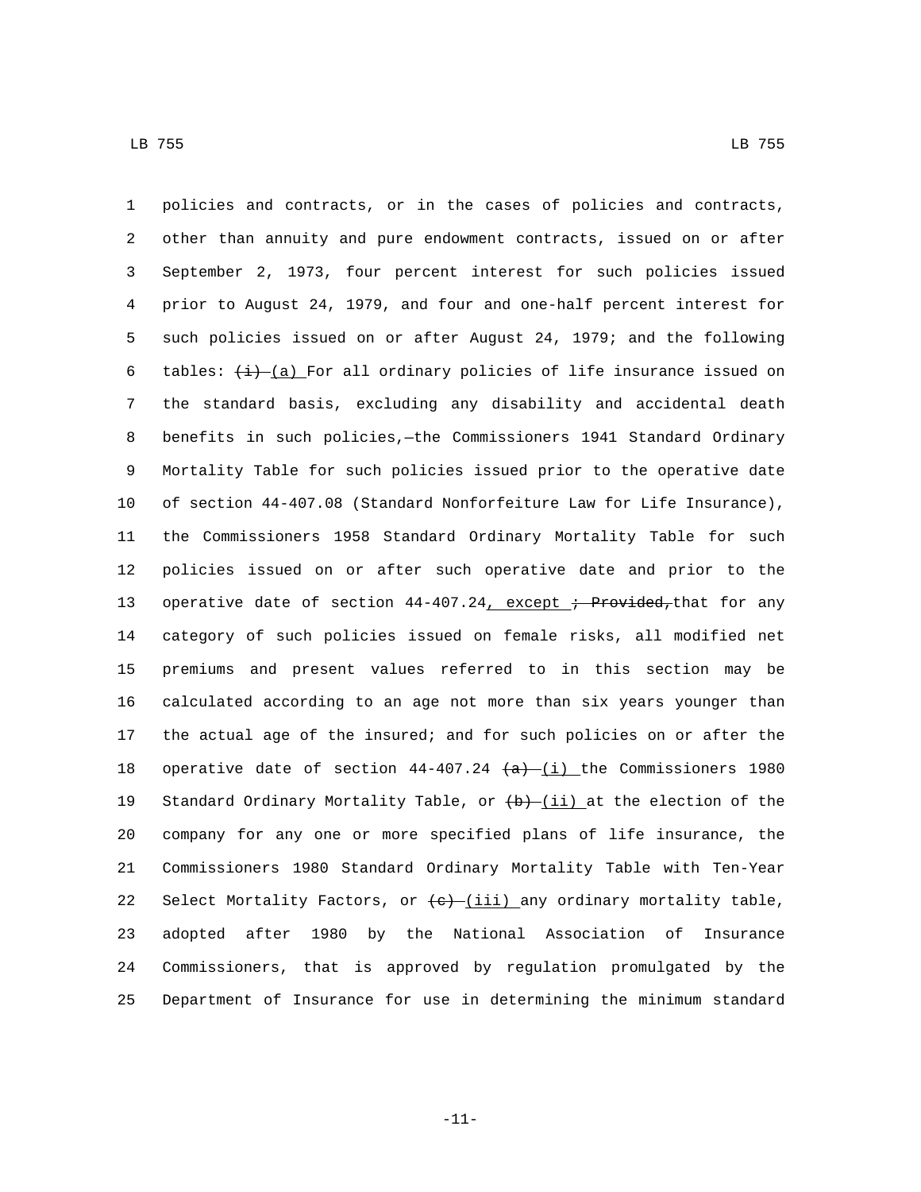policies and contracts, or in the cases of policies and contracts, other than annuity and pure endowment contracts, issued on or after September 2, 1973, four percent interest for such policies issued prior to August 24, 1979, and four and one-half percent interest for such policies issued on or after August 24, 1979; and the following tables: ~~(i)~~ (a) For all ordinary policies of life insurance issued on the standard basis, excluding any disability and accidental death benefits in such policies,—the Commissioners 1941 Standard Ordinary Mortality Table for such policies issued prior to the operative date of section 44-407.08 (Standard Nonforfeiture Law for Life Insurance), the Commissioners 1958 Standard Ordinary Mortality Table for such policies issued on or after such operative date and prior to the operative date of section 44-407.24, except ~~; Provided,~~ that for any category of such policies issued on female risks, all modified net premiums and present values referred to in this section may be calculated according to an age not more than six years younger than the actual age of the insured; and for such policies on or after the operative date of section 44-407.24 ~~(a)~~ (i) the Commissioners 1980 Standard Ordinary Mortality Table, or ~~(b)~~ (ii) at the election of the company for any one or more specified plans of life insurance, the Commissioners 1980 Standard Ordinary Mortality Table with Ten-Year Select Mortality Factors, or ~~(c)~~ (iii) any ordinary mortality table, adopted after 1980 by the National Association of Insurance Commissioners, that is approved by regulation promulgated by the Department of Insurance for use in determining the minimum standard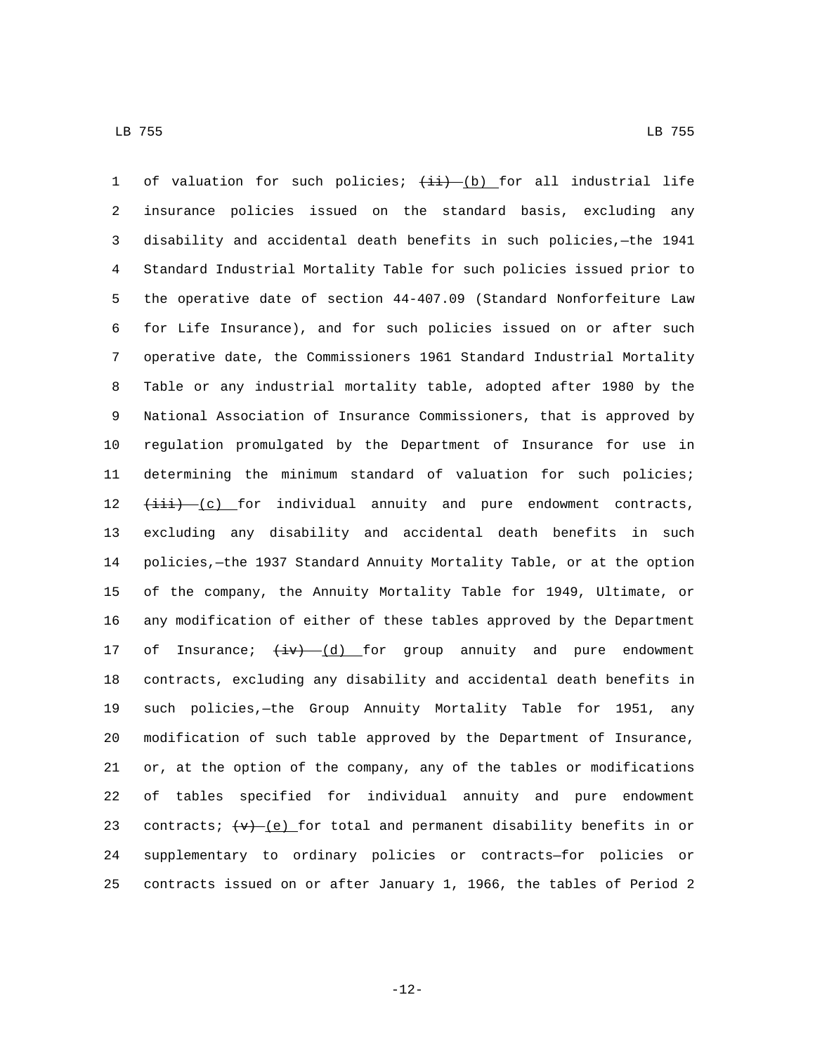of valuation for such policies; ~~(ii)~~ (b) for all industrial life insurance policies issued on the standard basis, excluding any disability and accidental death benefits in such policies,—the 1941 Standard Industrial Mortality Table for such policies issued prior to the operative date of section 44-407.09 (Standard Nonforfeiture Law for Life Insurance), and for such policies issued on or after such operative date, the Commissioners 1961 Standard Industrial Mortality Table or any industrial mortality table, adopted after 1980 by the National Association of Insurance Commissioners, that is approved by regulation promulgated by the Department of Insurance for use in determining the minimum standard of valuation for such policies; ~~(iii)~~ (c) for individual annuity and pure endowment contracts, excluding any disability and accidental death benefits in such policies,—the 1937 Standard Annuity Mortality Table, or at the option of the company, the Annuity Mortality Table for 1949, Ultimate, or any modification of either of these tables approved by the Department of Insurance; ~~(iv)~~ (d) for group annuity and pure endowment contracts, excluding any disability and accidental death benefits in such policies,—the Group Annuity Mortality Table for 1951, any modification of such table approved by the Department of Insurance, or, at the option of the company, any of the tables or modifications of tables specified for individual annuity and pure endowment contracts; ~~(v)~~ (e) for total and permanent disability benefits in or supplementary to ordinary policies or contracts—for policies or contracts issued on or after January 1, 1966, the tables of Period 2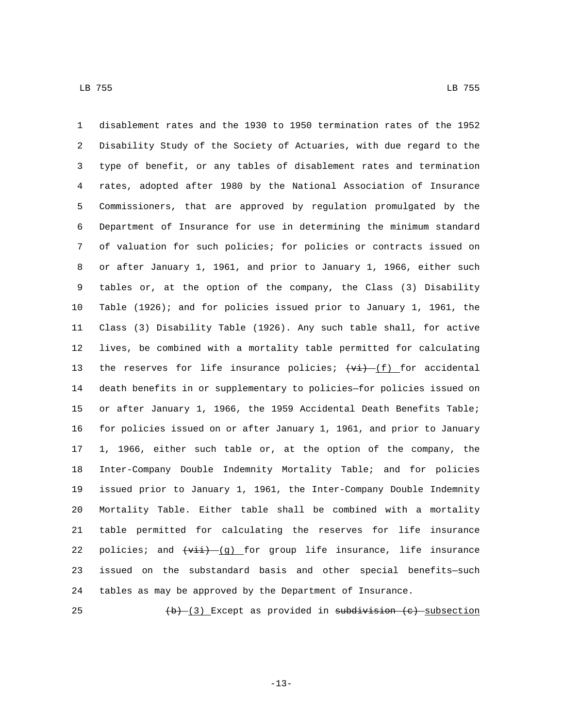disablement rates and the 1930 to 1950 termination rates of the 1952 Disability Study of the Society of Actuaries, with due regard to the type of benefit, or any tables of disablement rates and termination rates, adopted after 1980 by the National Association of Insurance Commissioners, that are approved by regulation promulgated by the Department of Insurance for use in determining the minimum standard of valuation for such policies; for policies or contracts issued on or after January 1, 1961, and prior to January 1, 1966, either such tables or, at the option of the company, the Class (3) Disability Table (1926); and for policies issued prior to January 1, 1961, the Class (3) Disability Table (1926). Any such table shall, for active lives, be combined with a mortality table permitted for calculating the reserves for life insurance policies; ~~(vi)~~ (f) for accidental death benefits in or supplementary to policies—for policies issued on or after January 1, 1966, the 1959 Accidental Death Benefits Table; for policies issued on or after January 1, 1961, and prior to January 1, 1966, either such table or, at the option of the company, the Inter-Company Double Indemnity Mortality Table; and for policies issued prior to January 1, 1961, the Inter-Company Double Indemnity Mortality Table. Either table shall be combined with a mortality table permitted for calculating the reserves for life insurance policies; and ~~(vii)~~ (g) for group life insurance, life insurance issued on the substandard basis and other special benefits—such tables as may be approved by the Department of Insurance.

~~(b)~~ (3) Except as provided in ~~subdivision (c)~~ subsection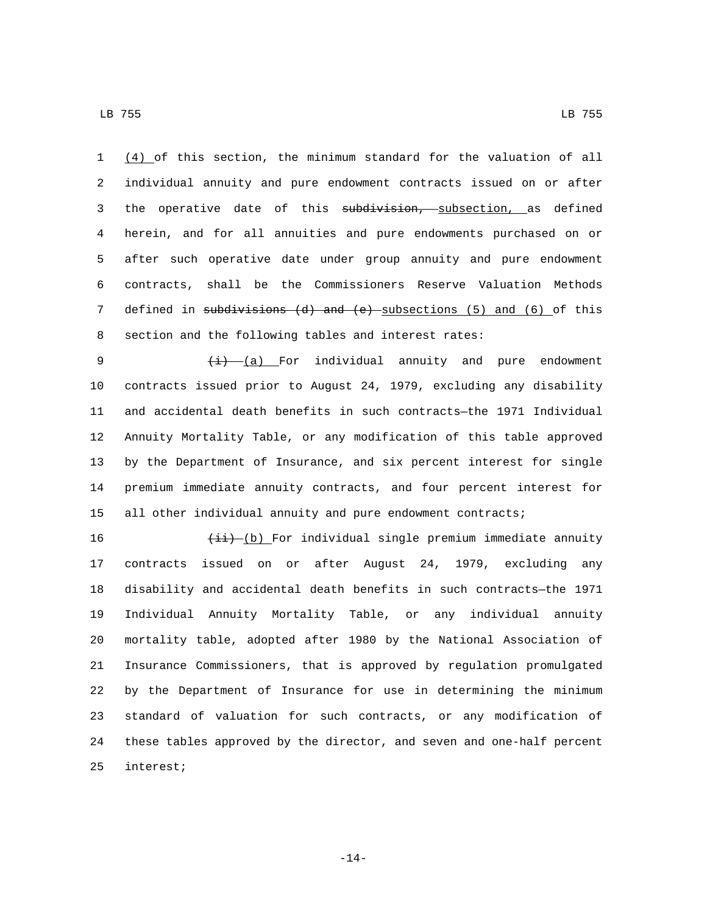(4) of this section, the minimum standard for the valuation of all individual annuity and pure endowment contracts issued on or after the operative date of this ~~subdivision,~~ subsection, as defined herein, and for all annuities and pure endowments purchased on or after such operative date under group annuity and pure endowment contracts, shall be the Commissioners Reserve Valuation Methods defined in ~~subdivisions (d) and (e)~~ subsections (5) and (6) of this section and the following tables and interest rates:

~~(i)~~ (a) For individual annuity and pure endowment contracts issued prior to August 24, 1979, excluding any disability and accidental death benefits in such contracts—the 1971 Individual Annuity Mortality Table, or any modification of this table approved by the Department of Insurance, and six percent interest for single premium immediate annuity contracts, and four percent interest for all other individual annuity and pure endowment contracts;

~~(ii)~~ (b) For individual single premium immediate annuity contracts issued on or after August 24, 1979, excluding any disability and accidental death benefits in such contracts—the 1971 Individual Annuity Mortality Table, or any individual annuity mortality table, adopted after 1980 by the National Association of Insurance Commissioners, that is approved by regulation promulgated by the Department of Insurance for use in determining the minimum standard of valuation for such contracts, or any modification of these tables approved by the director, and seven and one-half percent interest;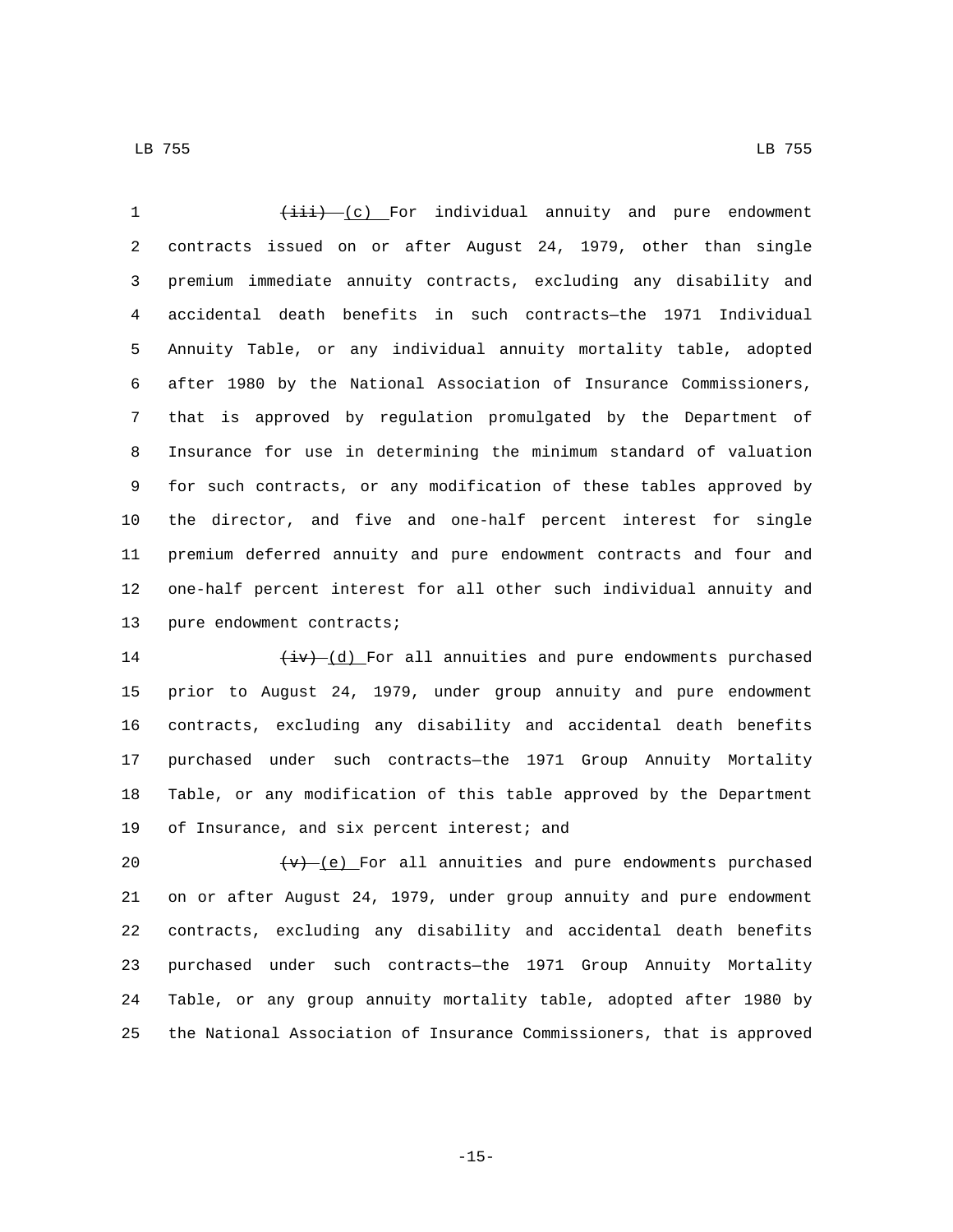~~(iii)~~ (c) For individual annuity and pure endowment contracts issued on or after August 24, 1979, other than single premium immediate annuity contracts, excluding any disability and accidental death benefits in such contracts—the 1971 Individual Annuity Table, or any individual annuity mortality table, adopted after 1980 by the National Association of Insurance Commissioners, that is approved by regulation promulgated by the Department of Insurance for use in determining the minimum standard of valuation for such contracts, or any modification of these tables approved by the director, and five and one-half percent interest for single premium deferred annuity and pure endowment contracts and four and one-half percent interest for all other such individual annuity and pure endowment contracts;

~~(iv)~~ (d) For all annuities and pure endowments purchased prior to August 24, 1979, under group annuity and pure endowment contracts, excluding any disability and accidental death benefits purchased under such contracts—the 1971 Group Annuity Mortality Table, or any modification of this table approved by the Department of Insurance, and six percent interest; and

~~(v)~~ (e) For all annuities and pure endowments purchased on or after August 24, 1979, under group annuity and pure endowment contracts, excluding any disability and accidental death benefits purchased under such contracts—the 1971 Group Annuity Mortality Table, or any group annuity mortality table, adopted after 1980 by the National Association of Insurance Commissioners, that is approved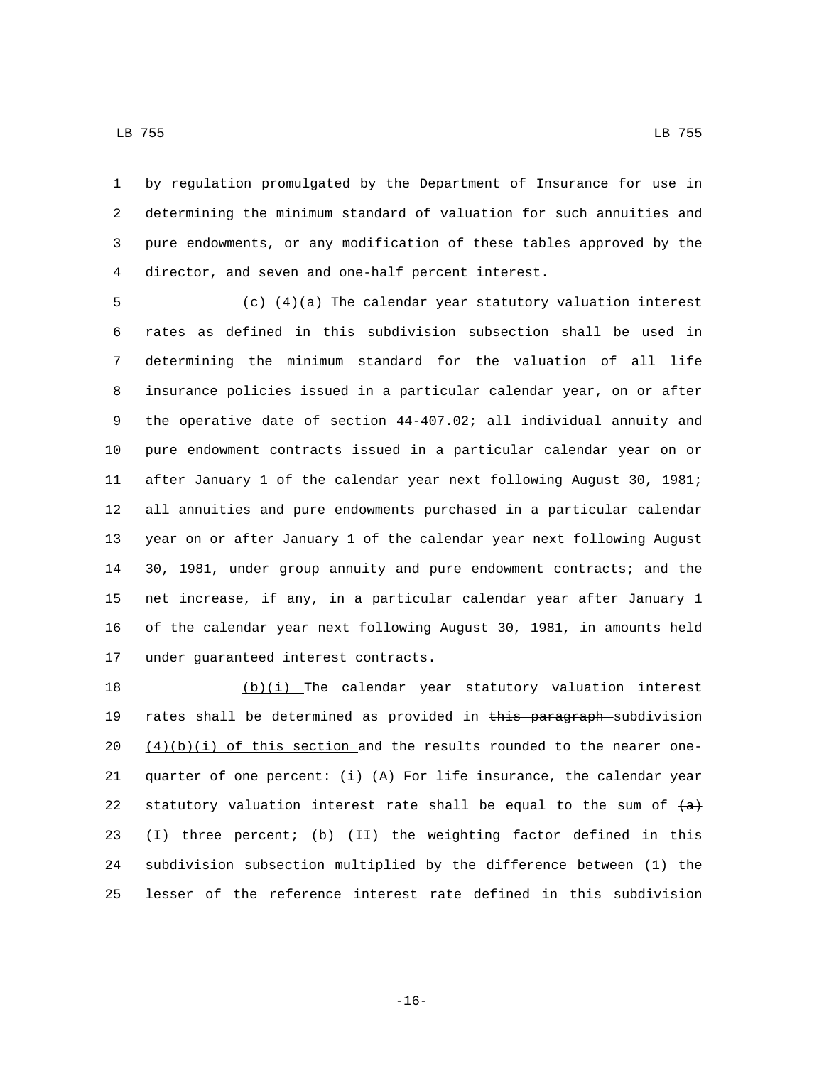by regulation promulgated by the Department of Insurance for use in determining the minimum standard of valuation for such annuities and pure endowments, or any modification of these tables approved by the director, and seven and one-half percent interest.

~~(c)~~ (4)(a) The calendar year statutory valuation interest rates as defined in this ~~subdivision~~ subsection shall be used in determining the minimum standard for the valuation of all life insurance policies issued in a particular calendar year, on or after the operative date of section 44-407.02; all individual annuity and pure endowment contracts issued in a particular calendar year on or after January 1 of the calendar year next following August 30, 1981; all annuities and pure endowments purchased in a particular calendar year on or after January 1 of the calendar year next following August 30, 1981, under group annuity and pure endowment contracts; and the net increase, if any, in a particular calendar year after January 1 of the calendar year next following August 30, 1981, in amounts held under guaranteed interest contracts.

(b)(i) The calendar year statutory valuation interest rates shall be determined as provided in ~~this paragraph~~ subdivision (4)(b)(i) of this section and the results rounded to the nearer one-quarter of one percent: ~~(i)~~ (A) For life insurance, the calendar year statutory valuation interest rate shall be equal to the sum of ~~(a)~~ (I) three percent; ~~(b)~~ (II) the weighting factor defined in this ~~subdivision~~ subsection multiplied by the difference between ~~(1)~~ the lesser of the reference interest rate defined in this ~~subdivision~~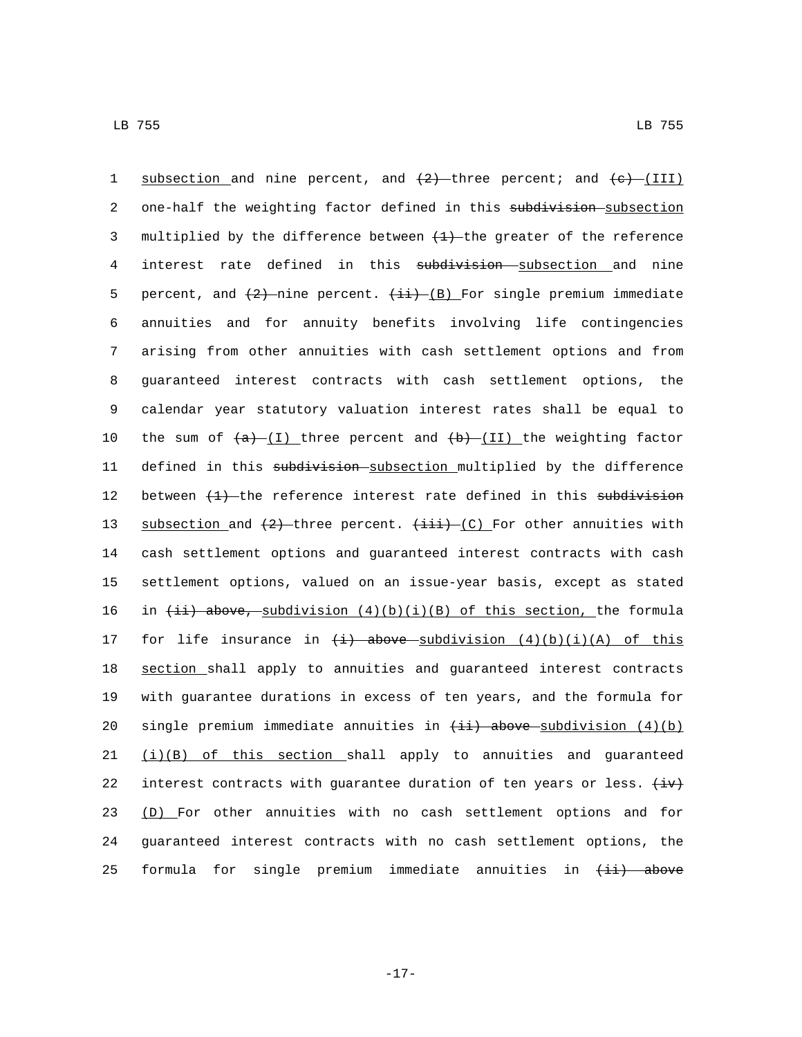subsection and nine percent, and (2) three percent; and (c) (III) one-half the weighting factor defined in this subdivision subsection multiplied by the difference between (1) the greater of the reference interest rate defined in this subdivision subsection and nine percent, and (2) nine percent. (ii) (B) For single premium immediate annuities and for annuity benefits involving life contingencies arising from other annuities with cash settlement options and from guaranteed interest contracts with cash settlement options, the calendar year statutory valuation interest rates shall be equal to the sum of (a) (I) three percent and (b) (II) the weighting factor defined in this subdivision subsection multiplied by the difference between (1) the reference interest rate defined in this subdivision subsection and (2) three percent. (iii) (C) For other annuities with cash settlement options and guaranteed interest contracts with cash settlement options, valued on an issue-year basis, except as stated in (ii) above, subdivision (4)(b)(i)(B) of this section, the formula for life insurance in (i) above subdivision (4)(b)(i)(A) of this section shall apply to annuities and guaranteed interest contracts with guarantee durations in excess of ten years, and the formula for single premium immediate annuities in (ii) above subdivision (4)(b)(i)(B) of this section shall apply to annuities and guaranteed interest contracts with guarantee duration of ten years or less. (iv) (D) For other annuities with no cash settlement options and for guaranteed interest contracts with no cash settlement options, the formula for single premium immediate annuities in (ii) above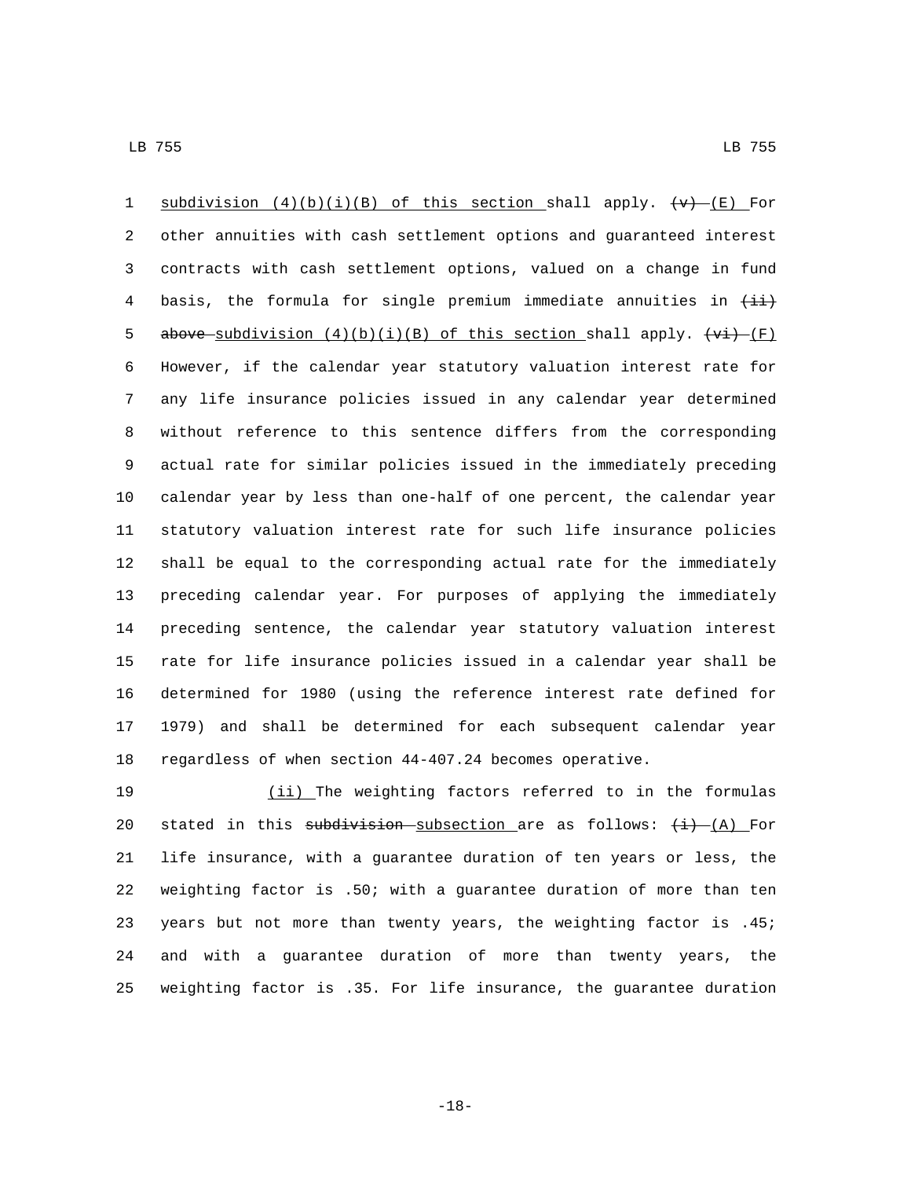subdivision (4)(b)(i)(B) of this section shall apply. ~~(v)~~ (E) For other annuities with cash settlement options and guaranteed interest contracts with cash settlement options, valued on a change in fund basis, the formula for single premium immediate annuities in ~~(ii) above~~ subdivision (4)(b)(i)(B) of this section shall apply. ~~(vi)~~ (F) However, if the calendar year statutory valuation interest rate for any life insurance policies issued in any calendar year determined without reference to this sentence differs from the corresponding actual rate for similar policies issued in the immediately preceding calendar year by less than one-half of one percent, the calendar year statutory valuation interest rate for such life insurance policies shall be equal to the corresponding actual rate for the immediately preceding calendar year. For purposes of applying the immediately preceding sentence, the calendar year statutory valuation interest rate for life insurance policies issued in a calendar year shall be determined for 1980 (using the reference interest rate defined for 1979) and shall be determined for each subsequent calendar year regardless of when section 44-407.24 becomes operative.

(ii) The weighting factors referred to in the formulas stated in this ~~subdivision~~ subsection are as follows: ~~(i)~~ (A) For life insurance, with a guarantee duration of ten years or less, the weighting factor is .50; with a guarantee duration of more than ten years but not more than twenty years, the weighting factor is .45; and with a guarantee duration of more than twenty years, the weighting factor is .35. For life insurance, the guarantee duration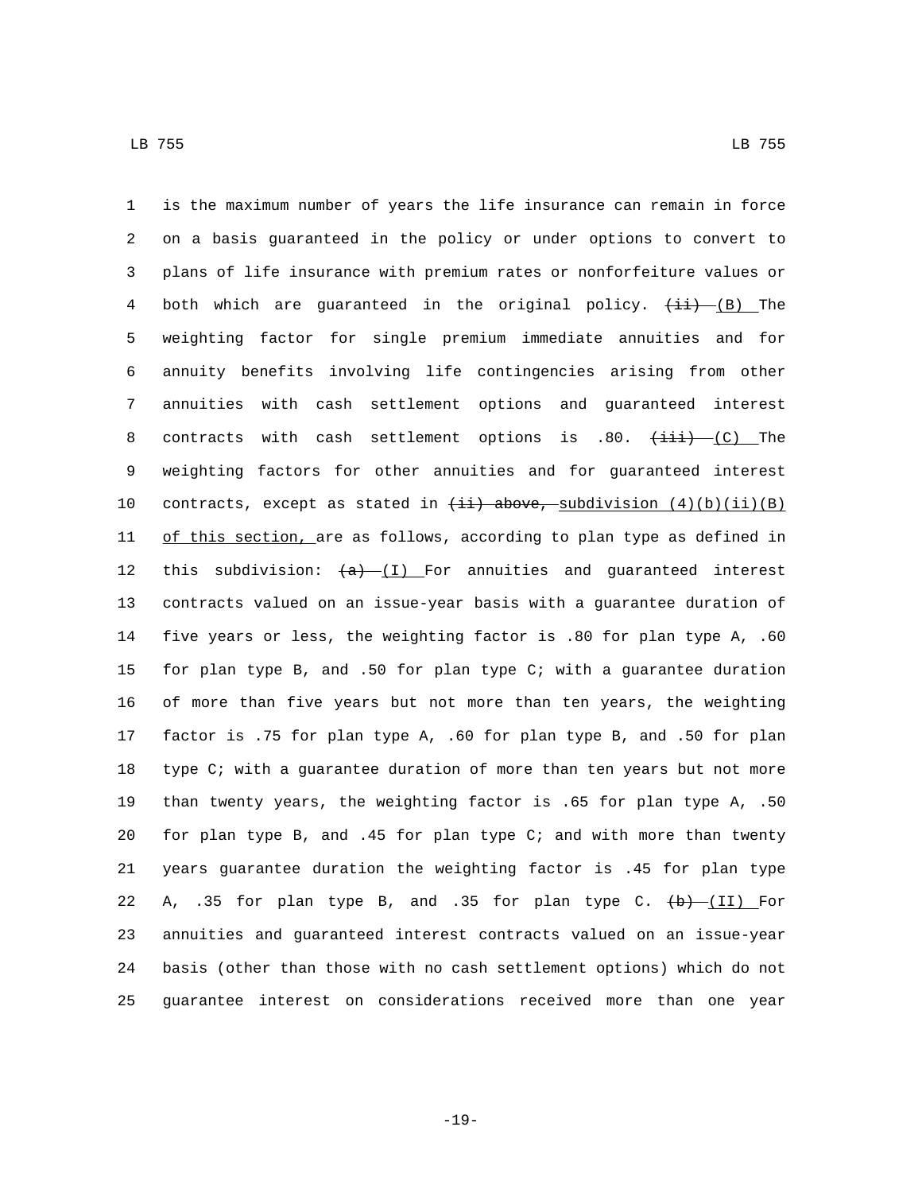is the maximum number of years the life insurance can remain in force on a basis guaranteed in the policy or under options to convert to plans of life insurance with premium rates or nonforfeiture values or both which are guaranteed in the original policy. ~~(ii)~~ (B) The weighting factor for single premium immediate annuities and for annuity benefits involving life contingencies arising from other annuities with cash settlement options and guaranteed interest contracts with cash settlement options is .80. ~~(iii)~~ (C) The weighting factors for other annuities and for guaranteed interest contracts, except as stated in ~~(ii) above,~~ subdivision (4)(b)(ii)(B) of this section, are as follows, according to plan type as defined in this subdivision: ~~(a)~~ (I) For annuities and guaranteed interest contracts valued on an issue-year basis with a guarantee duration of five years or less, the weighting factor is .80 for plan type A, .60 for plan type B, and .50 for plan type C; with a guarantee duration of more than five years but not more than ten years, the weighting factor is .75 for plan type A, .60 for plan type B, and .50 for plan type C; with a guarantee duration of more than ten years but not more than twenty years, the weighting factor is .65 for plan type A, .50 for plan type B, and .45 for plan type C; and with more than twenty years guarantee duration the weighting factor is .45 for plan type A, .35 for plan type B, and .35 for plan type C. ~~(b)~~ (II) For annuities and guaranteed interest contracts valued on an issue-year basis (other than those with no cash settlement options) which do not guarantee interest on considerations received more than one year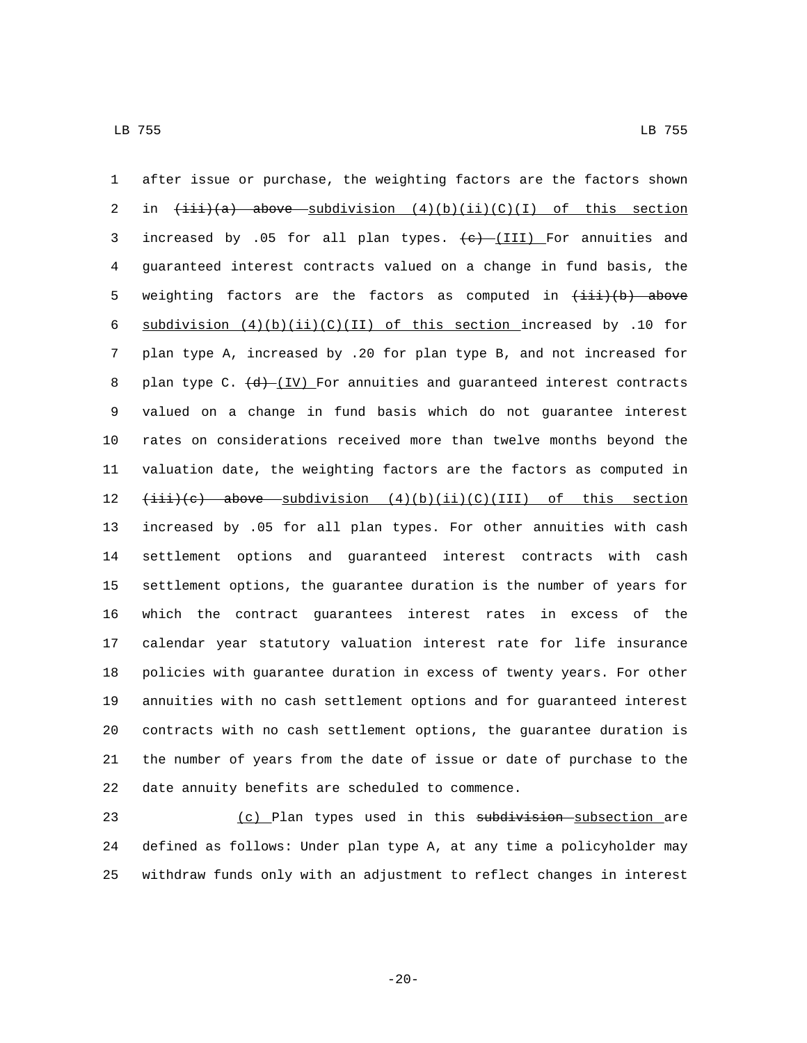after issue or purchase, the weighting factors are the factors shown in ~~(iii)(a) above~~ subdivision (4)(b)(ii)(C)(I) of this section increased by .05 for all plan types. ~~(c)~~ (III) For annuities and guaranteed interest contracts valued on a change in fund basis, the weighting factors are the factors as computed in ~~(iii)(b) above~~ subdivision (4)(b)(ii)(C)(II) of this section increased by .10 for plan type A, increased by .20 for plan type B, and not increased for plan type C. ~~(d)~~ (IV) For annuities and guaranteed interest contracts valued on a change in fund basis which do not guarantee interest rates on considerations received more than twelve months beyond the valuation date, the weighting factors are the factors as computed in ~~(iii)(c) above~~ subdivision (4)(b)(ii)(C)(III) of this section increased by .05 for all plan types. For other annuities with cash settlement options and guaranteed interest contracts with cash settlement options, the guarantee duration is the number of years for which the contract guarantees interest rates in excess of the calendar year statutory valuation interest rate for life insurance policies with guarantee duration in excess of twenty years. For other annuities with no cash settlement options and for guaranteed interest contracts with no cash settlement options, the guarantee duration is the number of years from the date of issue or date of purchase to the date annuity benefits are scheduled to commence.

(c) Plan types used in this ~~subdivision~~ subsection are defined as follows: Under plan type A, at any time a policyholder may withdraw funds only with an adjustment to reflect changes in interest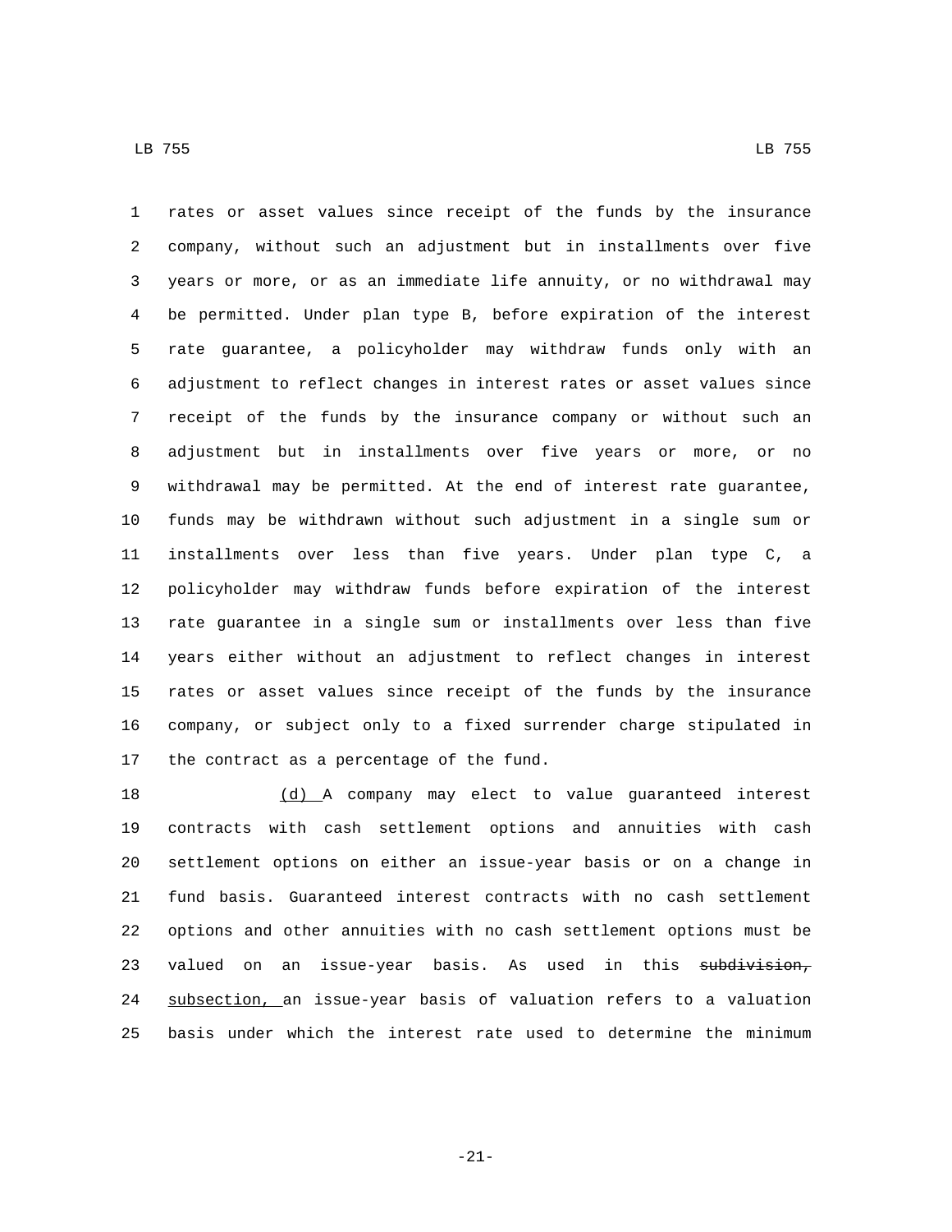rates or asset values since receipt of the funds by the insurance company, without such an adjustment but in installments over five years or more, or as an immediate life annuity, or no withdrawal may be permitted. Under plan type B, before expiration of the interest rate guarantee, a policyholder may withdraw funds only with an adjustment to reflect changes in interest rates or asset values since receipt of the funds by the insurance company or without such an adjustment but in installments over five years or more, or no withdrawal may be permitted. At the end of interest rate guarantee, funds may be withdrawn without such adjustment in a single sum or installments over less than five years. Under plan type C, a policyholder may withdraw funds before expiration of the interest rate guarantee in a single sum or installments over less than five years either without an adjustment to reflect changes in interest rates or asset values since receipt of the funds by the insurance company, or subject only to a fixed surrender charge stipulated in the contract as a percentage of the fund.

(d) A company may elect to value guaranteed interest contracts with cash settlement options and annuities with cash settlement options on either an issue-year basis or on a change in fund basis. Guaranteed interest contracts with no cash settlement options and other annuities with no cash settlement options must be valued on an issue-year basis. As used in this ~~subdivision,~~ subsection, an issue-year basis of valuation refers to a valuation basis under which the interest rate used to determine the minimum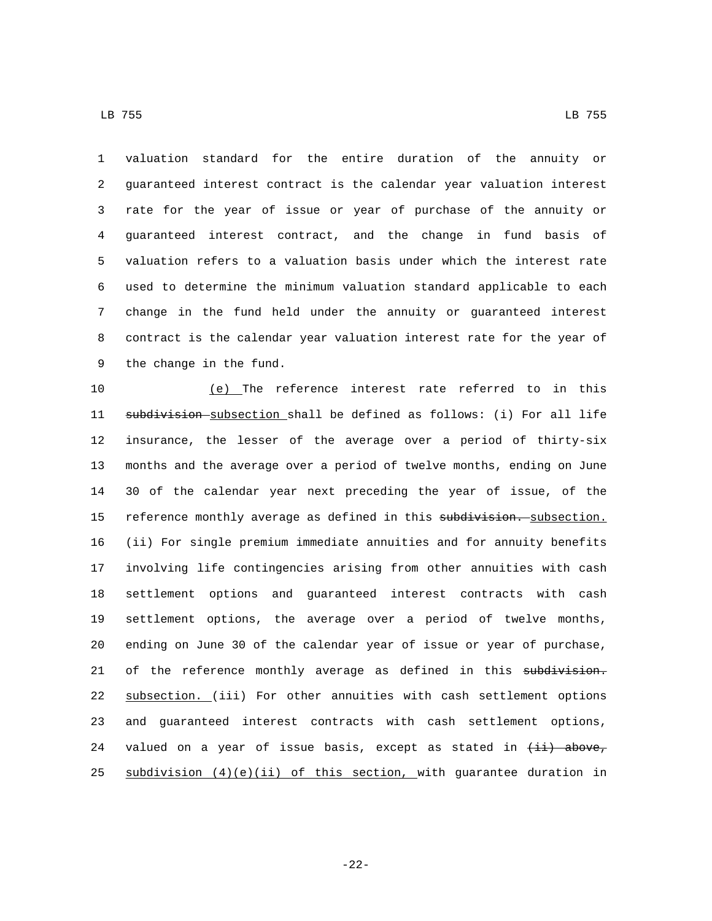valuation standard for the entire duration of the annuity or guaranteed interest contract is the calendar year valuation interest rate for the year of issue or year of purchase of the annuity or guaranteed interest contract, and the change in fund basis of valuation refers to a valuation basis under which the interest rate used to determine the minimum valuation standard applicable to each change in the fund held under the annuity or guaranteed interest contract is the calendar year valuation interest rate for the year of the change in the fund.

(e) The reference interest rate referred to in this ~~subdivision~~ subsection shall be defined as follows: (i) For all life insurance, the lesser of the average over a period of thirty-six months and the average over a period of twelve months, ending on June 30 of the calendar year next preceding the year of issue, of the reference monthly average as defined in this ~~subdivision.~~ subsection. (ii) For single premium immediate annuities and for annuity benefits involving life contingencies arising from other annuities with cash settlement options and guaranteed interest contracts with cash settlement options, the average over a period of twelve months, ending on June 30 of the calendar year of issue or year of purchase, of the reference monthly average as defined in this ~~subdivision.~~ subsection. (iii) For other annuities with cash settlement options and guaranteed interest contracts with cash settlement options, valued on a year of issue basis, except as stated in ~~(ii) above,~~ subdivision (4)(e)(ii) of this section, with guarantee duration in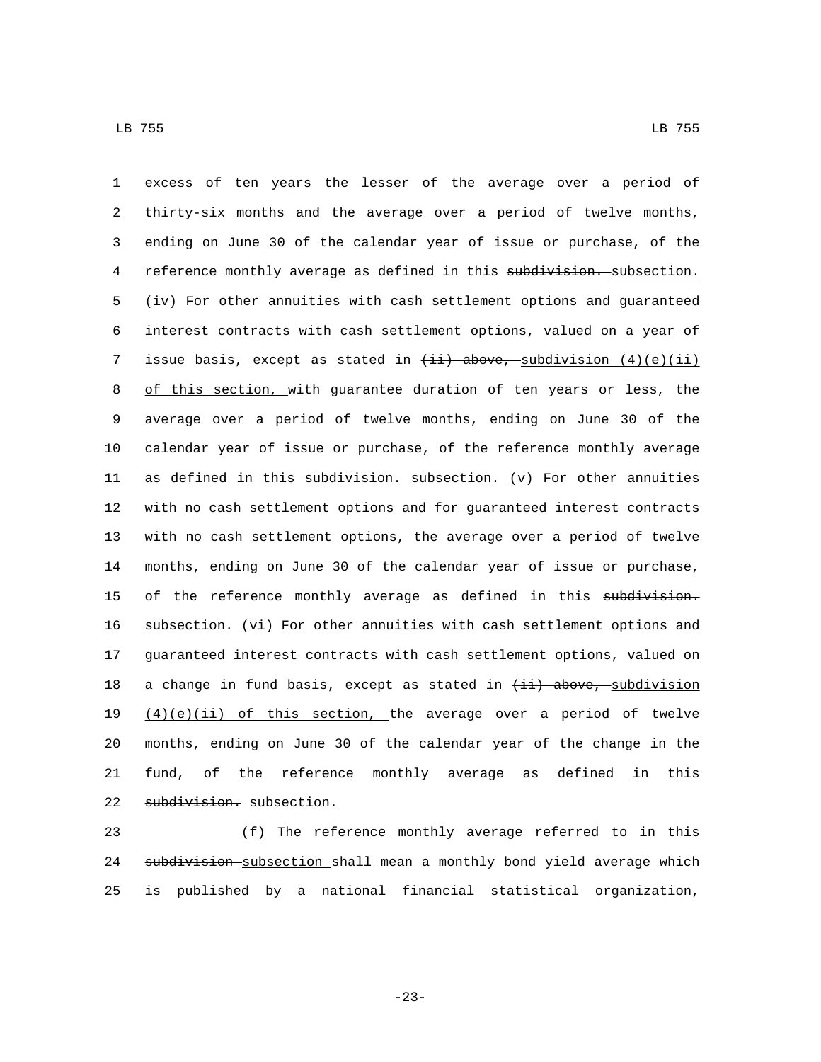excess of ten years the lesser of the average over a period of thirty-six months and the average over a period of twelve months, ending on June 30 of the calendar year of issue or purchase, of the reference monthly average as defined in this ~~subdivision.~~ subsection. (iv) For other annuities with cash settlement options and guaranteed interest contracts with cash settlement options, valued on a year of issue basis, except as stated in ~~(ii) above,~~ subdivision (4)(e)(ii) of this section, with guarantee duration of ten years or less, the average over a period of twelve months, ending on June 30 of the calendar year of issue or purchase, of the reference monthly average as defined in this ~~subdivision.~~ subsection. (v) For other annuities with no cash settlement options and for guaranteed interest contracts with no cash settlement options, the average over a period of twelve months, ending on June 30 of the calendar year of issue or purchase, of the reference monthly average as defined in this ~~subdivision.~~ subsection. (vi) For other annuities with cash settlement options and guaranteed interest contracts with cash settlement options, valued on a change in fund basis, except as stated in ~~(ii) above,~~ subdivision (4)(e)(ii) of this section, the average over a period of twelve months, ending on June 30 of the calendar year of the change in the fund, of the reference monthly average as defined in this ~~subdivision.~~ subsection.

(f) The reference monthly average referred to in this ~~subdivision~~ subsection shall mean a monthly bond yield average which is published by a national financial statistical organization,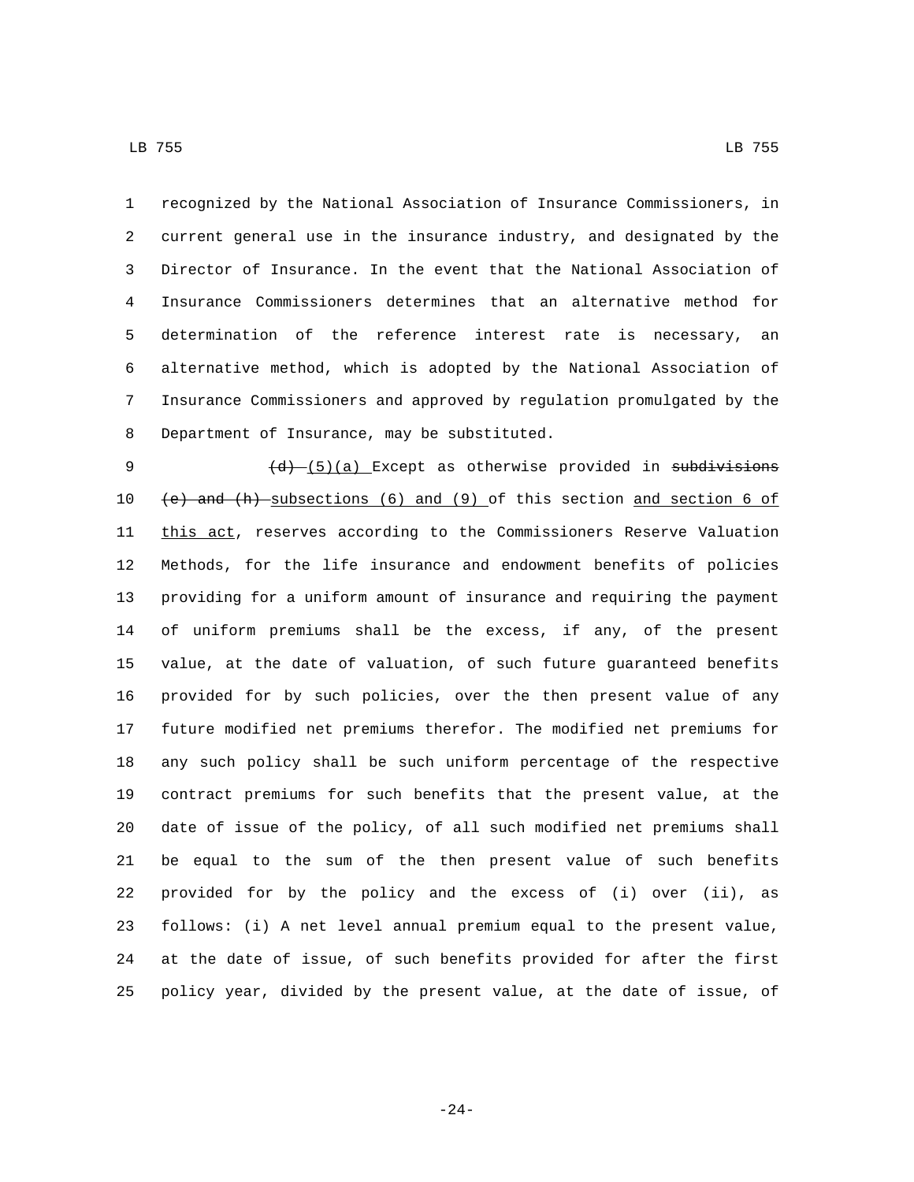recognized by the National Association of Insurance Commissioners, in current general use in the insurance industry, and designated by the Director of Insurance. In the event that the National Association of Insurance Commissioners determines that an alternative method for determination of the reference interest rate is necessary, an alternative method, which is adopted by the National Association of Insurance Commissioners and approved by regulation promulgated by the Department of Insurance, may be substituted.

~~(d)~~ (5)(a) Except as otherwise provided in ~~subdivisions (e) and (h)~~ subsections (6) and (9) of this section and section 6 of this act, reserves according to the Commissioners Reserve Valuation Methods, for the life insurance and endowment benefits of policies providing for a uniform amount of insurance and requiring the payment of uniform premiums shall be the excess, if any, of the present value, at the date of valuation, of such future guaranteed benefits provided for by such policies, over the then present value of any future modified net premiums therefor. The modified net premiums for any such policy shall be such uniform percentage of the respective contract premiums for such benefits that the present value, at the date of issue of the policy, of all such modified net premiums shall be equal to the sum of the then present value of such benefits provided for by the policy and the excess of (i) over (ii), as follows: (i) A net level annual premium equal to the present value, at the date of issue, of such benefits provided for after the first policy year, divided by the present value, at the date of issue, of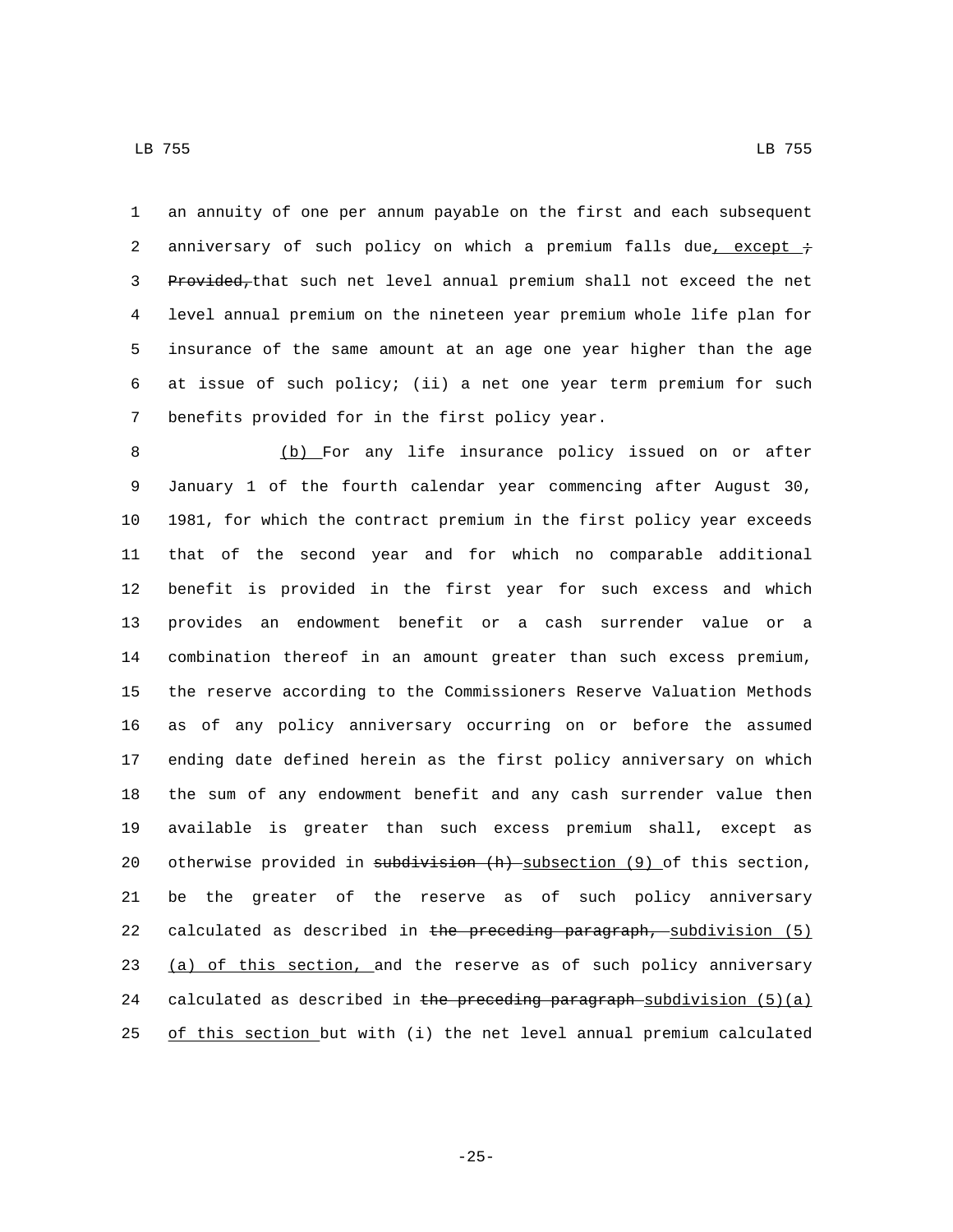an annuity of one per annum payable on the first and each subsequent anniversary of such policy on which a premium falls due, except ; Provided, that such net level annual premium shall not exceed the net level annual premium on the nineteen year premium whole life plan for insurance of the same amount at an age one year higher than the age at issue of such policy; (ii) a net one year term premium for such benefits provided for in the first policy year.

(b) For any life insurance policy issued on or after January 1 of the fourth calendar year commencing after August 30, 1981, for which the contract premium in the first policy year exceeds that of the second year and for which no comparable additional benefit is provided in the first year for such excess and which provides an endowment benefit or a cash surrender value or a combination thereof in an amount greater than such excess premium, the reserve according to the Commissioners Reserve Valuation Methods as of any policy anniversary occurring on or before the assumed ending date defined herein as the first policy anniversary on which the sum of any endowment benefit and any cash surrender value then available is greater than such excess premium shall, except as otherwise provided in ~~subdivision (h)~~ subsection (9) of this section, be the greater of the reserve as of such policy anniversary calculated as described in ~~the preceding paragraph,~~ subdivision (5)(a) of this section, and the reserve as of such policy anniversary calculated as described in ~~the preceding paragraph~~ subdivision (5)(a) of this section but with (i) the net level annual premium calculated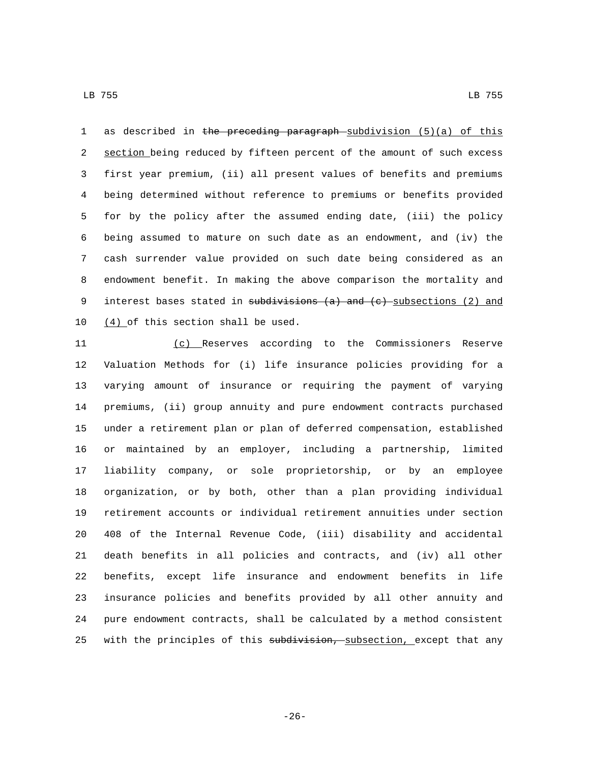as described in ~~the preceding paragraph~~ subdivision (5)(a) of this section being reduced by fifteen percent of the amount of such excess first year premium, (ii) all present values of benefits and premiums being determined without reference to premiums or benefits provided for by the policy after the assumed ending date, (iii) the policy being assumed to mature on such date as an endowment, and (iv) the cash surrender value provided on such date being considered as an endowment benefit. In making the above comparison the mortality and interest bases stated in ~~subdivisions (a) and (c)~~ subsections (2) and (4) of this section shall be used.

(c) Reserves according to the Commissioners Reserve Valuation Methods for (i) life insurance policies providing for a varying amount of insurance or requiring the payment of varying premiums, (ii) group annuity and pure endowment contracts purchased under a retirement plan or plan of deferred compensation, established or maintained by an employer, including a partnership, limited liability company, or sole proprietorship, or by an employee organization, or by both, other than a plan providing individual retirement accounts or individual retirement annuities under section 408 of the Internal Revenue Code, (iii) disability and accidental death benefits in all policies and contracts, and (iv) all other benefits, except life insurance and endowment benefits in life insurance policies and benefits provided by all other annuity and pure endowment contracts, shall be calculated by a method consistent with the principles of this ~~subdivision,~~ subsection, except that any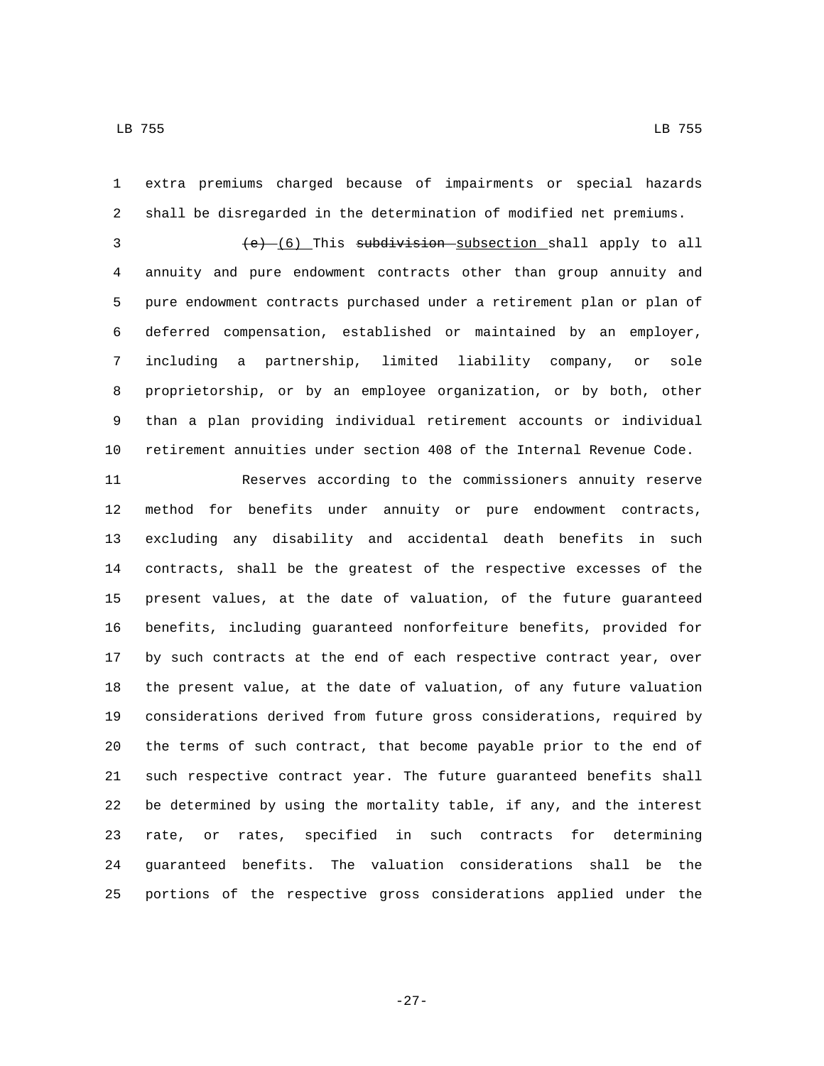extra premiums charged because of impairments or special hazards shall be disregarded in the determination of modified net premiums.

~~(e)~~ (6) This ~~subdivision~~ subsection shall apply to all annuity and pure endowment contracts other than group annuity and pure endowment contracts purchased under a retirement plan or plan of deferred compensation, established or maintained by an employer, including a partnership, limited liability company, or sole proprietorship, or by an employee organization, or by both, other than a plan providing individual retirement accounts or individual retirement annuities under section 408 of the Internal Revenue Code.

Reserves according to the commissioners annuity reserve method for benefits under annuity or pure endowment contracts, excluding any disability and accidental death benefits in such contracts, shall be the greatest of the respective excesses of the present values, at the date of valuation, of the future guaranteed benefits, including guaranteed nonforfeiture benefits, provided for by such contracts at the end of each respective contract year, over the present value, at the date of valuation, of any future valuation considerations derived from future gross considerations, required by the terms of such contract, that become payable prior to the end of such respective contract year. The future guaranteed benefits shall be determined by using the mortality table, if any, and the interest rate, or rates, specified in such contracts for determining guaranteed benefits. The valuation considerations shall be the portions of the respective gross considerations applied under the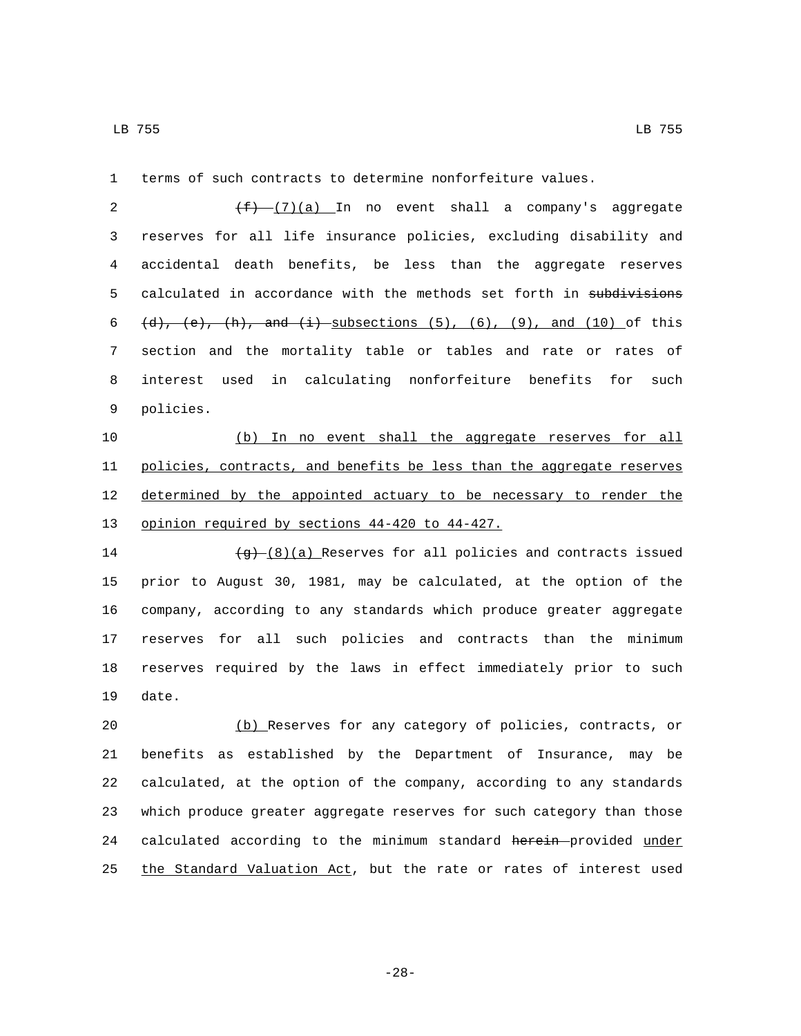terms of such contracts to determine nonforfeiture values.

~~(f)~~ (7)(a) In no event shall a company's aggregate reserves for all life insurance policies, excluding disability and accidental death benefits, be less than the aggregate reserves calculated in accordance with the methods set forth in ~~subdivisions (d), (e), (h), and (i)~~ subsections (5), (6), (9), and (10) of this section and the mortality table or tables and rate or rates of interest used in calculating nonforfeiture benefits for such policies.

(b) In no event shall the aggregate reserves for all policies, contracts, and benefits be less than the aggregate reserves determined by the appointed actuary to be necessary to render the opinion required by sections 44-420 to 44-427.

~~(g)~~ (8)(a) Reserves for all policies and contracts issued prior to August 30, 1981, may be calculated, at the option of the company, according to any standards which produce greater aggregate reserves for all such policies and contracts than the minimum reserves required by the laws in effect immediately prior to such date.

(b) Reserves for any category of policies, contracts, or benefits as established by the Department of Insurance, may be calculated, at the option of the company, according to any standards which produce greater aggregate reserves for such category than those calculated according to the minimum standard ~~herein~~ provided under the Standard Valuation Act, but the rate or rates of interest used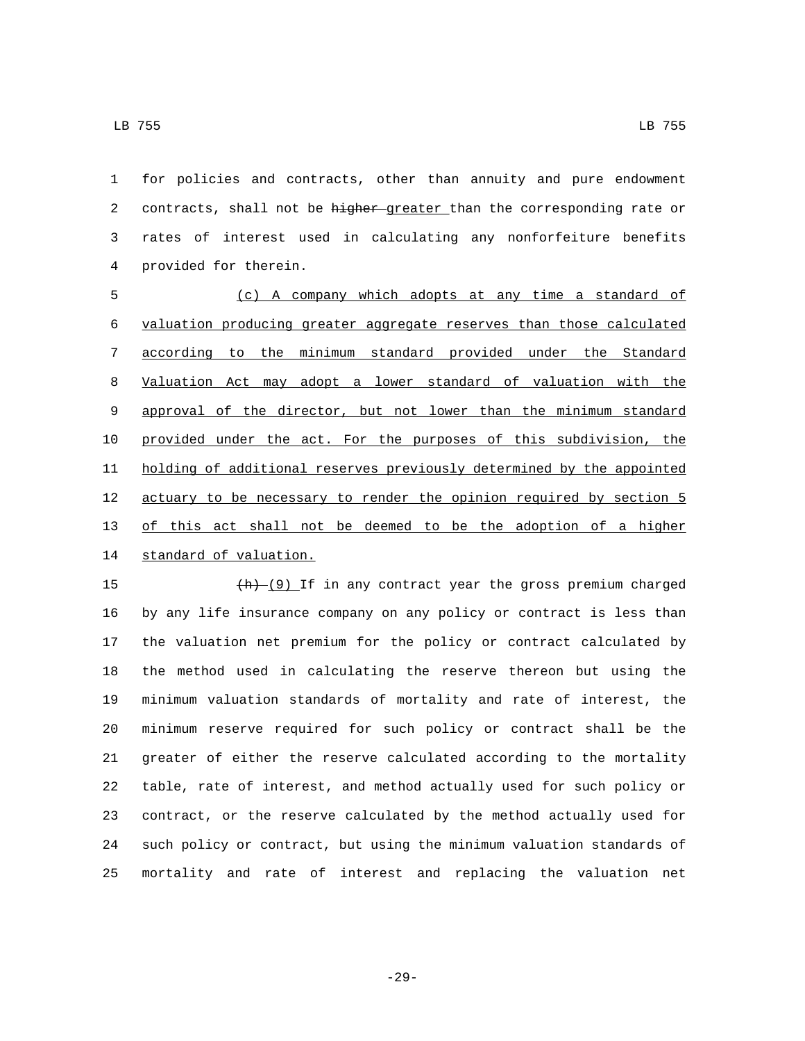for policies and contracts, other than annuity and pure endowment contracts, shall not be ~~higher~~ <u>greater</u> than the corresponding rate or rates of interest used in calculating any nonforfeiture benefits provided for therein.

<u>(c) A company which adopts at any time a standard of valuation producing greater aggregate reserves than those calculated according to the minimum standard provided under the Standard Valuation Act may adopt a lower standard of valuation with the approval of the director, but not lower than the minimum standard provided under the act. For the purposes of this subdivision, the holding of additional reserves previously determined by the appointed actuary to be necessary to render the opinion required by section 5 of this act shall not be deemed to be the adoption of a higher standard of valuation.</u>

~~(h)~~ <u>(9)</u> If in any contract year the gross premium charged by any life insurance company on any policy or contract is less than the valuation net premium for the policy or contract calculated by the method used in calculating the reserve thereon but using the minimum valuation standards of mortality and rate of interest, the minimum reserve required for such policy or contract shall be the greater of either the reserve calculated according to the mortality table, rate of interest, and method actually used for such policy or contract, or the reserve calculated by the method actually used for such policy or contract, but using the minimum valuation standards of mortality and rate of interest and replacing the valuation net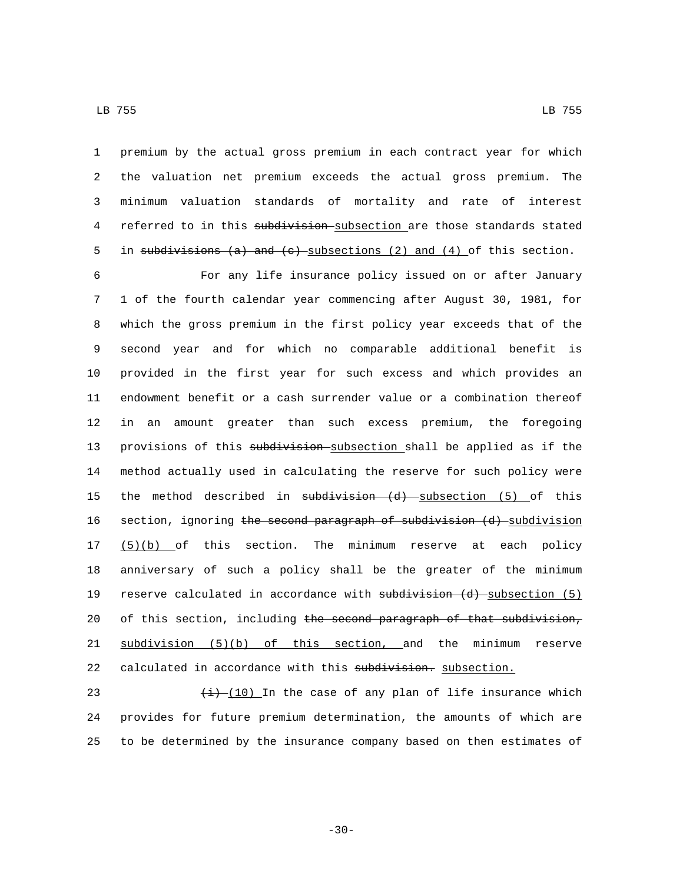premium by the actual gross premium in each contract year for which the valuation net premium exceeds the actual gross premium. The minimum valuation standards of mortality and rate of interest referred to in this ~~subdivision~~ subsection are those standards stated in ~~subdivisions (a) and (c)~~ subsections (2) and (4) of this section.

For any life insurance policy issued on or after January 1 of the fourth calendar year commencing after August 30, 1981, for which the gross premium in the first policy year exceeds that of the second year and for which no comparable additional benefit is provided in the first year for such excess and which provides an endowment benefit or a cash surrender value or a combination thereof in an amount greater than such excess premium, the foregoing provisions of this ~~subdivision~~ subsection shall be applied as if the method actually used in calculating the reserve for such policy were the method described in ~~subdivision (d)~~ subsection (5) of this section, ignoring ~~the second paragraph of subdivision (d)~~ subdivision (5)(b) of this section. The minimum reserve at each policy anniversary of such a policy shall be the greater of the minimum reserve calculated in accordance with ~~subdivision (d)~~ subsection (5) of this section, including ~~the second paragraph of that subdivision,~~ subdivision (5)(b) of this section, and the minimum reserve calculated in accordance with this ~~subdivision.~~ subsection.

~~(i)~~ (10) In the case of any plan of life insurance which provides for future premium determination, the amounts of which are to be determined by the insurance company based on then estimates of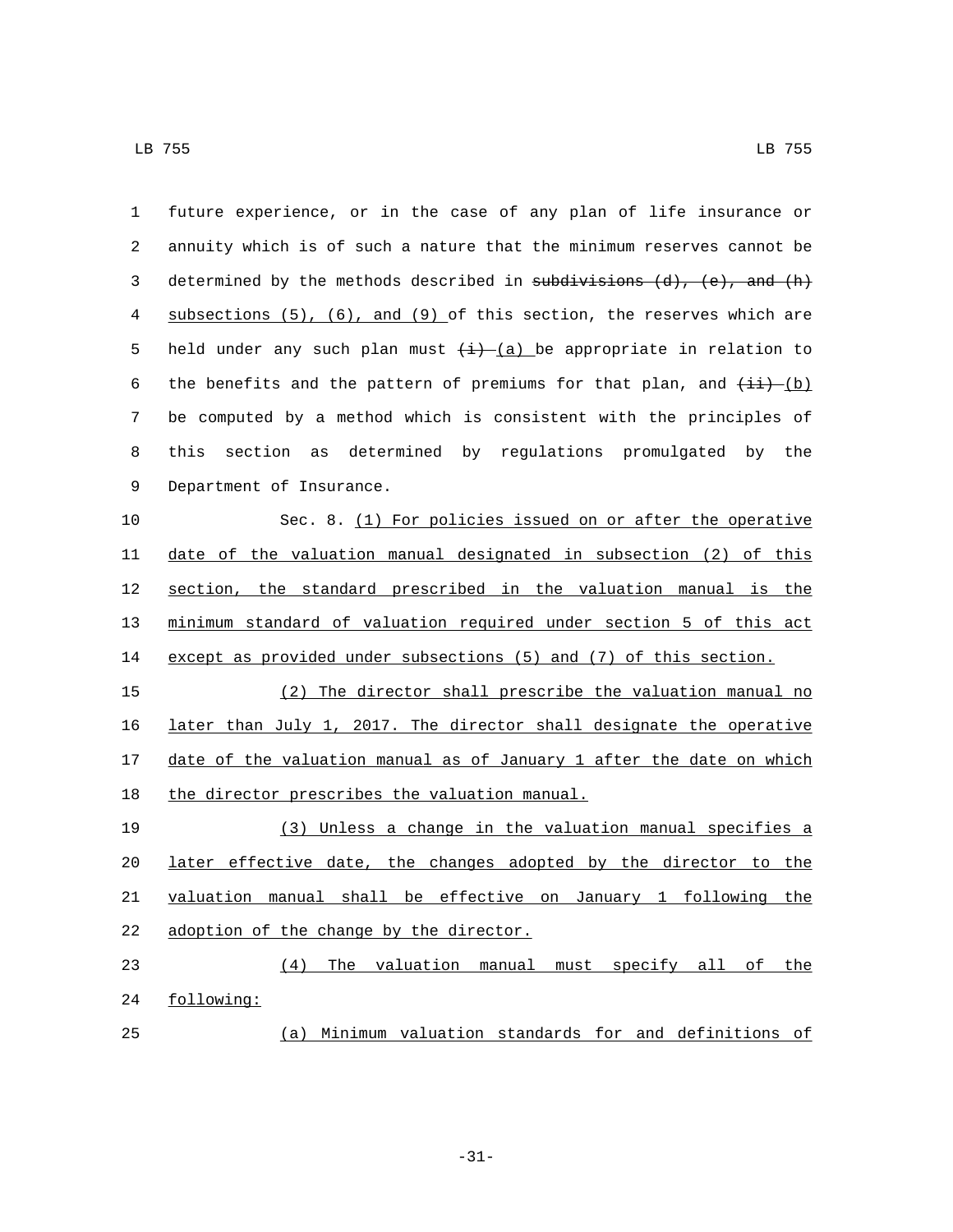future experience, or in the case of any plan of life insurance or annuity which is of such a nature that the minimum reserves cannot be determined by the methods described in ~~subdivisions (d), (e), and (h)~~ subsections (5), (6), and (9) of this section, the reserves which are held under any such plan must ~~(i)~~ (a) be appropriate in relation to the benefits and the pattern of premiums for that plan, and ~~(ii)~~ (b) be computed by a method which is consistent with the principles of this section as determined by regulations promulgated by the Department of Insurance.

Sec. 8. (1) For policies issued on or after the operative date of the valuation manual designated in subsection (2) of this section, the standard prescribed in the valuation manual is the minimum standard of valuation required under section 5 of this act except as provided under subsections (5) and (7) of this section.

(2) The director shall prescribe the valuation manual no later than July 1, 2017. The director shall designate the operative date of the valuation manual as of January 1 after the date on which the director prescribes the valuation manual.

(3) Unless a change in the valuation manual specifies a later effective date, the changes adopted by the director to the valuation manual shall be effective on January 1 following the adoption of the change by the director.

(4) The valuation manual must specify all of the following:

(a) Minimum valuation standards for and definitions of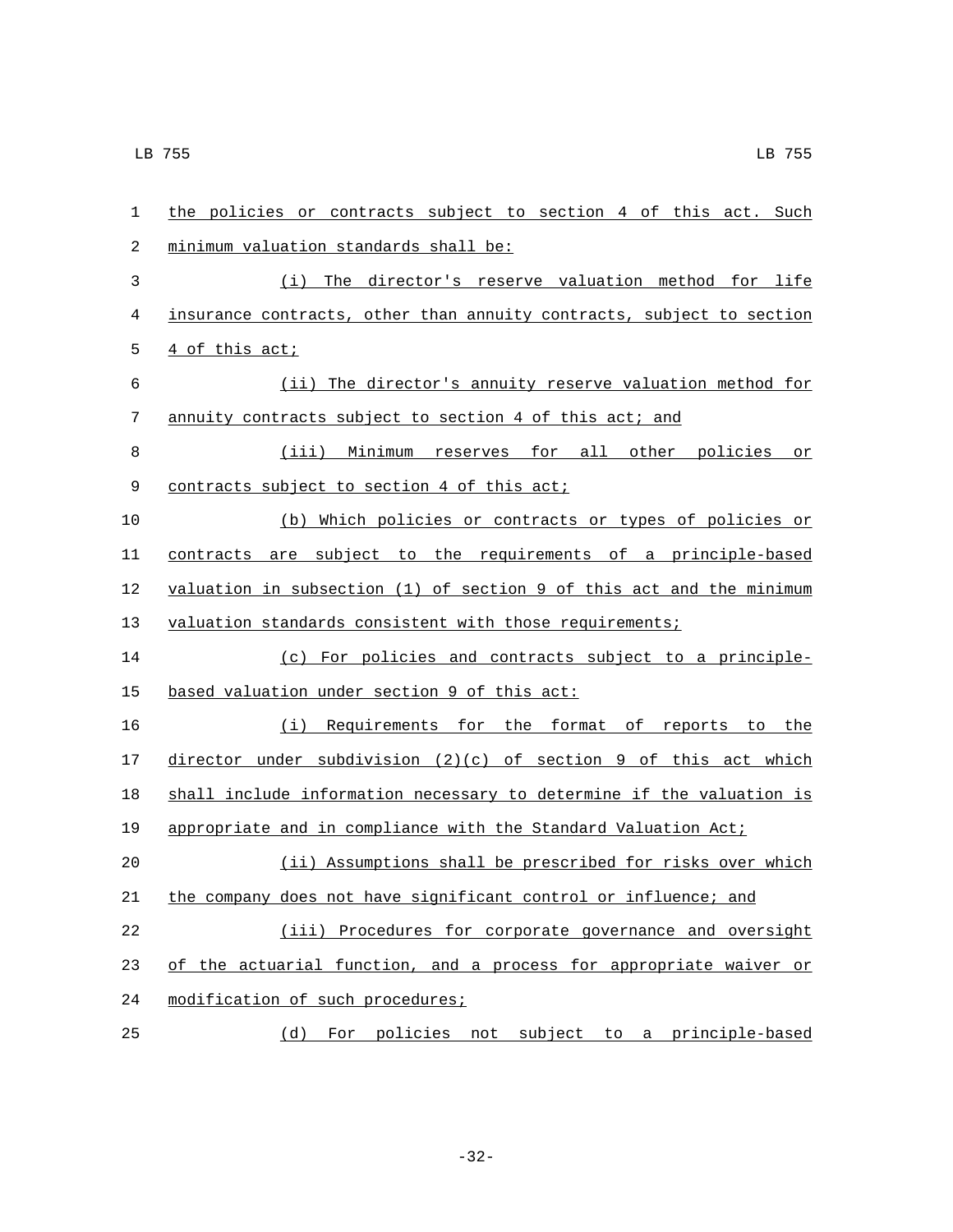the policies or contracts subject to section 4 of this act. Such minimum valuation standards shall be:

(i) The director's reserve valuation method for life insurance contracts, other than annuity contracts, subject to section 4 of this act;

(ii) The director's annuity reserve valuation method for annuity contracts subject to section 4 of this act; and

(iii) Minimum reserves for all other policies or contracts subject to section 4 of this act;

(b) Which policies or contracts or types of policies or contracts are subject to the requirements of a principle-based valuation in subsection (1) of section 9 of this act and the minimum valuation standards consistent with those requirements;

(c) For policies and contracts subject to a principle-based valuation under section 9 of this act:

(i) Requirements for the format of reports to the director under subdivision (2)(c) of section 9 of this act which shall include information necessary to determine if the valuation is appropriate and in compliance with the Standard Valuation Act;

(ii) Assumptions shall be prescribed for risks over which the company does not have significant control or influence; and

(iii) Procedures for corporate governance and oversight of the actuarial function, and a process for appropriate waiver or modification of such procedures;

(d) For policies not subject to a principle-based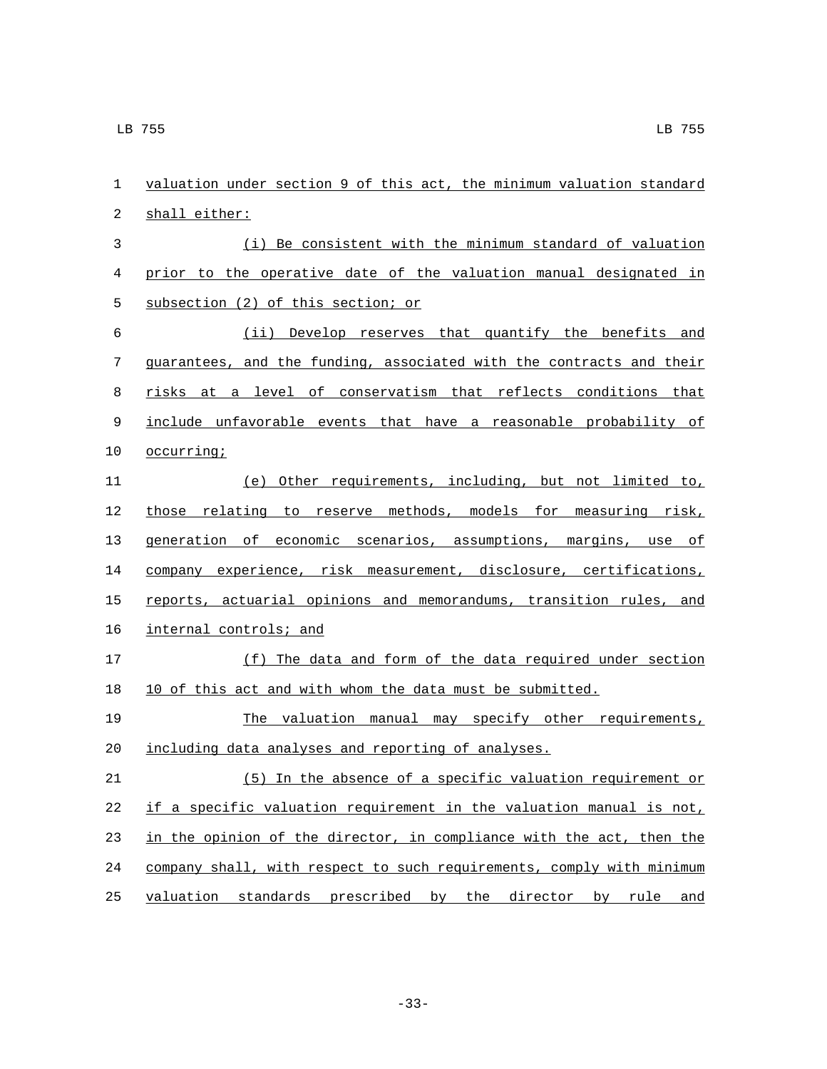valuation under section 9 of this act, the minimum valuation standard shall either:

(i) Be consistent with the minimum standard of valuation prior to the operative date of the valuation manual designated in subsection (2) of this section; or

(ii) Develop reserves that quantify the benefits and guarantees, and the funding, associated with the contracts and their risks at a level of conservatism that reflects conditions that include unfavorable events that have a reasonable probability of occurring;

(e) Other requirements, including, but not limited to, those relating to reserve methods, models for measuring risk, generation of economic scenarios, assumptions, margins, use of company experience, risk measurement, disclosure, certifications, reports, actuarial opinions and memorandums, transition rules, and internal controls; and

(f) The data and form of the data required under section 10 of this act and with whom the data must be submitted.

The valuation manual may specify other requirements, including data analyses and reporting of analyses.

(5) In the absence of a specific valuation requirement or if a specific valuation requirement in the valuation manual is not, in the opinion of the director, in compliance with the act, then the company shall, with respect to such requirements, comply with minimum valuation standards prescribed by the director by rule and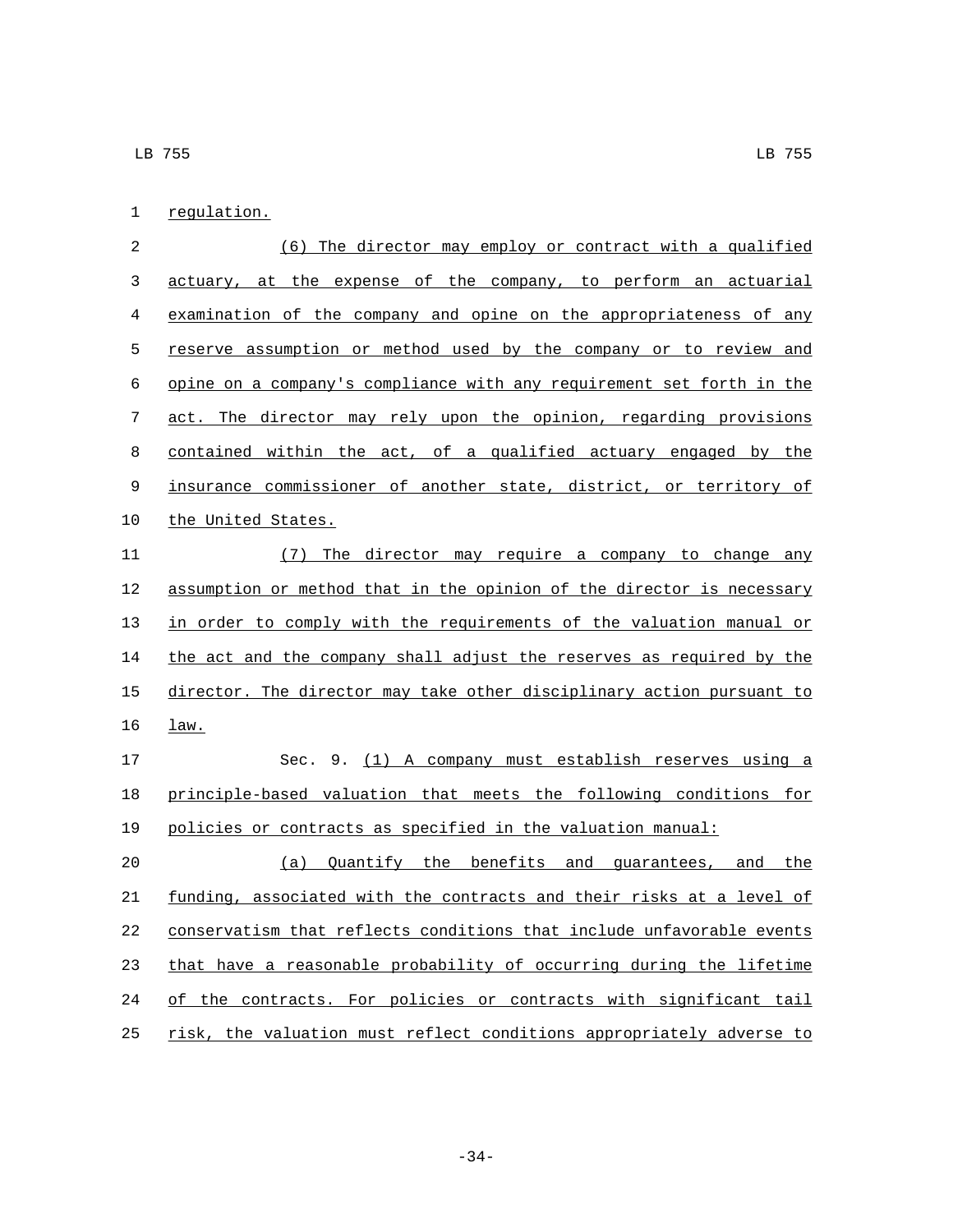regulation.

(6) The director may employ or contract with a qualified actuary, at the expense of the company, to perform an actuarial examination of the company and opine on the appropriateness of any reserve assumption or method used by the company or to review and opine on a company's compliance with any requirement set forth in the act. The director may rely upon the opinion, regarding provisions contained within the act, of a qualified actuary engaged by the insurance commissioner of another state, district, or territory of the United States.

(7) The director may require a company to change any assumption or method that in the opinion of the director is necessary in order to comply with the requirements of the valuation manual or the act and the company shall adjust the reserves as required by the director. The director may take other disciplinary action pursuant to law.

Sec. 9. (1) A company must establish reserves using a principle-based valuation that meets the following conditions for policies or contracts as specified in the valuation manual:

(a) Quantify the benefits and guarantees, and the funding, associated with the contracts and their risks at a level of conservatism that reflects conditions that include unfavorable events that have a reasonable probability of occurring during the lifetime of the contracts. For policies or contracts with significant tail risk, the valuation must reflect conditions appropriately adverse to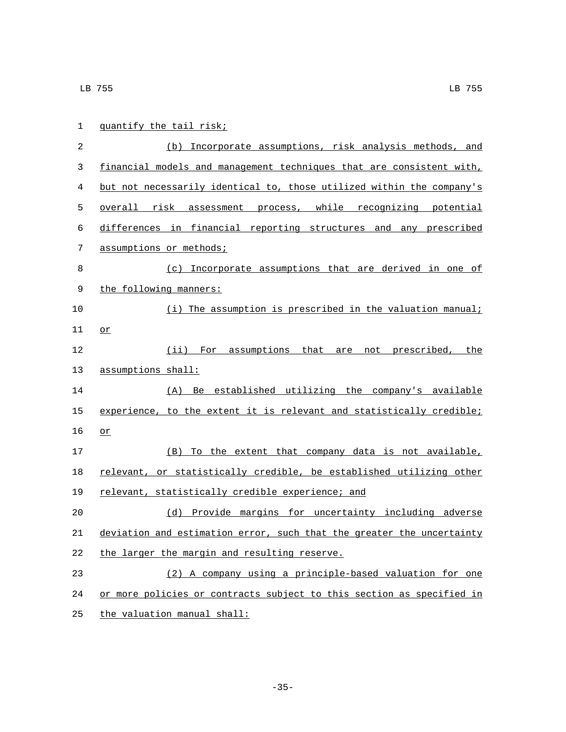quantify the tail risk;

(b) Incorporate assumptions, risk analysis methods, and financial models and management techniques that are consistent with, but not necessarily identical to, those utilized within the company's overall risk assessment process, while recognizing potential differences in financial reporting structures and any prescribed assumptions or methods;

(c) Incorporate assumptions that are derived in one of the following manners:

(i) The assumption is prescribed in the valuation manual; or

(ii) For assumptions that are not prescribed, the assumptions shall:

(A) Be established utilizing the company's available experience, to the extent it is relevant and statistically credible; or

(B) To the extent that company data is not available, relevant, or statistically credible, be established utilizing other relevant, statistically credible experience; and

(d) Provide margins for uncertainty including adverse deviation and estimation error, such that the greater the uncertainty the larger the margin and resulting reserve.

(2) A company using a principle-based valuation for one or more policies or contracts subject to this section as specified in the valuation manual shall: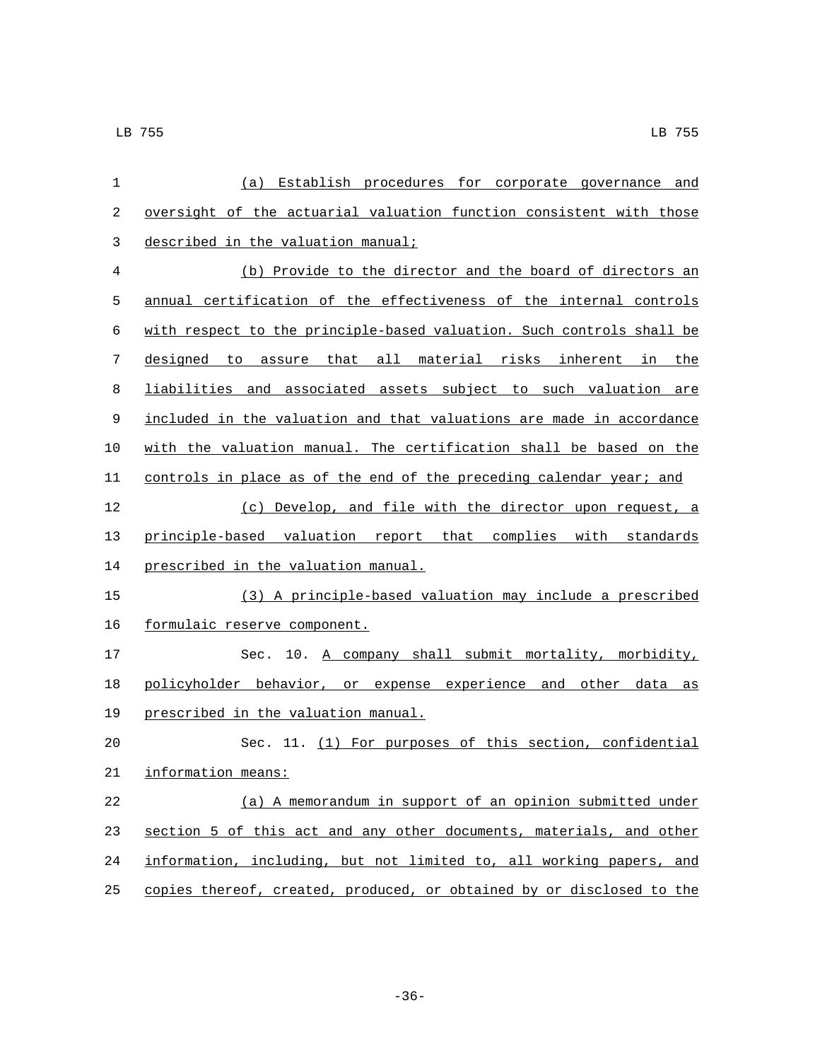(a) Establish procedures for corporate governance and oversight of the actuarial valuation function consistent with those described in the valuation manual;

(b) Provide to the director and the board of directors an annual certification of the effectiveness of the internal controls with respect to the principle-based valuation. Such controls shall be designed to assure that all material risks inherent in the liabilities and associated assets subject to such valuation are included in the valuation and that valuations are made in accordance with the valuation manual. The certification shall be based on the controls in place as of the end of the preceding calendar year; and

(c) Develop, and file with the director upon request, a principle-based valuation report that complies with standards prescribed in the valuation manual.

(3) A principle-based valuation may include a prescribed formulaic reserve component.

Sec. 10. A company shall submit mortality, morbidity, policyholder behavior, or expense experience and other data as prescribed in the valuation manual.

Sec. 11. (1) For purposes of this section, confidential information means:

(a) A memorandum in support of an opinion submitted under section 5 of this act and any other documents, materials, and other information, including, but not limited to, all working papers, and copies thereof, created, produced, or obtained by or disclosed to the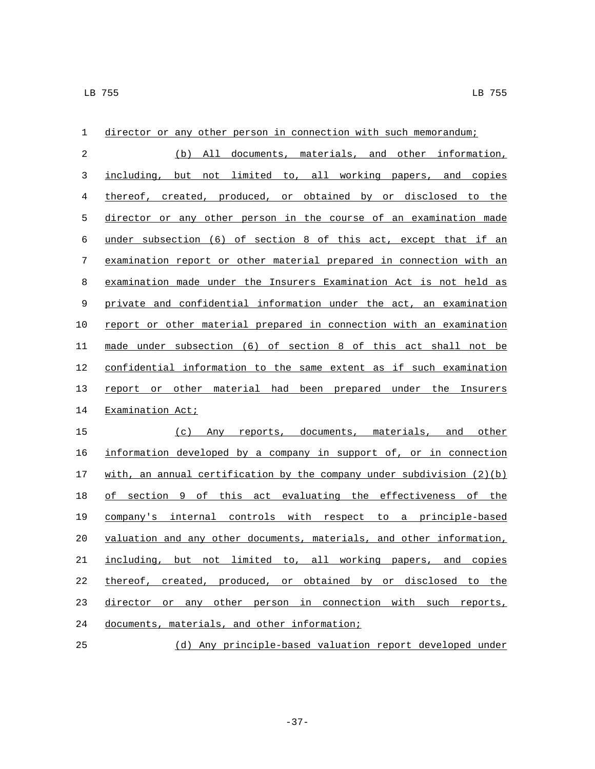director or any other person in connection with such memorandum;

(b) All documents, materials, and other information, including, but not limited to, all working papers, and copies thereof, created, produced, or obtained by or disclosed to the director or any other person in the course of an examination made under subsection (6) of section 8 of this act, except that if an examination report or other material prepared in connection with an examination made under the Insurers Examination Act is not held as private and confidential information under the act, an examination report or other material prepared in connection with an examination made under subsection (6) of section 8 of this act shall not be confidential information to the same extent as if such examination report or other material had been prepared under the Insurers Examination Act;

(c) Any reports, documents, materials, and other information developed by a company in support of, or in connection with, an annual certification by the company under subdivision (2)(b) of section 9 of this act evaluating the effectiveness of the company's internal controls with respect to a principle-based valuation and any other documents, materials, and other information, including, but not limited to, all working papers, and copies thereof, created, produced, or obtained by or disclosed to the director or any other person in connection with such reports, documents, materials, and other information;

(d) Any principle-based valuation report developed under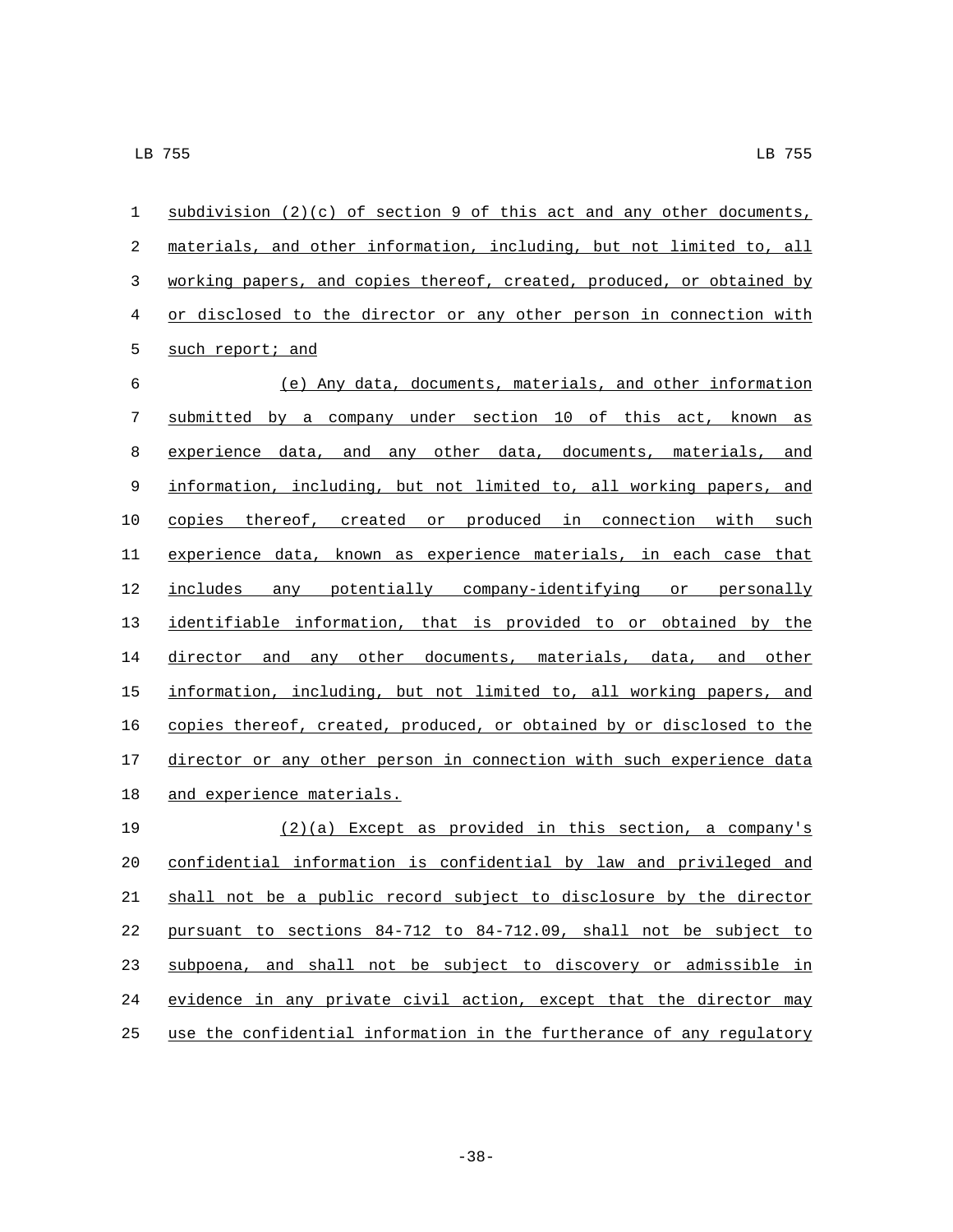subdivision (2)(c) of section 9 of this act and any other documents, materials, and other information, including, but not limited to, all working papers, and copies thereof, created, produced, or obtained by or disclosed to the director or any other person in connection with such report; and

(e) Any data, documents, materials, and other information submitted by a company under section 10 of this act, known as experience data, and any other data, documents, materials, and information, including, but not limited to, all working papers, and copies thereof, created or produced in connection with such experience data, known as experience materials, in each case that includes any potentially company-identifying or personally identifiable information, that is provided to or obtained by the director and any other documents, materials, data, and other information, including, but not limited to, all working papers, and copies thereof, created, produced, or obtained by or disclosed to the director or any other person in connection with such experience data and experience materials.

(2)(a) Except as provided in this section, a company's confidential information is confidential by law and privileged and shall not be a public record subject to disclosure by the director pursuant to sections 84-712 to 84-712.09, shall not be subject to subpoena, and shall not be subject to discovery or admissible in evidence in any private civil action, except that the director may use the confidential information in the furtherance of any regulatory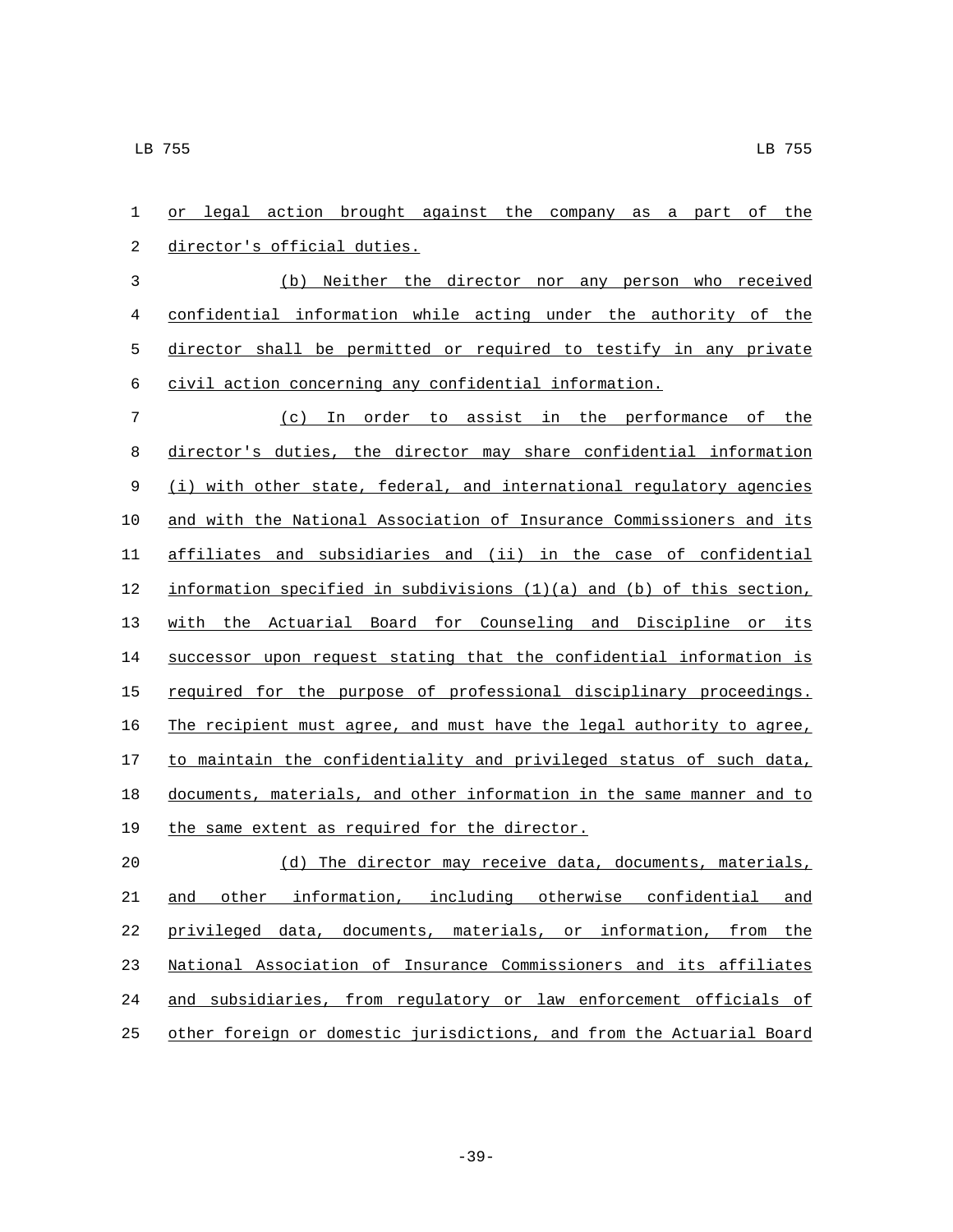or legal action brought against the company as a part of the director's official duties.

(b) Neither the director nor any person who received confidential information while acting under the authority of the director shall be permitted or required to testify in any private civil action concerning any confidential information.

(c) In order to assist in the performance of the director's duties, the director may share confidential information (i) with other state, federal, and international regulatory agencies and with the National Association of Insurance Commissioners and its affiliates and subsidiaries and (ii) in the case of confidential information specified in subdivisions (1)(a) and (b) of this section, with the Actuarial Board for Counseling and Discipline or its successor upon request stating that the confidential information is required for the purpose of professional disciplinary proceedings. The recipient must agree, and must have the legal authority to agree, to maintain the confidentiality and privileged status of such data, documents, materials, and other information in the same manner and to the same extent as required for the director.

(d) The director may receive data, documents, materials, and other information, including otherwise confidential and privileged data, documents, materials, or information, from the National Association of Insurance Commissioners and its affiliates and subsidiaries, from regulatory or law enforcement officials of other foreign or domestic jurisdictions, and from the Actuarial Board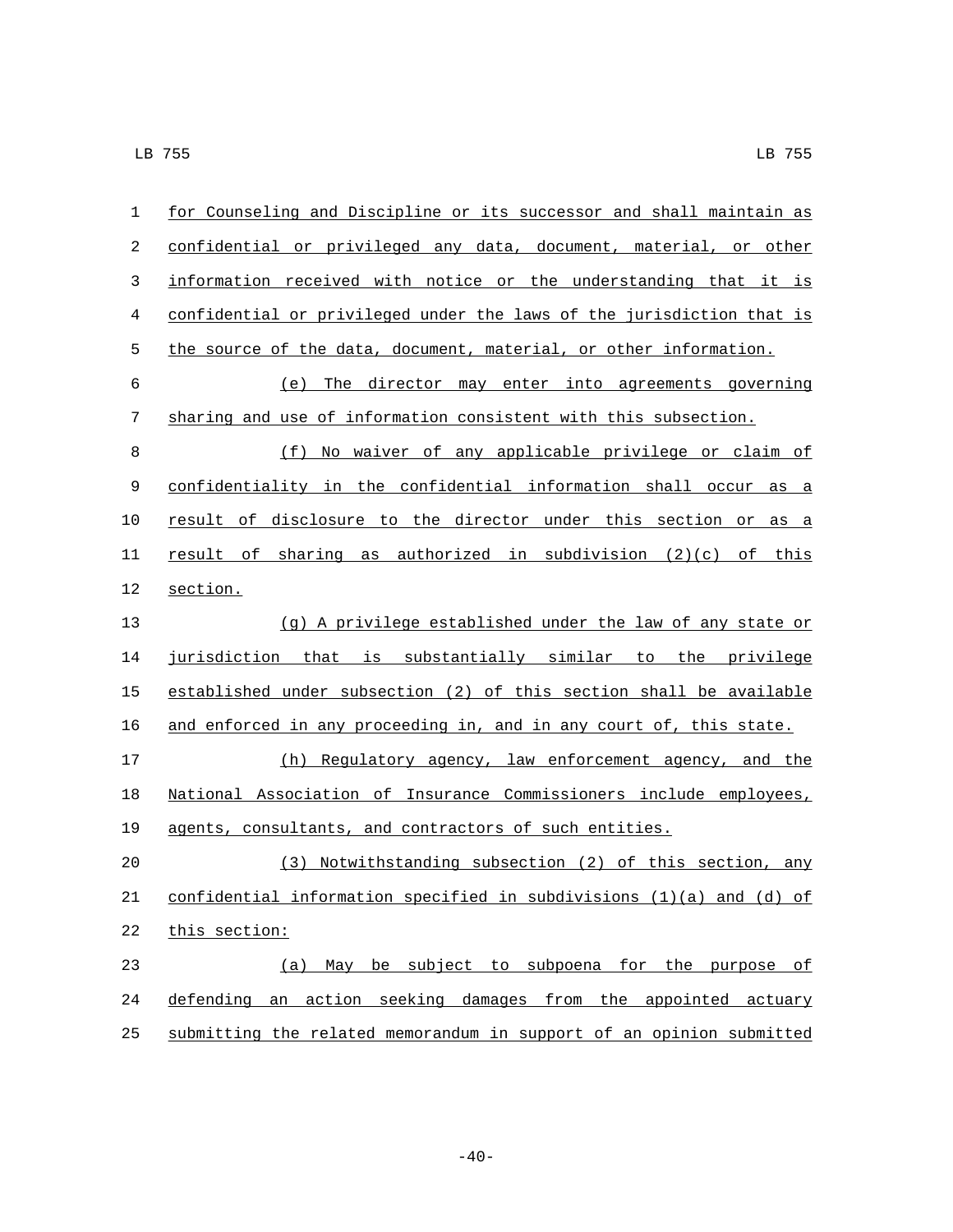for Counseling and Discipline or its successor and shall maintain as confidential or privileged any data, document, material, or other information received with notice or the understanding that it is confidential or privileged under the laws of the jurisdiction that is the source of the data, document, material, or other information.

(e) The director may enter into agreements governing sharing and use of information consistent with this subsection.

(f) No waiver of any applicable privilege or claim of confidentiality in the confidential information shall occur as a result of disclosure to the director under this section or as a result of sharing as authorized in subdivision (2)(c) of this section.

(g) A privilege established under the law of any state or jurisdiction that is substantially similar to the privilege established under subsection (2) of this section shall be available and enforced in any proceeding in, and in any court of, this state.

(h) Regulatory agency, law enforcement agency, and the National Association of Insurance Commissioners include employees, agents, consultants, and contractors of such entities.

(3) Notwithstanding subsection (2) of this section, any confidential information specified in subdivisions (1)(a) and (d) of this section:

(a) May be subject to subpoena for the purpose of defending an action seeking damages from the appointed actuary submitting the related memorandum in support of an opinion submitted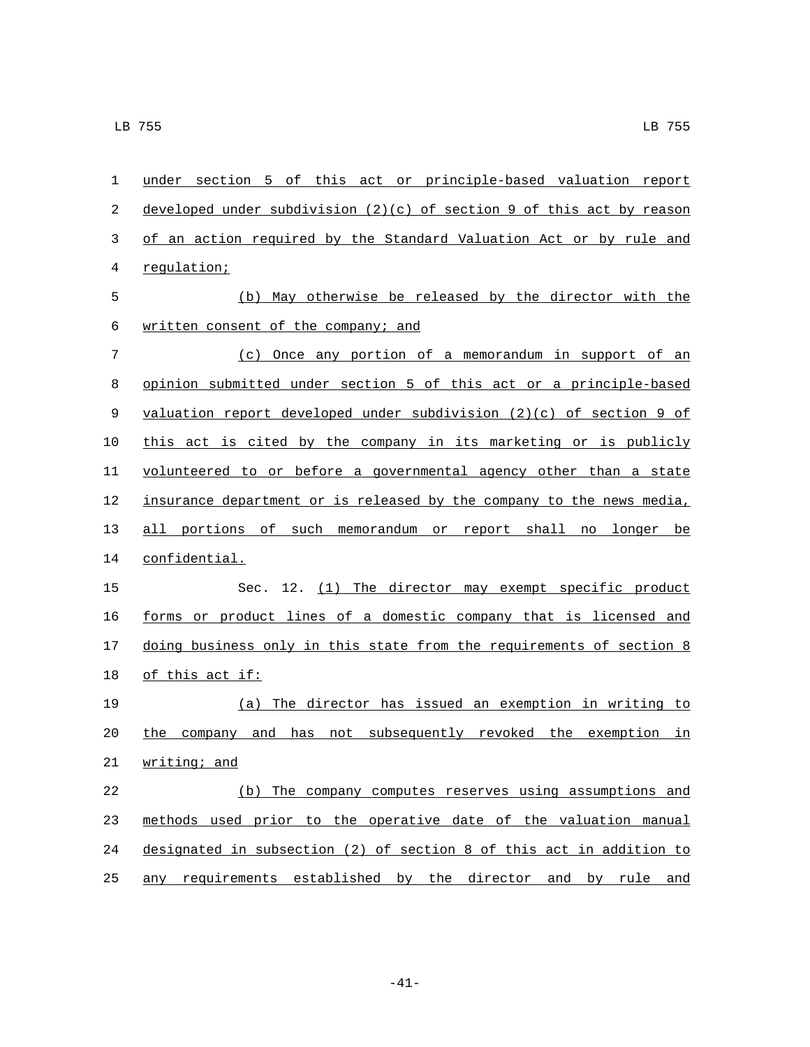under section 5 of this act or principle-based valuation report developed under subdivision (2)(c) of section 9 of this act by reason of an action required by the Standard Valuation Act or by rule and regulation;

(b) May otherwise be released by the director with the written consent of the company; and

(c) Once any portion of a memorandum in support of an opinion submitted under section 5 of this act or a principle-based valuation report developed under subdivision (2)(c) of section 9 of this act is cited by the company in its marketing or is publicly volunteered to or before a governmental agency other than a state insurance department or is released by the company to the news media, all portions of such memorandum or report shall no longer be confidential.

Sec. 12. (1) The director may exempt specific product forms or product lines of a domestic company that is licensed and doing business only in this state from the requirements of section 8 of this act if:

(a) The director has issued an exemption in writing to the company and has not subsequently revoked the exemption in writing; and

(b) The company computes reserves using assumptions and methods used prior to the operative date of the valuation manual designated in subsection (2) of section 8 of this act in addition to any requirements established by the director and by rule and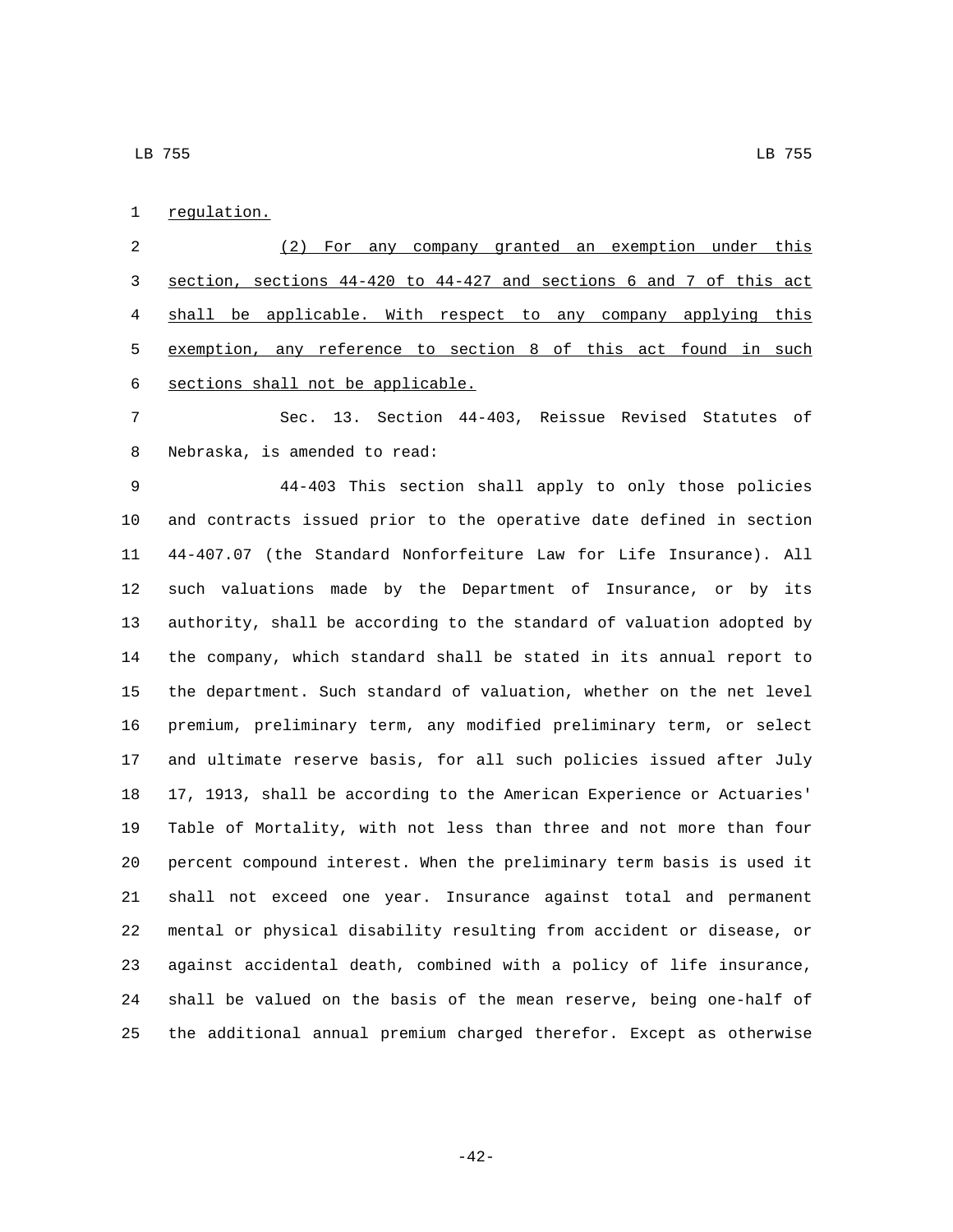regulation.

(2) For any company granted an exemption under this section, sections 44-420 to 44-427 and sections 6 and 7 of this act shall be applicable. With respect to any company applying this exemption, any reference to section 8 of this act found in such sections shall not be applicable.

Sec. 13. Section 44-403, Reissue Revised Statutes of Nebraska, is amended to read:

44-403 This section shall apply to only those policies and contracts issued prior to the operative date defined in section 44-407.07 (the Standard Nonforfeiture Law for Life Insurance). All such valuations made by the Department of Insurance, or by its authority, shall be according to the standard of valuation adopted by the company, which standard shall be stated in its annual report to the department. Such standard of valuation, whether on the net level premium, preliminary term, any modified preliminary term, or select and ultimate reserve basis, for all such policies issued after July 17, 1913, shall be according to the American Experience or Actuaries' Table of Mortality, with not less than three and not more than four percent compound interest. When the preliminary term basis is used it shall not exceed one year. Insurance against total and permanent mental or physical disability resulting from accident or disease, or against accidental death, combined with a policy of life insurance, shall be valued on the basis of the mean reserve, being one-half of the additional annual premium charged therefor. Except as otherwise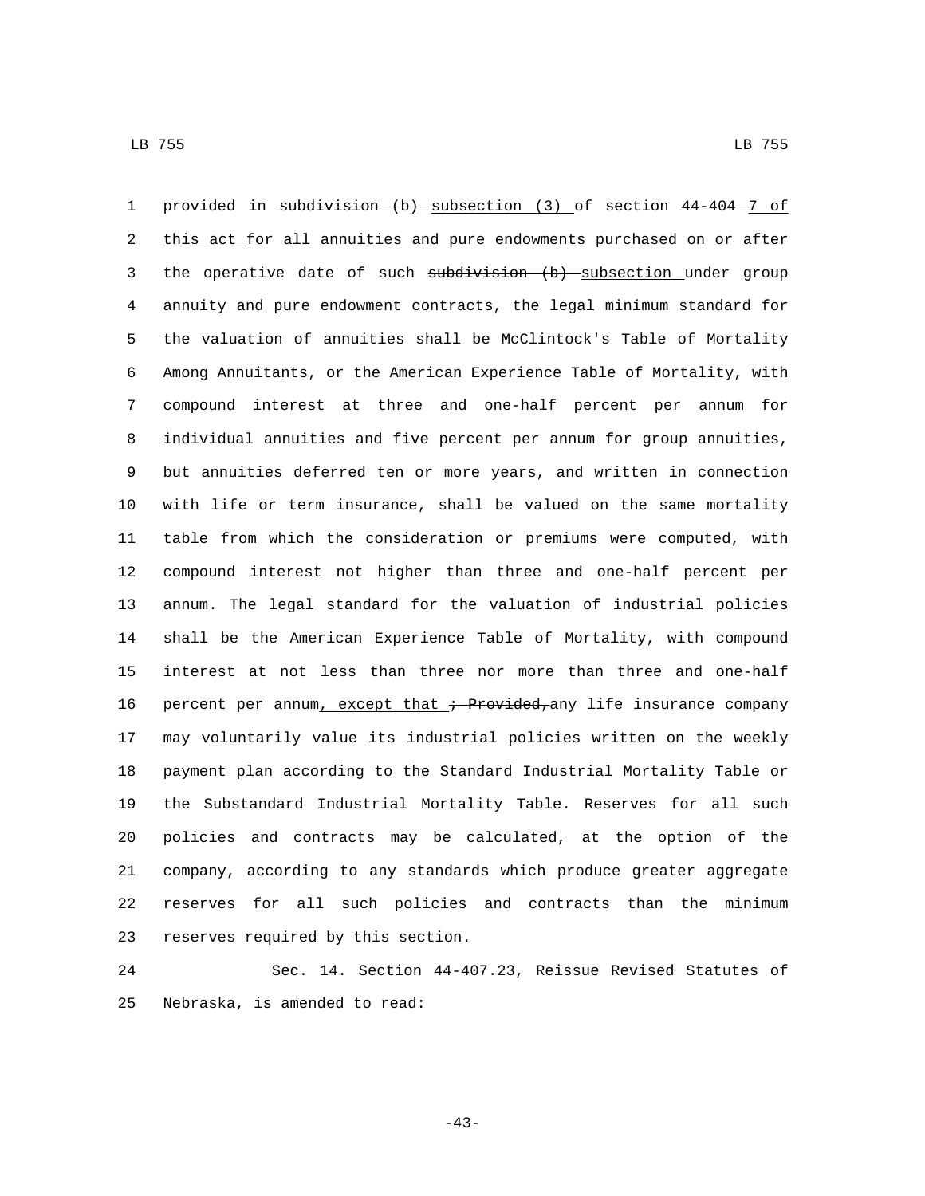provided in ~~subdivision (b)~~ subsection (3) of section ~~44-404~~ 7 of this act for all annuities and pure endowments purchased on or after the operative date of such ~~subdivision (b)~~ subsection under group annuity and pure endowment contracts, the legal minimum standard for the valuation of annuities shall be McClintock's Table of Mortality Among Annuitants, or the American Experience Table of Mortality, with compound interest at three and one-half percent per annum for individual annuities and five percent per annum for group annuities, but annuities deferred ten or more years, and written in connection with life or term insurance, shall be valued on the same mortality table from which the consideration or premiums were computed, with compound interest not higher than three and one-half percent per annum. The legal standard for the valuation of industrial policies shall be the American Experience Table of Mortality, with compound interest at not less than three nor more than three and one-half percent per annum, except that ~~; Provided,~~ any life insurance company may voluntarily value its industrial policies written on the weekly payment plan according to the Standard Industrial Mortality Table or the Substandard Industrial Mortality Table. Reserves for all such policies and contracts may be calculated, at the option of the company, according to any standards which produce greater aggregate reserves for all such policies and contracts than the minimum reserves required by this section.

Sec. 14. Section 44-407.23, Reissue Revised Statutes of Nebraska, is amended to read: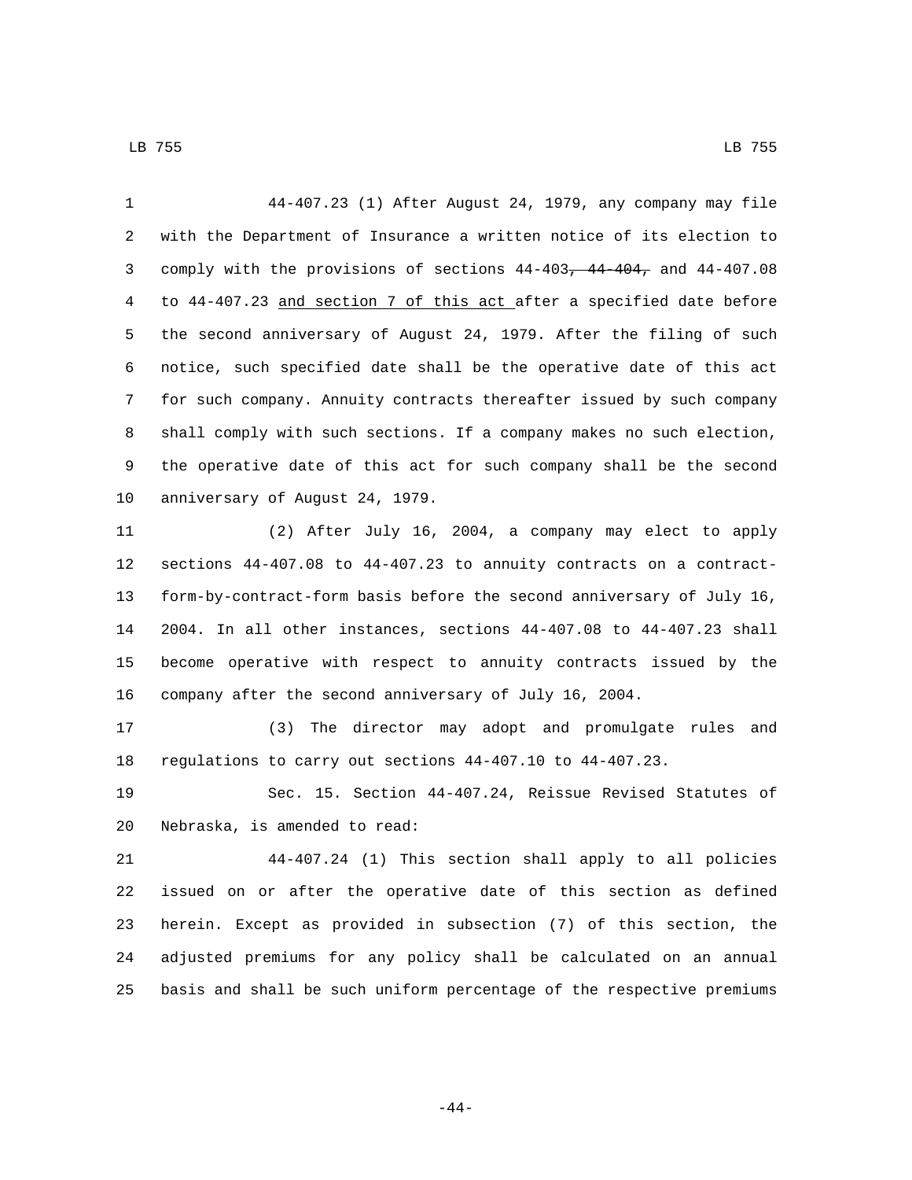44-407.23 (1) After August 24, 1979, any company may file with the Department of Insurance a written notice of its election to comply with the provisions of sections 44-403~~, 44-404,~~ and 44-407.08 to 44-407.23 <u>and section 7 of this act</u> after a specified date before the second anniversary of August 24, 1979. After the filing of such notice, such specified date shall be the operative date of this act for such company. Annuity contracts thereafter issued by such company shall comply with such sections. If a company makes no such election, the operative date of this act for such company shall be the second anniversary of August 24, 1979.

(2) After July 16, 2004, a company may elect to apply sections 44-407.08 to 44-407.23 to annuity contracts on a contract-form-by-contract-form basis before the second anniversary of July 16, 2004. In all other instances, sections 44-407.08 to 44-407.23 shall become operative with respect to annuity contracts issued by the company after the second anniversary of July 16, 2004.

(3) The director may adopt and promulgate rules and regulations to carry out sections 44-407.10 to 44-407.23.

Sec. 15. Section 44-407.24, Reissue Revised Statutes of Nebraska, is amended to read:

44-407.24 (1) This section shall apply to all policies issued on or after the operative date of this section as defined herein. Except as provided in subsection (7) of this section, the adjusted premiums for any policy shall be calculated on an annual basis and shall be such uniform percentage of the respective premiums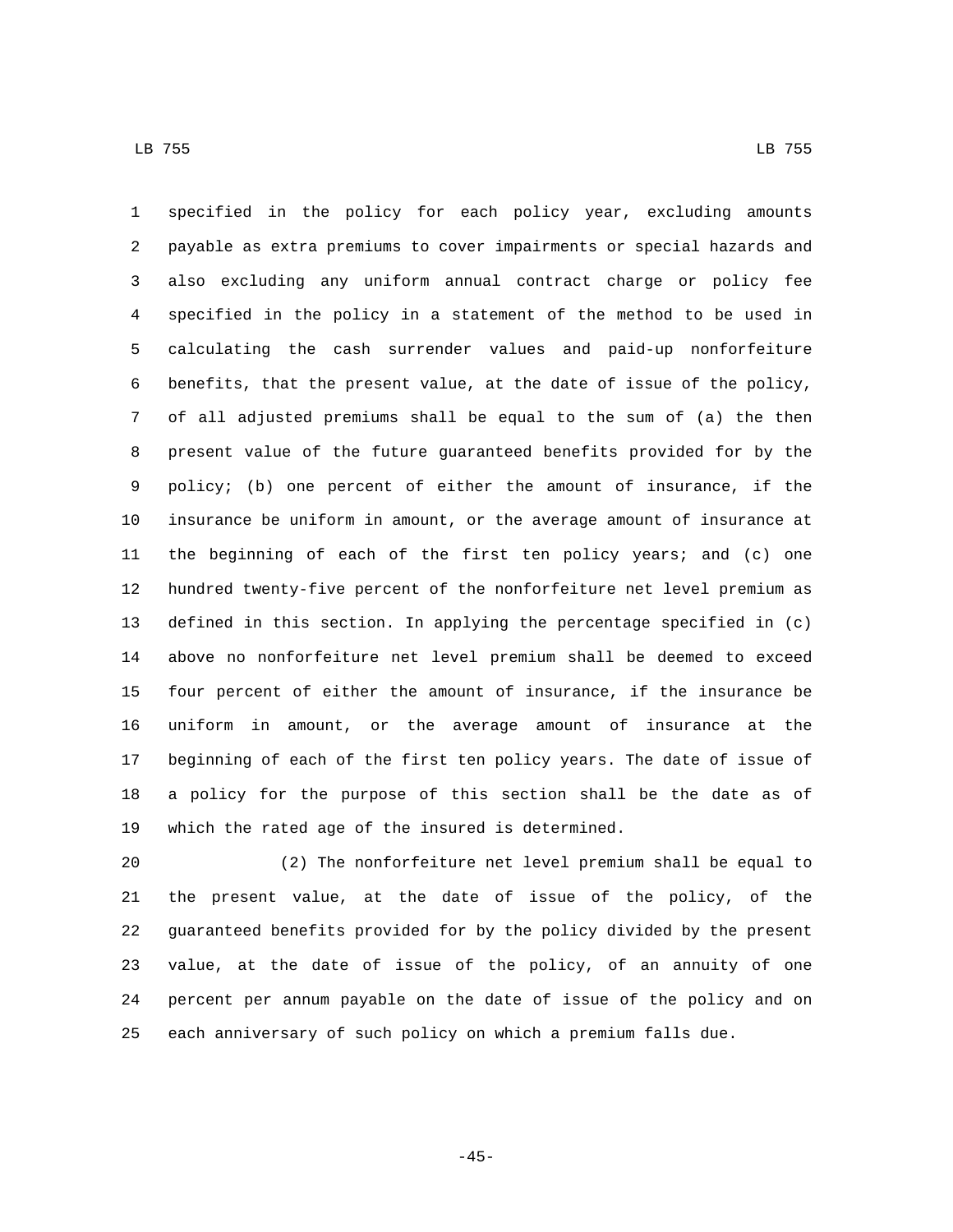specified in the policy for each policy year, excluding amounts payable as extra premiums to cover impairments or special hazards and also excluding any uniform annual contract charge or policy fee specified in the policy in a statement of the method to be used in calculating the cash surrender values and paid-up nonforfeiture benefits, that the present value, at the date of issue of the policy, of all adjusted premiums shall be equal to the sum of (a) the then present value of the future guaranteed benefits provided for by the policy; (b) one percent of either the amount of insurance, if the insurance be uniform in amount, or the average amount of insurance at the beginning of each of the first ten policy years; and (c) one hundred twenty-five percent of the nonforfeiture net level premium as defined in this section. In applying the percentage specified in (c) above no nonforfeiture net level premium shall be deemed to exceed four percent of either the amount of insurance, if the insurance be uniform in amount, or the average amount of insurance at the beginning of each of the first ten policy years. The date of issue of a policy for the purpose of this section shall be the date as of which the rated age of the insured is determined.

(2) The nonforfeiture net level premium shall be equal to the present value, at the date of issue of the policy, of the guaranteed benefits provided for by the policy divided by the present value, at the date of issue of the policy, of an annuity of one percent per annum payable on the date of issue of the policy and on each anniversary of such policy on which a premium falls due.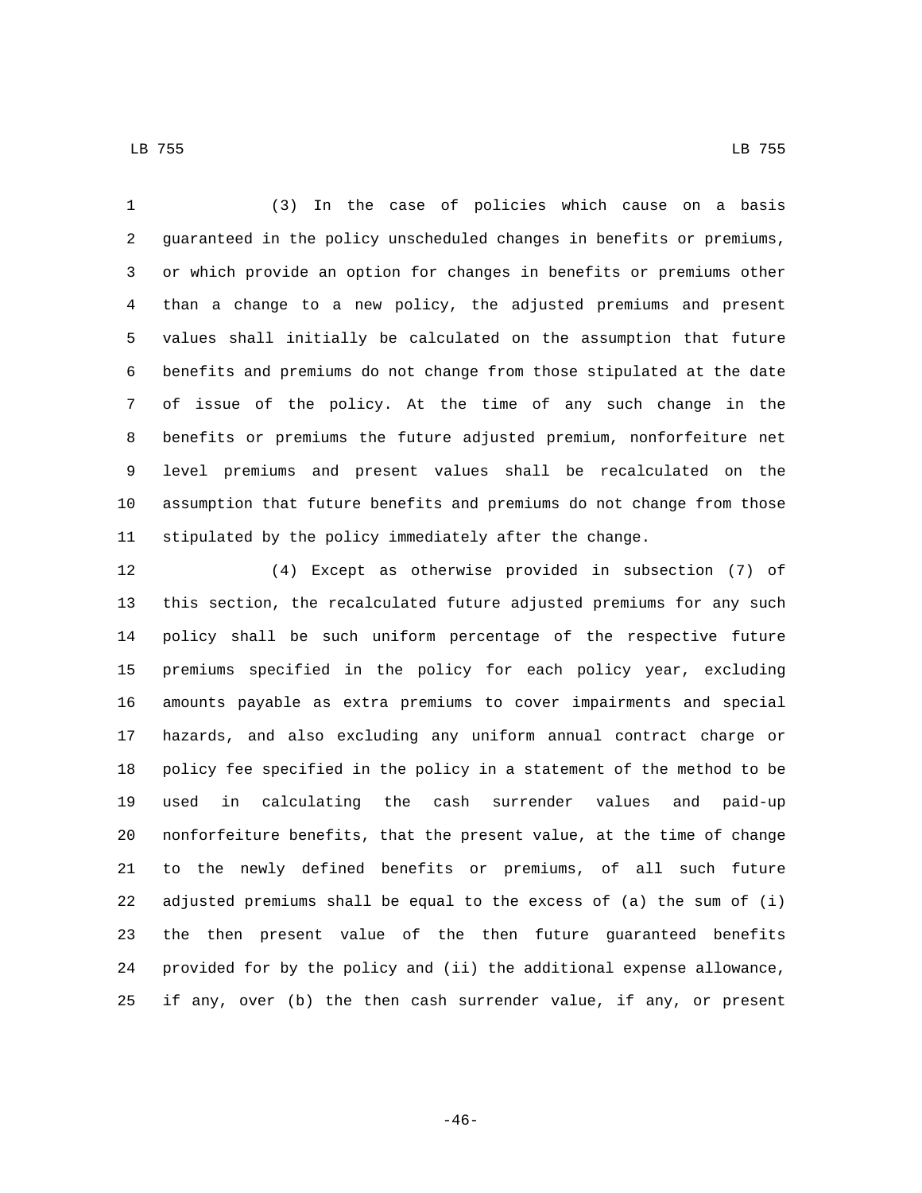(3) In the case of policies which cause on a basis guaranteed in the policy unscheduled changes in benefits or premiums, or which provide an option for changes in benefits or premiums other than a change to a new policy, the adjusted premiums and present values shall initially be calculated on the assumption that future benefits and premiums do not change from those stipulated at the date of issue of the policy. At the time of any such change in the benefits or premiums the future adjusted premium, nonforfeiture net level premiums and present values shall be recalculated on the assumption that future benefits and premiums do not change from those stipulated by the policy immediately after the change.

(4) Except as otherwise provided in subsection (7) of this section, the recalculated future adjusted premiums for any such policy shall be such uniform percentage of the respective future premiums specified in the policy for each policy year, excluding amounts payable as extra premiums to cover impairments and special hazards, and also excluding any uniform annual contract charge or policy fee specified in the policy in a statement of the method to be used in calculating the cash surrender values and paid-up nonforfeiture benefits, that the present value, at the time of change to the newly defined benefits or premiums, of all such future adjusted premiums shall be equal to the excess of (a) the sum of (i) the then present value of the then future guaranteed benefits provided for by the policy and (ii) the additional expense allowance, if any, over (b) the then cash surrender value, if any, or present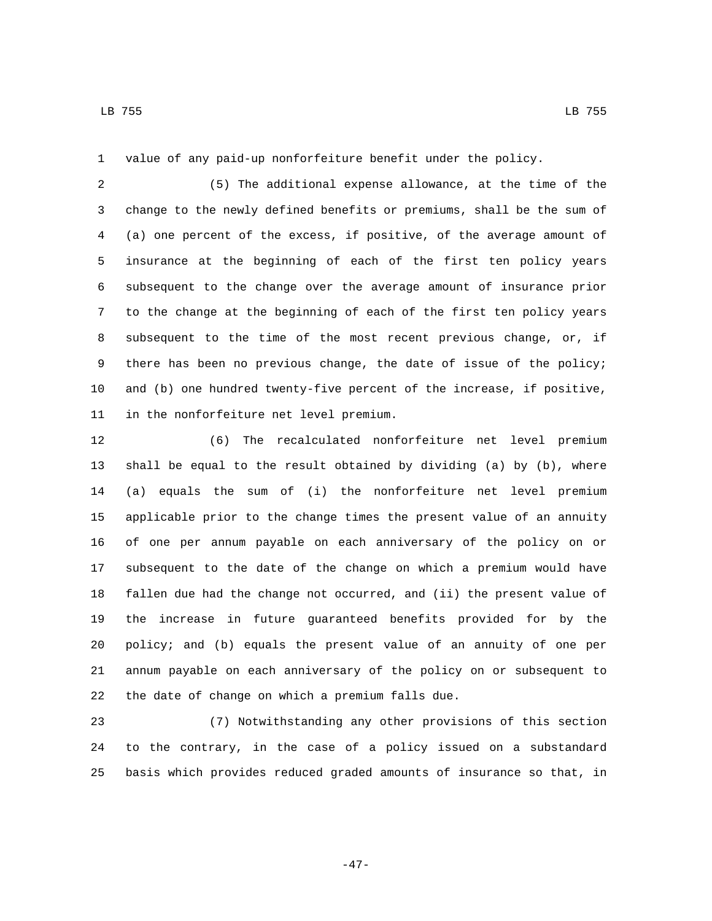value of any paid-up nonforfeiture benefit under the policy.

(5) The additional expense allowance, at the time of the change to the newly defined benefits or premiums, shall be the sum of (a) one percent of the excess, if positive, of the average amount of insurance at the beginning of each of the first ten policy years subsequent to the change over the average amount of insurance prior to the change at the beginning of each of the first ten policy years subsequent to the time of the most recent previous change, or, if there has been no previous change, the date of issue of the policy; and (b) one hundred twenty-five percent of the increase, if positive, in the nonforfeiture net level premium.

(6) The recalculated nonforfeiture net level premium shall be equal to the result obtained by dividing (a) by (b), where (a) equals the sum of (i) the nonforfeiture net level premium applicable prior to the change times the present value of an annuity of one per annum payable on each anniversary of the policy on or subsequent to the date of the change on which a premium would have fallen due had the change not occurred, and (ii) the present value of the increase in future guaranteed benefits provided for by the policy; and (b) equals the present value of an annuity of one per annum payable on each anniversary of the policy on or subsequent to the date of change on which a premium falls due.

(7) Notwithstanding any other provisions of this section to the contrary, in the case of a policy issued on a substandard basis which provides reduced graded amounts of insurance so that, in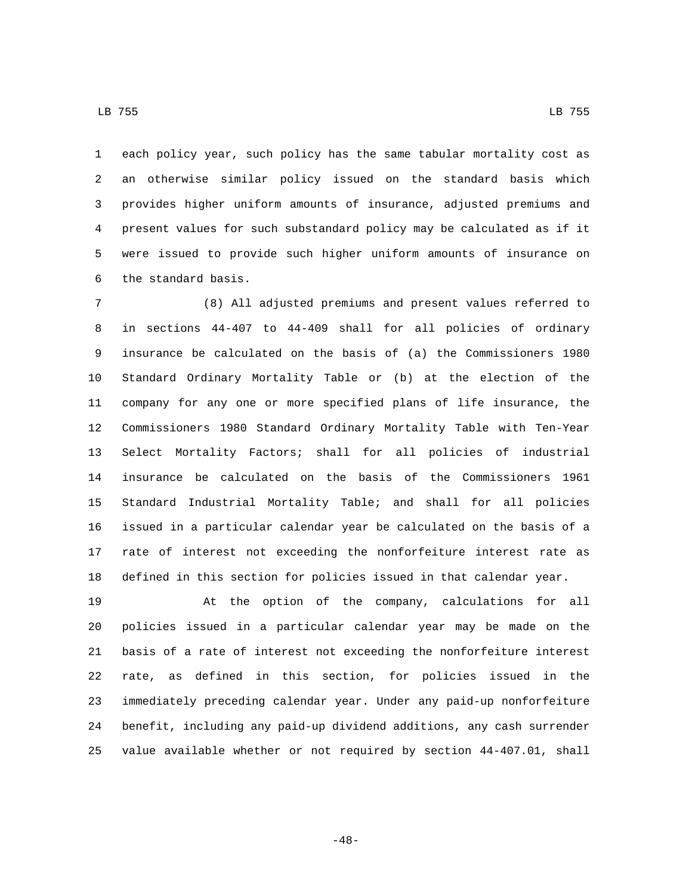each policy year, such policy has the same tabular mortality cost as an otherwise similar policy issued on the standard basis which provides higher uniform amounts of insurance, adjusted premiums and present values for such substandard policy may be calculated as if it were issued to provide such higher uniform amounts of insurance on the standard basis.

(8) All adjusted premiums and present values referred to in sections 44-407 to 44-409 shall for all policies of ordinary insurance be calculated on the basis of (a) the Commissioners 1980 Standard Ordinary Mortality Table or (b) at the election of the company for any one or more specified plans of life insurance, the Commissioners 1980 Standard Ordinary Mortality Table with Ten-Year Select Mortality Factors; shall for all policies of industrial insurance be calculated on the basis of the Commissioners 1961 Standard Industrial Mortality Table; and shall for all policies issued in a particular calendar year be calculated on the basis of a rate of interest not exceeding the nonforfeiture interest rate as defined in this section for policies issued in that calendar year.

At the option of the company, calculations for all policies issued in a particular calendar year may be made on the basis of a rate of interest not exceeding the nonforfeiture interest rate, as defined in this section, for policies issued in the immediately preceding calendar year. Under any paid-up nonforfeiture benefit, including any paid-up dividend additions, any cash surrender value available whether or not required by section 44-407.01, shall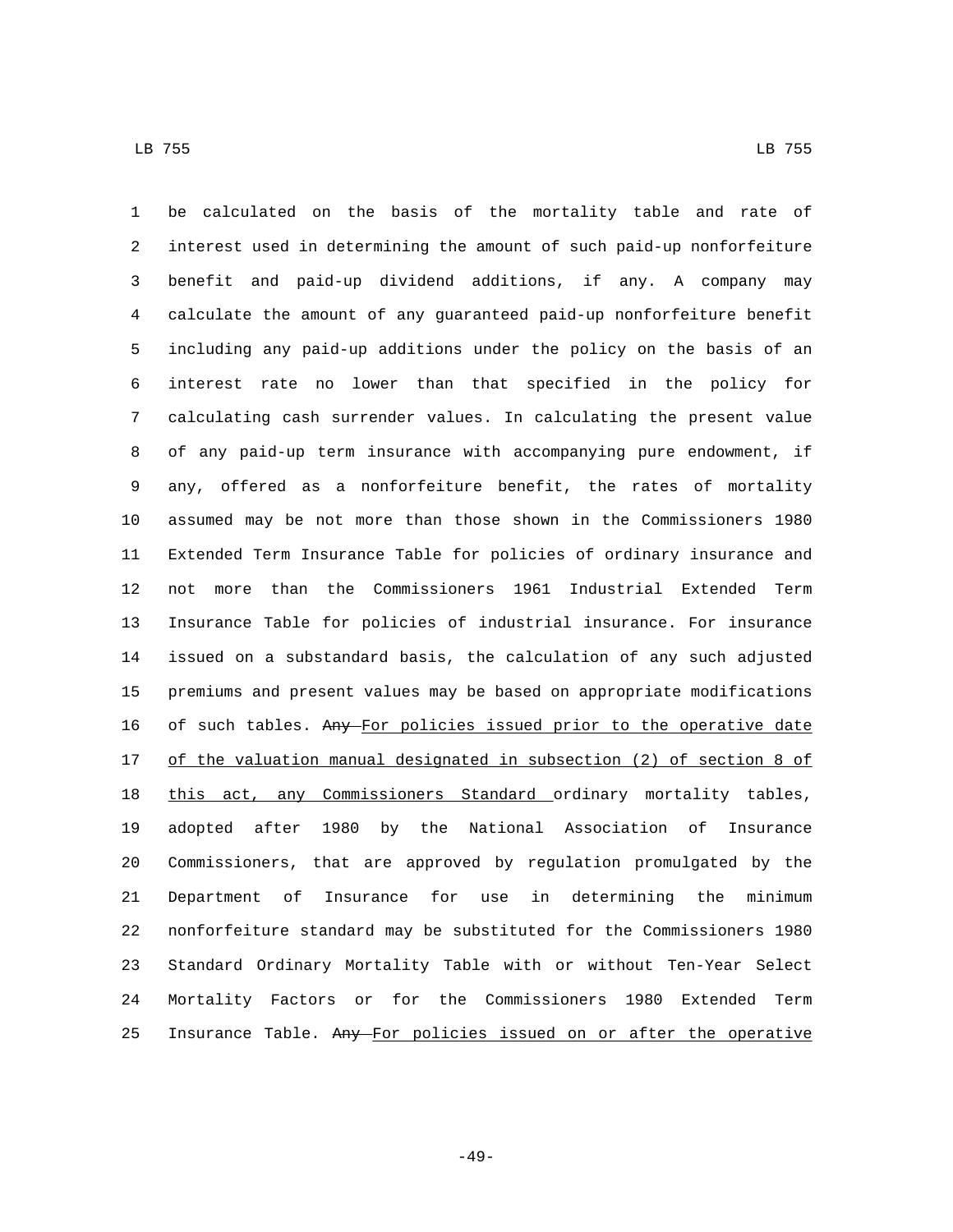be calculated on the basis of the mortality table and rate of interest used in determining the amount of such paid-up nonforfeiture benefit and paid-up dividend additions, if any. A company may calculate the amount of any guaranteed paid-up nonforfeiture benefit including any paid-up additions under the policy on the basis of an interest rate no lower than that specified in the policy for calculating cash surrender values. In calculating the present value of any paid-up term insurance with accompanying pure endowment, if any, offered as a nonforfeiture benefit, the rates of mortality assumed may be not more than those shown in the Commissioners 1980 Extended Term Insurance Table for policies of ordinary insurance and not more than the Commissioners 1961 Industrial Extended Term Insurance Table for policies of industrial insurance. For insurance issued on a substandard basis, the calculation of any such adjusted premiums and present values may be based on appropriate modifications of such tables. ~~Any~~ For policies issued prior to the operative date of the valuation manual designated in subsection (2) of section 8 of this act, any Commissioners Standard ordinary mortality tables, adopted after 1980 by the National Association of Insurance Commissioners, that are approved by regulation promulgated by the Department of Insurance for use in determining the minimum nonforfeiture standard may be substituted for the Commissioners 1980 Standard Ordinary Mortality Table with or without Ten-Year Select Mortality Factors or for the Commissioners 1980 Extended Term Insurance Table. ~~Any~~ For policies issued on or after the operative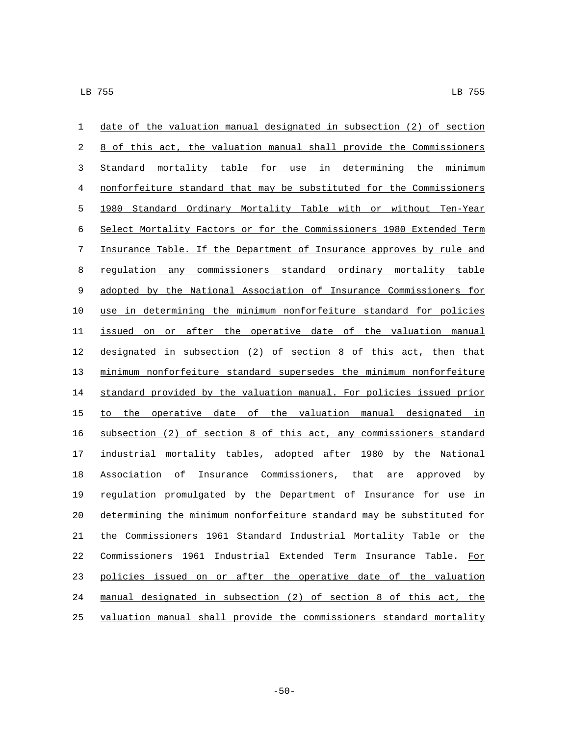date of the valuation manual designated in subsection (2) of section 8 of this act, the valuation manual shall provide the Commissioners Standard mortality table for use in determining the minimum nonforfeiture standard that may be substituted for the Commissioners 1980 Standard Ordinary Mortality Table with or without Ten-Year Select Mortality Factors or for the Commissioners 1980 Extended Term Insurance Table. If the Department of Insurance approves by rule and regulation any commissioners standard ordinary mortality table adopted by the National Association of Insurance Commissioners for use in determining the minimum nonforfeiture standard for policies issued on or after the operative date of the valuation manual designated in subsection (2) of section 8 of this act, then that minimum nonforfeiture standard supersedes the minimum nonforfeiture standard provided by the valuation manual. For policies issued prior to the operative date of the valuation manual designated in subsection (2) of section 8 of this act, any commissioners standard industrial mortality tables, adopted after 1980 by the National Association of Insurance Commissioners, that are approved by regulation promulgated by the Department of Insurance for use in determining the minimum nonforfeiture standard may be substituted for the Commissioners 1961 Standard Industrial Mortality Table or the Commissioners 1961 Industrial Extended Term Insurance Table. For policies issued on or after the operative date of the valuation manual designated in subsection (2) of section 8 of this act, the valuation manual shall provide the commissioners standard mortality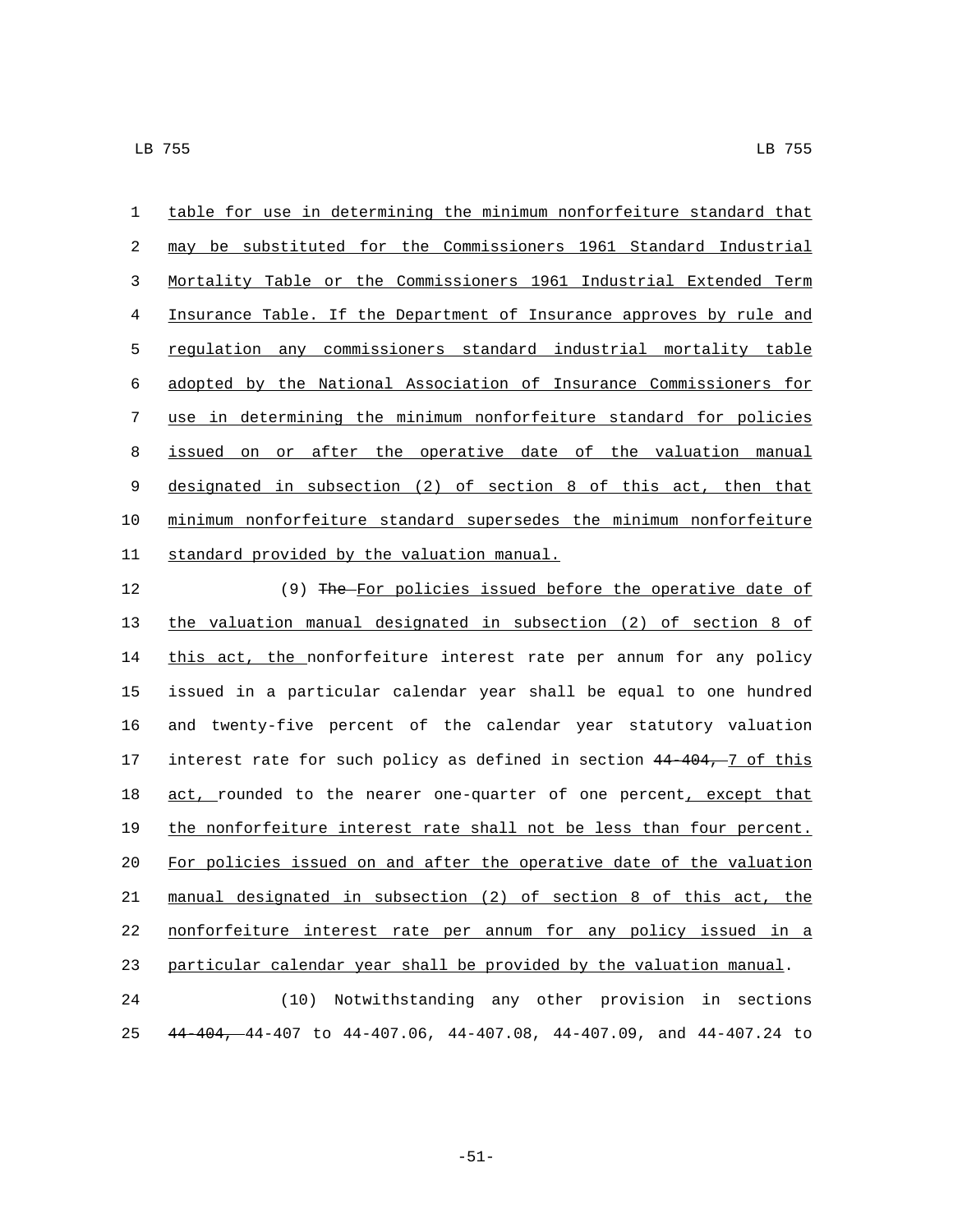table for use in determining the minimum nonforfeiture standard that may be substituted for the Commissioners 1961 Standard Industrial Mortality Table or the Commissioners 1961 Industrial Extended Term Insurance Table. If the Department of Insurance approves by rule and regulation any commissioners standard industrial mortality table adopted by the National Association of Insurance Commissioners for use in determining the minimum nonforfeiture standard for policies issued on or after the operative date of the valuation manual designated in subsection (2) of section 8 of this act, then that minimum nonforfeiture standard supersedes the minimum nonforfeiture standard provided by the valuation manual.

(9) ~~The~~ For policies issued before the operative date of the valuation manual designated in subsection (2) of section 8 of this act, the nonforfeiture interest rate per annum for any policy issued in a particular calendar year shall be equal to one hundred and twenty-five percent of the calendar year statutory valuation interest rate for such policy as defined in section ~~44-404,~~ 7 of this act, rounded to the nearer one-quarter of one percent, except that the nonforfeiture interest rate shall not be less than four percent. For policies issued on and after the operative date of the valuation manual designated in subsection (2) of section 8 of this act, the nonforfeiture interest rate per annum for any policy issued in a particular calendar year shall be provided by the valuation manual.

(10) Notwithstanding any other provision in sections ~~44-404,~~ 44-407 to 44-407.06, 44-407.08, 44-407.09, and 44-407.24 to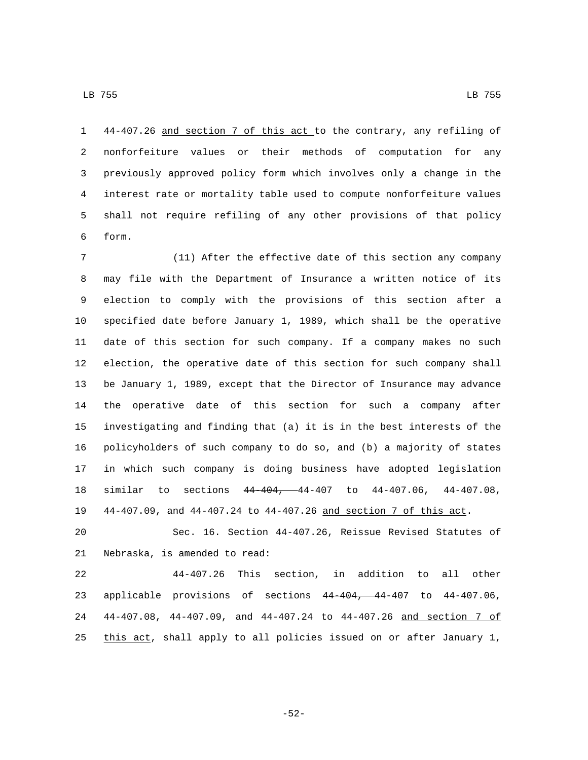44-407.26 and section 7 of this act to the contrary, any refiling of nonforfeiture values or their methods of computation for any previously approved policy form which involves only a change in the interest rate or mortality table used to compute nonforfeiture values shall not require refiling of any other provisions of that policy form.

(11) After the effective date of this section any company may file with the Department of Insurance a written notice of its election to comply with the provisions of this section after a specified date before January 1, 1989, which shall be the operative date of this section for such company. If a company makes no such election, the operative date of this section for such company shall be January 1, 1989, except that the Director of Insurance may advance the operative date of this section for such a company after investigating and finding that (a) it is in the best interests of the policyholders of such company to do so, and (b) a majority of states in which such company is doing business have adopted legislation similar to sections ~~44-404,~~ 44-407 to 44-407.06, 44-407.08, 44-407.09, and 44-407.24 to 44-407.26 and section 7 of this act.

Sec. 16. Section 44-407.26, Reissue Revised Statutes of Nebraska, is amended to read:

44-407.26 This section, in addition to all other applicable provisions of sections ~~44-404,~~ 44-407 to 44-407.06, 44-407.08, 44-407.09, and 44-407.24 to 44-407.26 and section 7 of this act, shall apply to all policies issued on or after January 1,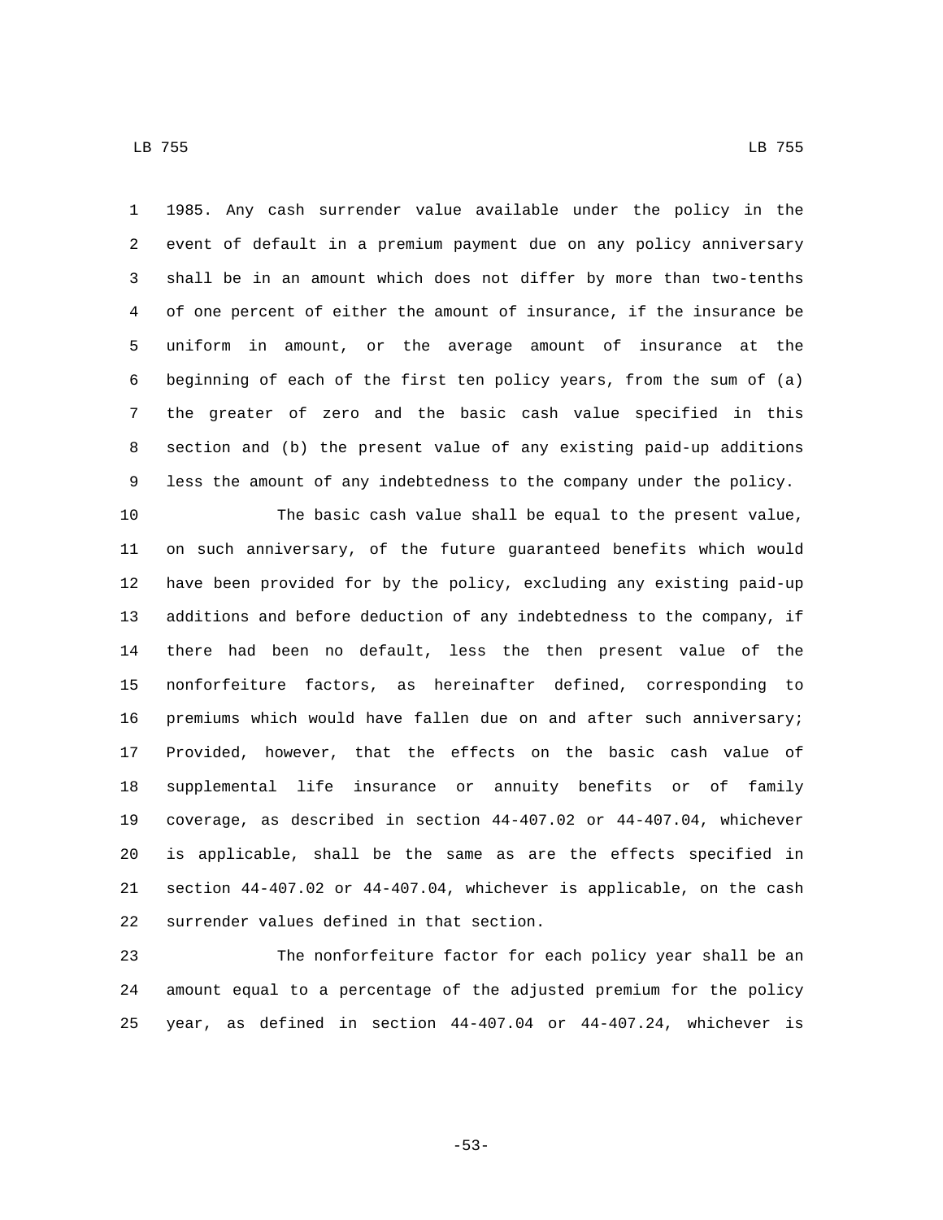1985. Any cash surrender value available under the policy in the event of default in a premium payment due on any policy anniversary shall be in an amount which does not differ by more than two-tenths of one percent of either the amount of insurance, if the insurance be uniform in amount, or the average amount of insurance at the beginning of each of the first ten policy years, from the sum of (a) the greater of zero and the basic cash value specified in this section and (b) the present value of any existing paid-up additions less the amount of any indebtedness to the company under the policy.

The basic cash value shall be equal to the present value, on such anniversary, of the future guaranteed benefits which would have been provided for by the policy, excluding any existing paid-up additions and before deduction of any indebtedness to the company, if there had been no default, less the then present value of the nonforfeiture factors, as hereinafter defined, corresponding to premiums which would have fallen due on and after such anniversary; Provided, however, that the effects on the basic cash value of supplemental life insurance or annuity benefits or of family coverage, as described in section 44-407.02 or 44-407.04, whichever is applicable, shall be the same as are the effects specified in section 44-407.02 or 44-407.04, whichever is applicable, on the cash surrender values defined in that section.

The nonforfeiture factor for each policy year shall be an amount equal to a percentage of the adjusted premium for the policy year, as defined in section 44-407.04 or 44-407.24, whichever is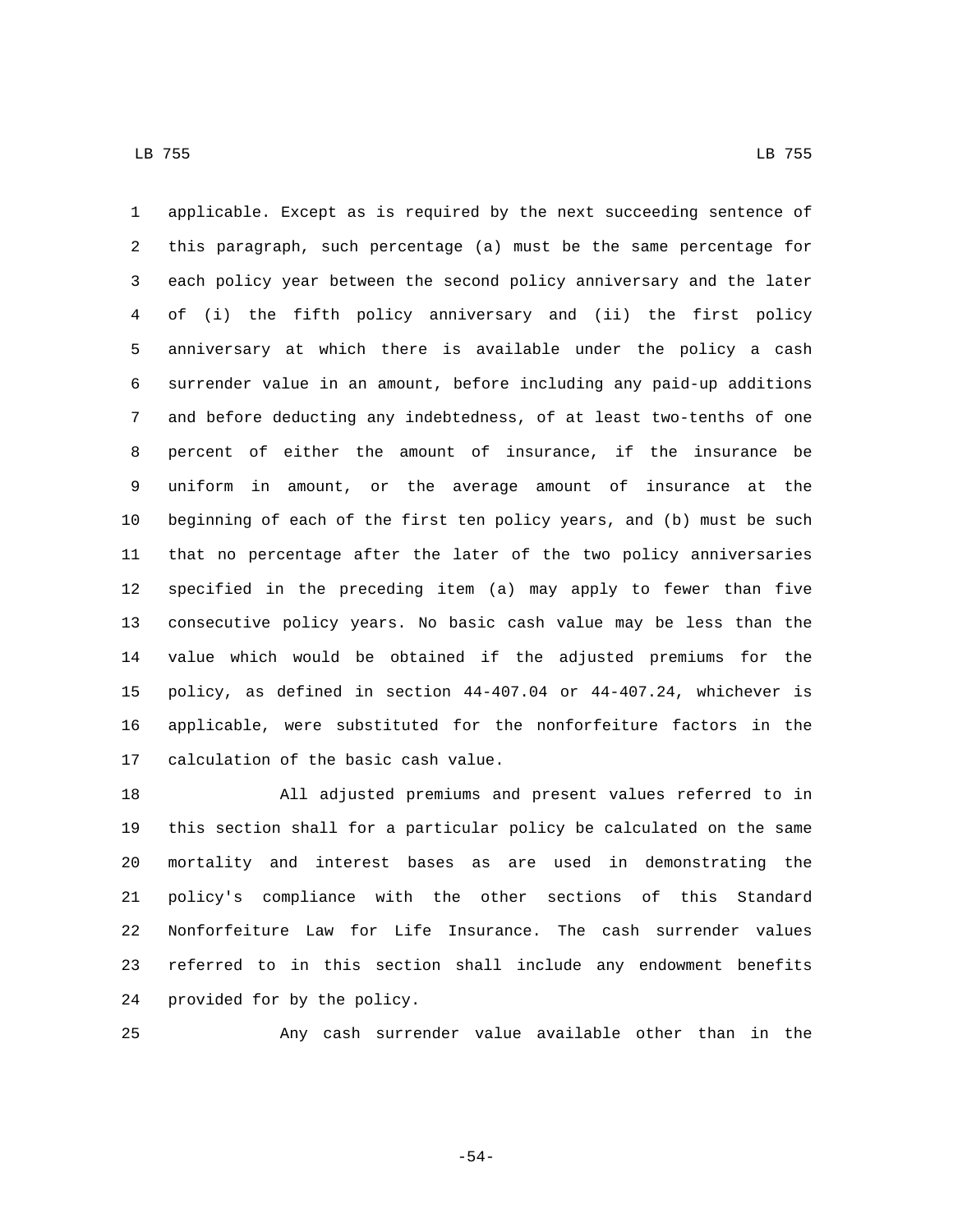applicable. Except as is required by the next succeeding sentence of this paragraph, such percentage (a) must be the same percentage for each policy year between the second policy anniversary and the later of (i) the fifth policy anniversary and (ii) the first policy anniversary at which there is available under the policy a cash surrender value in an amount, before including any paid-up additions and before deducting any indebtedness, of at least two-tenths of one percent of either the amount of insurance, if the insurance be uniform in amount, or the average amount of insurance at the beginning of each of the first ten policy years, and (b) must be such that no percentage after the later of the two policy anniversaries specified in the preceding item (a) may apply to fewer than five consecutive policy years. No basic cash value may be less than the value which would be obtained if the adjusted premiums for the policy, as defined in section 44-407.04 or 44-407.24, whichever is applicable, were substituted for the nonforfeiture factors in the calculation of the basic cash value.

All adjusted premiums and present values referred to in this section shall for a particular policy be calculated on the same mortality and interest bases as are used in demonstrating the policy's compliance with the other sections of this Standard Nonforfeiture Law for Life Insurance. The cash surrender values referred to in this section shall include any endowment benefits provided for by the policy.

Any cash surrender value available other than in the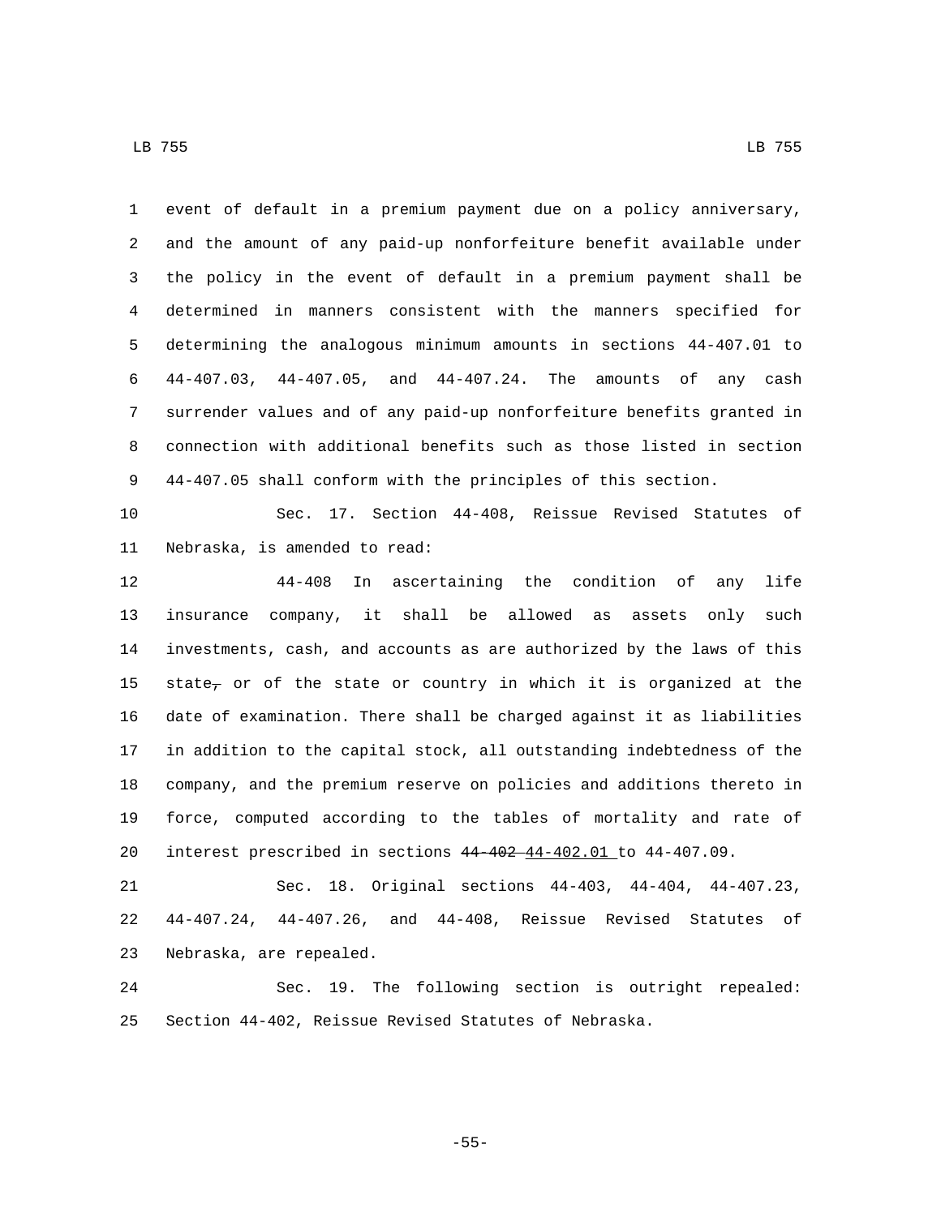event of default in a premium payment due on a policy anniversary, and the amount of any paid-up nonforfeiture benefit available under the policy in the event of default in a premium payment shall be determined in manners consistent with the manners specified for determining the analogous minimum amounts in sections 44-407.01 to 44-407.03, 44-407.05, and 44-407.24. The amounts of any cash surrender values and of any paid-up nonforfeiture benefits granted in connection with additional benefits such as those listed in section 44-407.05 shall conform with the principles of this section.

Sec. 17. Section 44-408, Reissue Revised Statutes of Nebraska, is amended to read:

44-408 In ascertaining the condition of any life insurance company, it shall be allowed as assets only such investments, cash, and accounts as are authorized by the laws of this state, or of the state or country in which it is organized at the date of examination. There shall be charged against it as liabilities in addition to the capital stock, all outstanding indebtedness of the company, and the premium reserve on policies and additions thereto in force, computed according to the tables of mortality and rate of interest prescribed in sections ~~44-402~~ 44-402.01 to 44-407.09.

Sec. 18. Original sections 44-403, 44-404, 44-407.23, 44-407.24, 44-407.26, and 44-408, Reissue Revised Statutes of Nebraska, are repealed.

Sec. 19. The following section is outright repealed: Section 44-402, Reissue Revised Statutes of Nebraska.